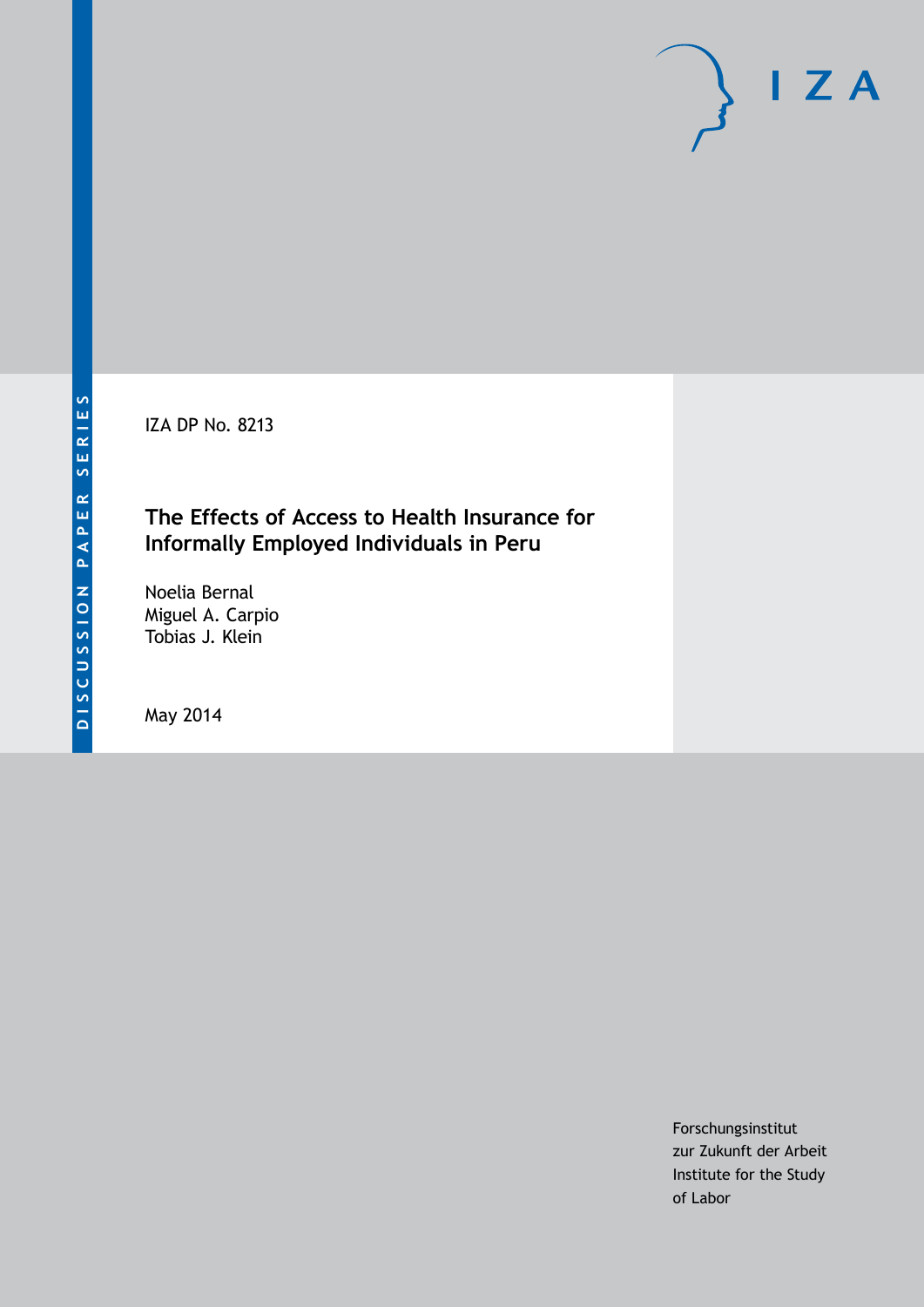DISCUSSION PAPER SERIES

IZA

IZA DP No. 8213

# The Effects of Access to Health Insurance for Informally Employed Individuals in Peru

Noelia Bernal
Miguel A. Carpio
Tobias J. Klein

May 2014

Forschungsinstitut
zur Zukunft der Arbeit
Institute for the Study
of Labor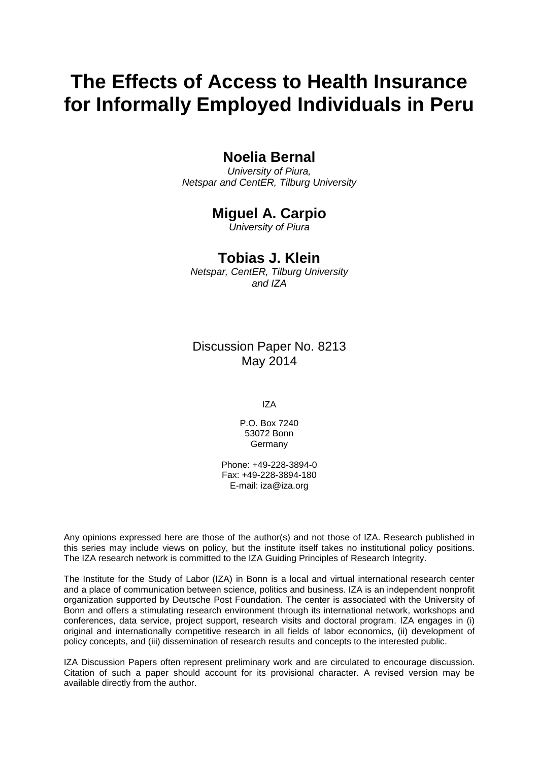# The Effects of Access to Health Insurance for Informally Employed Individuals in Peru

**Noelia Bernal**
*University of Piura,*
*Netspar and CentER, Tilburg University*

**Miguel A. Carpio**
*University of Piura*

**Tobias J. Klein**
*Netspar, CentER, Tilburg University*
*and IZA*

Discussion Paper No. 8213
May 2014

IZA

P.O. Box 7240
53072 Bonn
Germany

Phone: +49-228-3894-0
Fax: +49-228-3894-180
E-mail: iza@iza.org

Any opinions expressed here are those of the author(s) and not those of IZA. Research published in this series may include views on policy, but the institute itself takes no institutional policy positions. The IZA research network is committed to the IZA Guiding Principles of Research Integrity.

The Institute for the Study of Labor (IZA) in Bonn is a local and virtual international research center and a place of communication between science, politics and business. IZA is an independent nonprofit organization supported by Deutsche Post Foundation. The center is associated with the University of Bonn and offers a stimulating research environment through its international network, workshops and conferences, data service, project support, research visits and doctoral program. IZA engages in (i) original and internationally competitive research in all fields of labor economics, (ii) development of policy concepts, and (iii) dissemination of research results and concepts to the interested public.

IZA Discussion Papers often represent preliminary work and are circulated to encourage discussion. Citation of such a paper should account for its provisional character. A revised version may be available directly from the author.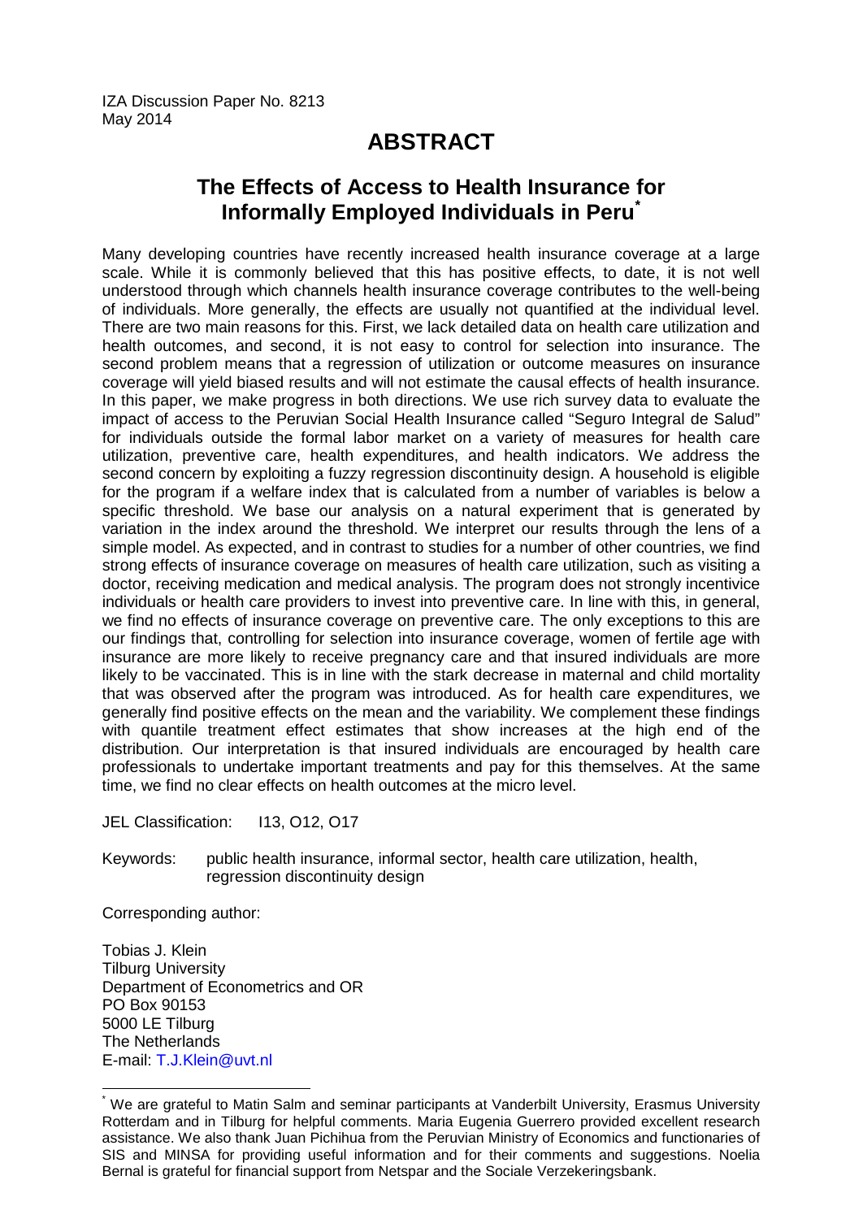IZA Discussion Paper No. 8213
May 2014

# ABSTRACT

## The Effects of Access to Health Insurance for Informally Employed Individuals in Peru[*]

Many developing countries have recently increased health insurance coverage at a large scale. While it is commonly believed that this has positive effects, to date, it is not well understood through which channels health insurance coverage contributes to the well-being of individuals. More generally, the effects are usually not quantified at the individual level. There are two main reasons for this. First, we lack detailed data on health care utilization and health outcomes, and second, it is not easy to control for selection into insurance. The second problem means that a regression of utilization or outcome measures on insurance coverage will yield biased results and will not estimate the causal effects of health insurance. In this paper, we make progress in both directions. We use rich survey data to evaluate the impact of access to the Peruvian Social Health Insurance called "Seguro Integral de Salud" for individuals outside the formal labor market on a variety of measures for health care utilization, preventive care, health expenditures, and health indicators. We address the second concern by exploiting a fuzzy regression discontinuity design. A household is eligible for the program if a welfare index that is calculated from a number of variables is below a specific threshold. We base our analysis on a natural experiment that is generated by variation in the index around the threshold. We interpret our results through the lens of a simple model. As expected, and in contrast to studies for a number of other countries, we find strong effects of insurance coverage on measures of health care utilization, such as visiting a doctor, receiving medication and medical analysis. The program does not strongly incentivice individuals or health care providers to invest into preventive care. In line with this, in general, we find no effects of insurance coverage on preventive care. The only exceptions to this are our findings that, controlling for selection into insurance coverage, women of fertile age with insurance are more likely to receive pregnancy care and that insured individuals are more likely to be vaccinated. This is in line with the stark decrease in maternal and child mortality that was observed after the program was introduced. As for health care expenditures, we generally find positive effects on the mean and the variability. We complement these findings with quantile treatment effect estimates that show increases at the high end of the distribution. Our interpretation is that insured individuals are encouraged by health care professionals to undertake important treatments and pay for this themselves. At the same time, we find no clear effects on health outcomes at the micro level.

JEL Classification: I13, O12, O17

Keywords: public health insurance, informal sector, health care utilization, health, regression discontinuity design

Corresponding author:

Tobias J. Klein
Tilburg University
Department of Econometrics and OR
PO Box 90153
5000 LE Tilburg
The Netherlands
E-mail: T.J.Klein@uvt.nl

[*] We are grateful to Matin Salm and seminar participants at Vanderbilt University, Erasmus University Rotterdam and in Tilburg for helpful comments. Maria Eugenia Guerrero provided excellent research assistance. We also thank Juan Pichihua from the Peruvian Ministry of Economics and functionaries of SIS and MINSA for providing useful information and for their comments and suggestions. Noelia Bernal is grateful for financial support from Netspar and the Sociale Verzekeringsbank.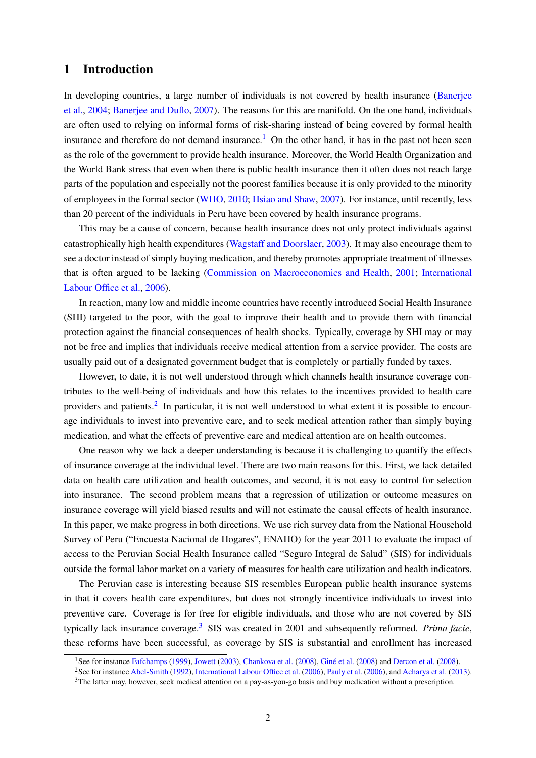# 1 Introduction

In developing countries, a large number of individuals is not covered by health insurance (Banerjee et al., 2004; Banerjee and Duflo, 2007). The reasons for this are manifold. On the one hand, individuals are often used to relying on informal forms of risk-sharing instead of being covered by formal health insurance and therefore do not demand insurance.[1] On the other hand, it has in the past not been seen as the role of the government to provide health insurance. Moreover, the World Health Organization and the World Bank stress that even when there is public health insurance then it often does not reach large parts of the population and especially not the poorest families because it is only provided to the minority of employees in the formal sector (WHO, 2010; Hsiao and Shaw, 2007). For instance, until recently, less than 20 percent of the individuals in Peru have been covered by health insurance programs.

This may be a cause of concern, because health insurance does not only protect individuals against catastrophically high health expenditures (Wagstaff and Doorslaer, 2003). It may also encourage them to see a doctor instead of simply buying medication, and thereby promotes appropriate treatment of illnesses that is often argued to be lacking (Commission on Macroeconomics and Health, 2001; International Labour Office et al., 2006).

In reaction, many low and middle income countries have recently introduced Social Health Insurance (SHI) targeted to the poor, with the goal to improve their health and to provide them with financial protection against the financial consequences of health shocks. Typically, coverage by SHI may or may not be free and implies that individuals receive medical attention from a service provider. The costs are usually paid out of a designated government budget that is completely or partially funded by taxes.

However, to date, it is not well understood through which channels health insurance coverage contributes to the well-being of individuals and how this relates to the incentives provided to health care providers and patients.[2] In particular, it is not well understood to what extent it is possible to encourage individuals to invest into preventive care, and to seek medical attention rather than simply buying medication, and what the effects of preventive care and medical attention are on health outcomes.

One reason why we lack a deeper understanding is because it is challenging to quantify the effects of insurance coverage at the individual level. There are two main reasons for this. First, we lack detailed data on health care utilization and health outcomes, and second, it is not easy to control for selection into insurance. The second problem means that a regression of utilization or outcome measures on insurance coverage will yield biased results and will not estimate the causal effects of health insurance. In this paper, we make progress in both directions. We use rich survey data from the National Household Survey of Peru ("Encuesta Nacional de Hogares", ENAHO) for the year 2011 to evaluate the impact of access to the Peruvian Social Health Insurance called "Seguro Integral de Salud" (SIS) for individuals outside the formal labor market on a variety of measures for health care utilization and health indicators.

The Peruvian case is interesting because SIS resembles European public health insurance systems in that it covers health care expenditures, but does not strongly incentivice individuals to invest into preventive care. Coverage is for free for eligible individuals, and those who are not covered by SIS typically lack insurance coverage.[3] SIS was created in 2001 and subsequently reformed. *Prima facie*, these reforms have been successful, as coverage by SIS is substantial and enrollment has increased

[1] See for instance Fafchamps (1999), Jowett (2003), Chankova et al. (2008), Giné et al. (2008) and Dercon et al. (2008).

[2] See for instance Abel-Smith (1992), International Labour Office et al. (2006), Pauly et al. (2006), and Acharya et al. (2013).

[3] The latter may, however, seek medical attention on a pay-as-you-go basis and buy medication without a prescription.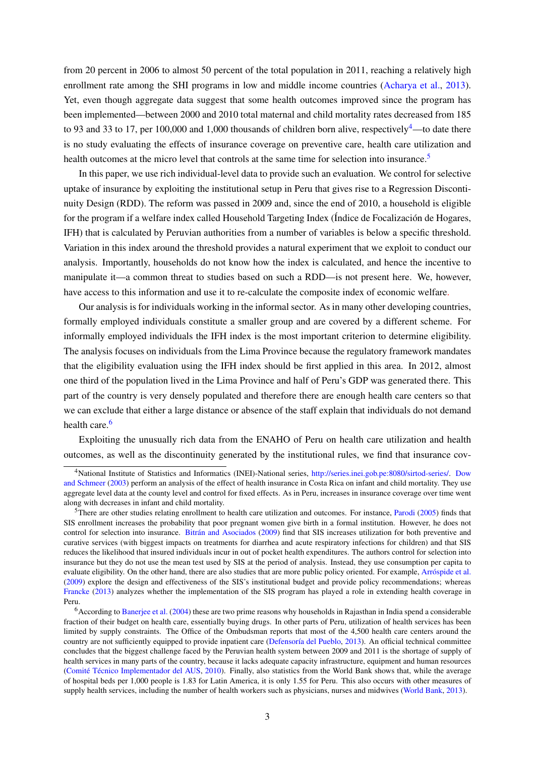from 20 percent in 2006 to almost 50 percent of the total population in 2011, reaching a relatively high enrollment rate among the SHI programs in low and middle income countries (Acharya et al., 2013). Yet, even though aggregate data suggest that some health outcomes improved since the program has been implemented—between 2000 and 2010 total maternal and child mortality rates decreased from 185 to 93 and 33 to 17, per 100,000 and 1,000 thousands of children born alive, respectively[4]—to date there is no study evaluating the effects of insurance coverage on preventive care, health care utilization and health outcomes at the micro level that controls at the same time for selection into insurance.[5]

In this paper, we use rich individual-level data to provide such an evaluation. We control for selective uptake of insurance by exploiting the institutional setup in Peru that gives rise to a Regression Discontinuity Design (RDD). The reform was passed in 2009 and, since the end of 2010, a household is eligible for the program if a welfare index called Household Targeting Index (Índice de Focalización de Hogares, IFH) that is calculated by Peruvian authorities from a number of variables is below a specific threshold. Variation in this index around the threshold provides a natural experiment that we exploit to conduct our analysis. Importantly, households do not know how the index is calculated, and hence the incentive to manipulate it—a common threat to studies based on such a RDD—is not present here. We, however, have access to this information and use it to re-calculate the composite index of economic welfare.

Our analysis is for individuals working in the informal sector. As in many other developing countries, formally employed individuals constitute a smaller group and are covered by a different scheme. For informally employed individuals the IFH index is the most important criterion to determine eligibility. The analysis focuses on individuals from the Lima Province because the regulatory framework mandates that the eligibility evaluation using the IFH index should be first applied in this area. In 2012, almost one third of the population lived in the Lima Province and half of Peru's GDP was generated there. This part of the country is very densely populated and therefore there are enough health care centers so that we can exclude that either a large distance or absence of the staff explain that individuals do not demand health care.[6]

Exploiting the unusually rich data from the ENAHO of Peru on health care utilization and health outcomes, as well as the discontinuity generated by the institutional rules, we find that insurance cov-

[4] National Institute of Statistics and Informatics (INEI)-National series, http://series.inei.gob.pe:8080/sirtod-series/. Dow and Schmeer (2003) perform an analysis of the effect of health insurance in Costa Rica on infant and child mortality. They use aggregate level data at the county level and control for fixed effects. As in Peru, increases in insurance coverage over time went along with decreases in infant and child mortality.

[5] There are other studies relating enrollment to health care utilization and outcomes. For instance, Parodi (2005) finds that SIS enrollment increases the probability that poor pregnant women give birth in a formal institution. However, he does not control for selection into insurance. Bitrán and Asociados (2009) find that SIS increases utilization for both preventive and curative services (with biggest impacts on treatments for diarrhea and acute respiratory infections for children) and that SIS reduces the likelihood that insured individuals incur in out of pocket health expenditures. The authors control for selection into insurance but they do not use the mean test used by SIS at the period of analysis. Instead, they use consumption per capita to evaluate eligibility. On the other hand, there are also studies that are more public policy oriented. For example, Arróspide et al. (2009) explore the design and effectiveness of the SIS's institutional budget and provide policy recommendations; whereas Francke (2013) analyzes whether the implementation of the SIS program has played a role in extending health coverage in Peru.

[6] According to Banerjee et al. (2004) these are two prime reasons why households in Rajasthan in India spend a considerable fraction of their budget on health care, essentially buying drugs. In other parts of Peru, utilization of health services has been limited by supply constraints. The Office of the Ombudsman reports that most of the 4,500 health care centers around the country are not sufficiently equipped to provide inpatient care (Defensoría del Pueblo, 2013). An official technical committee concludes that the biggest challenge faced by the Peruvian health system between 2009 and 2011 is the shortage of supply of health services in many parts of the country, because it lacks adequate capacity infrastructure, equipment and human resources (Comité Técnico Implementador del AUS, 2010). Finally, also statistics from the World Bank shows that, while the average of hospital beds per 1,000 people is 1.83 for Latin America, it is only 1.55 for Peru. This also occurs with other measures of supply health services, including the number of health workers such as physicians, nurses and midwives (World Bank, 2013).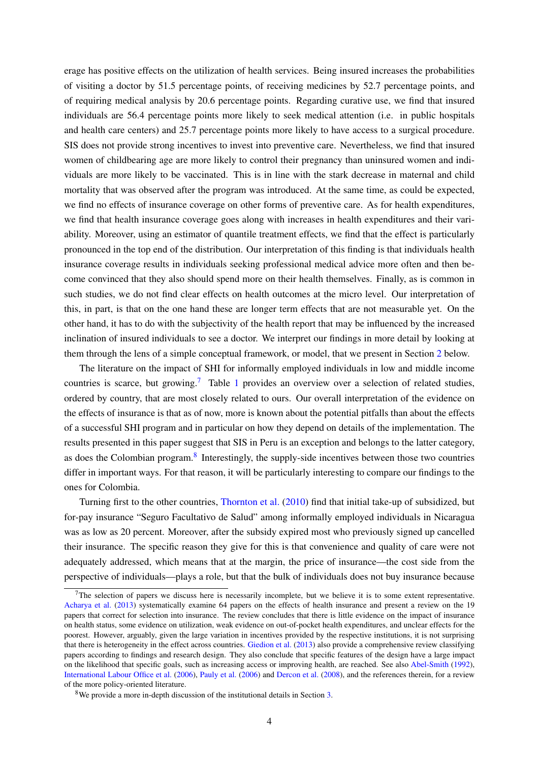erage has positive effects on the utilization of health services. Being insured increases the probabilities of visiting a doctor by 51.5 percentage points, of receiving medicines by 52.7 percentage points, and of requiring medical analysis by 20.6 percentage points. Regarding curative use, we find that insured individuals are 56.4 percentage points more likely to seek medical attention (i.e. in public hospitals and health care centers) and 25.7 percentage points more likely to have access to a surgical procedure. SIS does not provide strong incentives to invest into preventive care. Nevertheless, we find that insured women of childbearing age are more likely to control their pregnancy than uninsured women and individuals are more likely to be vaccinated. This is in line with the stark decrease in maternal and child mortality that was observed after the program was introduced. At the same time, as could be expected, we find no effects of insurance coverage on other forms of preventive care. As for health expenditures, we find that health insurance coverage goes along with increases in health expenditures and their variability. Moreover, using an estimator of quantile treatment effects, we find that the effect is particularly pronounced in the top end of the distribution. Our interpretation of this finding is that individuals health insurance coverage results in individuals seeking professional medical advice more often and then become convinced that they also should spend more on their health themselves. Finally, as is common in such studies, we do not find clear effects on health outcomes at the micro level. Our interpretation of this, in part, is that on the one hand these are longer term effects that are not measurable yet. On the other hand, it has to do with the subjectivity of the health report that may be influenced by the increased inclination of insured individuals to see a doctor. We interpret our findings in more detail by looking at them through the lens of a simple conceptual framework, or model, that we present in Section 2 below.

The literature on the impact of SHI for informally employed individuals in low and middle income countries is scarce, but growing.[7] Table 1 provides an overview over a selection of related studies, ordered by country, that are most closely related to ours. Our overall interpretation of the evidence on the effects of insurance is that as of now, more is known about the potential pitfalls than about the effects of a successful SHI program and in particular on how they depend on details of the implementation. The results presented in this paper suggest that SIS in Peru is an exception and belongs to the latter category, as does the Colombian program.[8] Interestingly, the supply-side incentives between those two countries differ in important ways. For that reason, it will be particularly interesting to compare our findings to the ones for Colombia.

Turning first to the other countries, Thornton et al. (2010) find that initial take-up of subsidized, but for-pay insurance "Seguro Facultativo de Salud" among informally employed individuals in Nicaragua was as low as 20 percent. Moreover, after the subsidy expired most who previously signed up cancelled their insurance. The specific reason they give for this is that convenience and quality of care were not adequately addressed, which means that at the margin, the price of insurance—the cost side from the perspective of individuals—plays a role, but that the bulk of individuals does not buy insurance because

[7]The selection of papers we discuss here is necessarily incomplete, but we believe it is to some extent representative. Acharya et al. (2013) systematically examine 64 papers on the effects of health insurance and present a review on the 19 papers that correct for selection into insurance. The review concludes that there is little evidence on the impact of insurance on health status, some evidence on utilization, weak evidence on out-of-pocket health expenditures, and unclear effects for the poorest. However, arguably, given the large variation in incentives provided by the respective institutions, it is not surprising that there is heterogeneity in the effect across countries. Giedion et al. (2013) also provide a comprehensive review classifying papers according to findings and research design. They also conclude that specific features of the design have a large impact on the likelihood that specific goals, such as increasing access or improving health, are reached. See also Abel-Smith (1992), International Labour Office et al. (2006), Pauly et al. (2006) and Dercon et al. (2008), and the references therein, for a review of the more policy-oriented literature.

[8]We provide a more in-depth discussion of the institutional details in Section 3.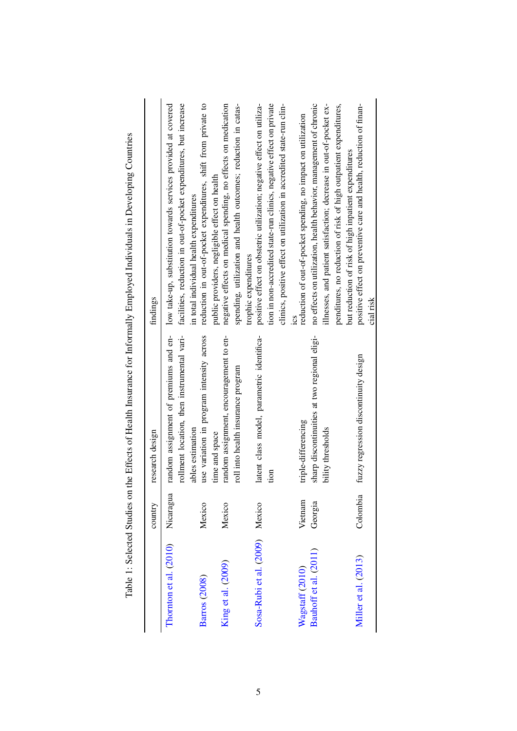Table 1: Selected Studies on the Effects of Health Insurance for Informally Employed Individuals in Developing Countries

| | country | research design | findings |
|---|---|---|---|
| Thornton et al. (2010) | Nicaragua | random assignment of premiums and enrollment location, then instrumental variables estimation | low take-up, substitution towards services provided at covered facilities, reduction in out-of-pocket expenditures, but increase in total individual health expenditures |
| Barros (2008) | Mexico | use variation in program intensity across time and space | reduction in out-of-pocket expenditures, shift from private to public providers, negligible effect on health |
| King et al. (2009) | Mexico | random assignment, encouragement to enroll into health insurance program | negative effects on medical spending, no effects on medication spending, utilization and health outcomes; reduction in catastrophic expenditures |
| Sosa-Rubi et al. (2009) | Mexico | latent class model, parametric identification | positive effect on obstetric utilization; negative effect on utilization in non-accredited state-run clinics, negative effect on private clinics, positive effect on utilization in accredited state-run clinics |
| Wagstaff (2010) | Vietnam | triple-differencing | reduction of out-of-pocket spending, no impact on utilization |
| Bauhoff et al. (2011) | Georgia | sharp discontinuities at two regional eligibility thresholds | no effects on utilization, health behavior, management of chronic illnesses, and patient satisfaction; decrease in out-of-pocket expenditures, no reduction of risk of high outpatient expenditures, but reduction of risk of high inpatient expenditures |
| Miller et al. (2013) | Colombia | fuzzy regression discontinuity design | positive effect on preventive care and health, reduction of financial risk |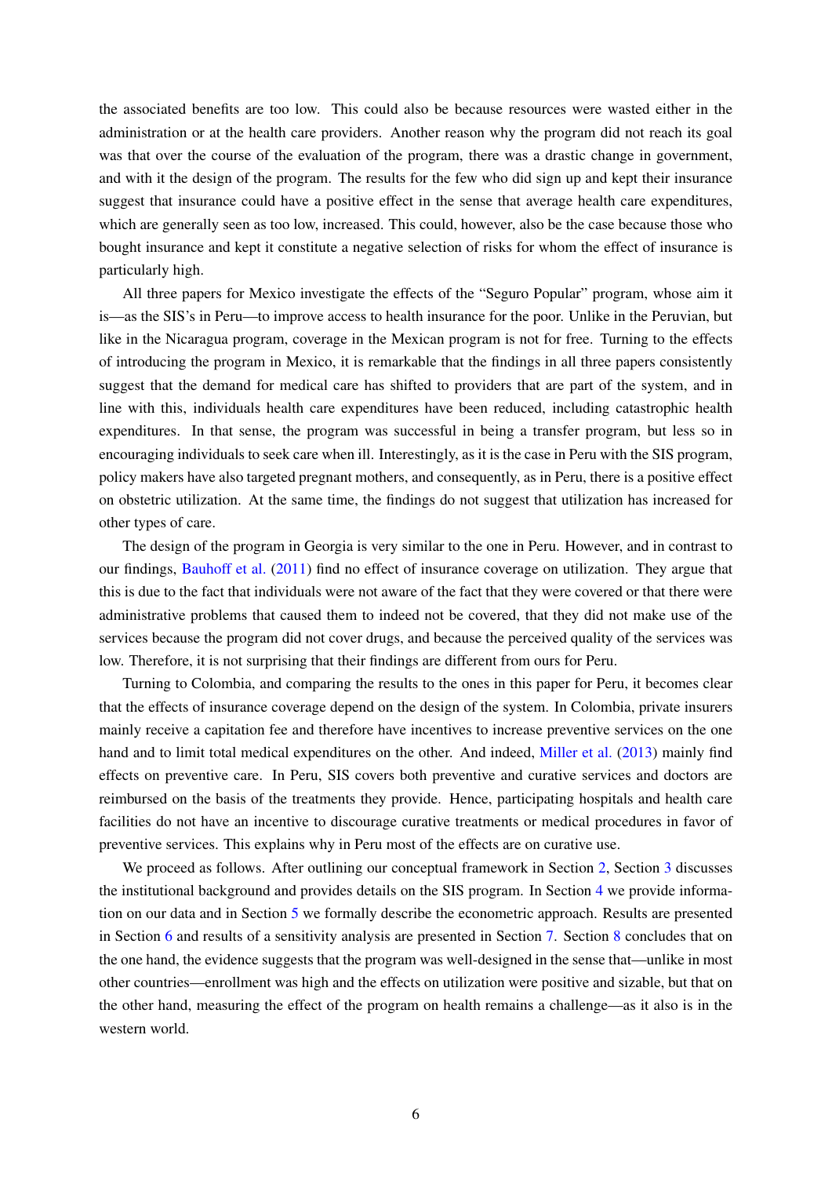the associated benefits are too low. This could also be because resources were wasted either in the administration or at the health care providers. Another reason why the program did not reach its goal was that over the course of the evaluation of the program, there was a drastic change in government, and with it the design of the program. The results for the few who did sign up and kept their insurance suggest that insurance could have a positive effect in the sense that average health care expenditures, which are generally seen as too low, increased. This could, however, also be the case because those who bought insurance and kept it constitute a negative selection of risks for whom the effect of insurance is particularly high.

All three papers for Mexico investigate the effects of the "Seguro Popular" program, whose aim it is—as the SIS's in Peru—to improve access to health insurance for the poor. Unlike in the Peruvian, but like in the Nicaragua program, coverage in the Mexican program is not for free. Turning to the effects of introducing the program in Mexico, it is remarkable that the findings in all three papers consistently suggest that the demand for medical care has shifted to providers that are part of the system, and in line with this, individuals health care expenditures have been reduced, including catastrophic health expenditures. In that sense, the program was successful in being a transfer program, but less so in encouraging individuals to seek care when ill. Interestingly, as it is the case in Peru with the SIS program, policy makers have also targeted pregnant mothers, and consequently, as in Peru, there is a positive effect on obstetric utilization. At the same time, the findings do not suggest that utilization has increased for other types of care.

The design of the program in Georgia is very similar to the one in Peru. However, and in contrast to our findings, Bauhoff et al. (2011) find no effect of insurance coverage on utilization. They argue that this is due to the fact that individuals were not aware of the fact that they were covered or that there were administrative problems that caused them to indeed not be covered, that they did not make use of the services because the program did not cover drugs, and because the perceived quality of the services was low. Therefore, it is not surprising that their findings are different from ours for Peru.

Turning to Colombia, and comparing the results to the ones in this paper for Peru, it becomes clear that the effects of insurance coverage depend on the design of the system. In Colombia, private insurers mainly receive a capitation fee and therefore have incentives to increase preventive services on the one hand and to limit total medical expenditures on the other. And indeed, Miller et al. (2013) mainly find effects on preventive care. In Peru, SIS covers both preventive and curative services and doctors are reimbursed on the basis of the treatments they provide. Hence, participating hospitals and health care facilities do not have an incentive to discourage curative treatments or medical procedures in favor of preventive services. This explains why in Peru most of the effects are on curative use.

We proceed as follows. After outlining our conceptual framework in Section 2, Section 3 discusses the institutional background and provides details on the SIS program. In Section 4 we provide information on our data and in Section 5 we formally describe the econometric approach. Results are presented in Section 6 and results of a sensitivity analysis are presented in Section 7. Section 8 concludes that on the one hand, the evidence suggests that the program was well-designed in the sense that—unlike in most other countries—enrollment was high and the effects on utilization were positive and sizable, but that on the other hand, measuring the effect of the program on health remains a challenge—as it also is in the western world.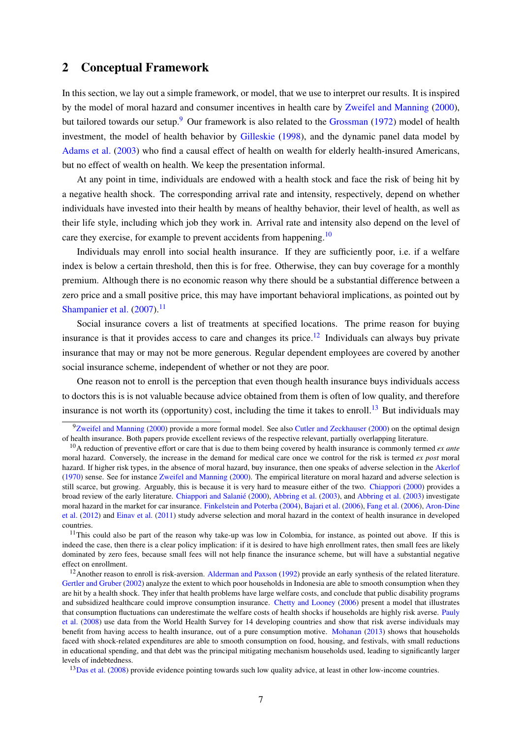## 2 Conceptual Framework

In this section, we lay out a simple framework, or model, that we use to interpret our results. It is inspired by the model of moral hazard and consumer incentives in health care by Zweifel and Manning (2000), but tailored towards our setup.[9] Our framework is also related to the Grossman (1972) model of health investment, the model of health behavior by Gilleskie (1998), and the dynamic panel data model by Adams et al. (2003) who find a causal effect of health on wealth for elderly health-insured Americans, but no effect of wealth on health. We keep the presentation informal.

At any point in time, individuals are endowed with a health stock and face the risk of being hit by a negative health shock. The corresponding arrival rate and intensity, respectively, depend on whether individuals have invested into their health by means of healthy behavior, their level of health, as well as their life style, including which job they work in. Arrival rate and intensity also depend on the level of care they exercise, for example to prevent accidents from happening.[10]

Individuals may enroll into social health insurance. If they are sufficiently poor, i.e. if a welfare index is below a certain threshold, then this is for free. Otherwise, they can buy coverage for a monthly premium. Although there is no economic reason why there should be a substantial difference between a zero price and a small positive price, this may have important behavioral implications, as pointed out by Shampanier et al. (2007).[11]

Social insurance covers a list of treatments at specified locations. The prime reason for buying insurance is that it provides access to care and changes its price.[12] Individuals can always buy private insurance that may or may not be more generous. Regular dependent employees are covered by another social insurance scheme, independent of whether or not they are poor.

One reason not to enroll is the perception that even though health insurance buys individuals access to doctors this is is not valuable because advice obtained from them is often of low quality, and therefore insurance is not worth its (opportunity) cost, including the time it takes to enroll.[13] But individuals may

[9] Zweifel and Manning (2000) provide a more formal model. See also Cutler and Zeckhauser (2000) on the optimal design of health insurance. Both papers provide excellent reviews of the respective relevant, partially overlapping literature.

[10] A reduction of preventive effort or care that is due to them being covered by health insurance is commonly termed *ex ante* moral hazard. Conversely, the increase in the demand for medical care once we control for the risk is termed *ex post* moral hazard. If higher risk types, in the absence of moral hazard, buy insurance, then one speaks of adverse selection in the Akerlof (1970) sense. See for instance Zweifel and Manning (2000). The empirical literature on moral hazard and adverse selection is still scarce, but growing. Arguably, this is because it is very hard to measure either of the two. Chiappori (2000) provides a broad review of the early literature. Chiappori and Salanié (2000), Abbring et al. (2003), and Abbring et al. (2003) investigate moral hazard in the market for car insurance. Finkelstein and Poterba (2004), Bajari et al. (2006), Fang et al. (2006), Aron-Dine et al. (2012) and Einav et al. (2011) study adverse selection and moral hazard in the context of health insurance in developed countries.

[11] This could also be part of the reason why take-up was low in Colombia, for instance, as pointed out above. If this is indeed the case, then there is a clear policy implication: if it is desired to have high enrollment rates, then small fees are likely dominated by zero fees, because small fees will not help finance the insurance scheme, but will have a substantial negative effect on enrollment.

[12] Another reason to enroll is risk-aversion. Alderman and Paxson (1992) provide an early synthesis of the related literature. Gertler and Gruber (2002) analyze the extent to which poor households in Indonesia are able to smooth consumption when they are hit by a health shock. They infer that health problems have large welfare costs, and conclude that public disability programs and subsidized healthcare could improve consumption insurance. Chetty and Looney (2006) present a model that illustrates that consumption fluctuations can underestimate the welfare costs of health shocks if households are highly risk averse. Pauly et al. (2008) use data from the World Health Survey for 14 developing countries and show that risk averse individuals may benefit from having access to health insurance, out of a pure consumption motive. Mohanan (2013) shows that households faced with shock-related expenditures are able to smooth consumption on food, housing, and festivals, with small reductions in educational spending, and that debt was the principal mitigating mechanism households used, leading to significantly larger levels of indebtedness.

[13] Das et al. (2008) provide evidence pointing towards such low quality advice, at least in other low-income countries.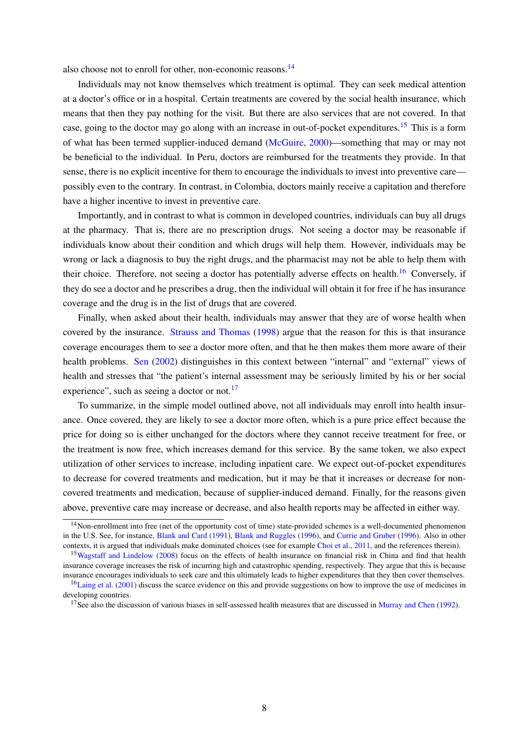also choose not to enroll for other, non-economic reasons.[14]

Individuals may not know themselves which treatment is optimal. They can seek medical attention at a doctor's office or in a hospital. Certain treatments are covered by the social health insurance, which means that then they pay nothing for the visit. But there are also services that are not covered. In that case, going to the doctor may go along with an increase in out-of-pocket expenditures.[15] This is a form of what has been termed supplier-induced demand (McGuire, 2000)—something that may or may not be beneficial to the individual. In Peru, doctors are reimbursed for the treatments they provide. In that sense, there is no explicit incentive for them to encourage the individuals to invest into preventive care—possibly even to the contrary. In contrast, in Colombia, doctors mainly receive a capitation and therefore have a higher incentive to invest in preventive care.

Importantly, and in contrast to what is common in developed countries, individuals can buy all drugs at the pharmacy. That is, there are no prescription drugs. Not seeing a doctor may be reasonable if individuals know about their condition and which drugs will help them. However, individuals may be wrong or lack a diagnosis to buy the right drugs, and the pharmacist may not be able to help them with their choice. Therefore, not seeing a doctor has potentially adverse effects on health.[16] Conversely, if they do see a doctor and he prescribes a drug, then the individual will obtain it for free if he has insurance coverage and the drug is in the list of drugs that are covered.

Finally, when asked about their health, individuals may answer that they are of worse health when covered by the insurance. Strauss and Thomas (1998) argue that the reason for this is that insurance coverage encourages them to see a doctor more often, and that he then makes them more aware of their health problems. Sen (2002) distinguishes in this context between "internal" and "external" views of health and stresses that "the patient's internal assessment may be seriously limited by his or her social experience", such as seeing a doctor or not.[17]

To summarize, in the simple model outlined above, not all individuals may enroll into health insurance. Once covered, they are likely to see a doctor more often, which is a pure price effect because the price for doing so is either unchanged for the doctors where they cannot receive treatment for free, or the treatment is now free, which increases demand for this service. By the same token, we also expect utilization of other services to increase, including inpatient care. We expect out-of-pocket expenditures to decrease for covered treatments and medication, but it may be that it increases or decrease for non-covered treatments and medication, because of supplier-induced demand. Finally, for the reasons given above, preventive care may increase or decrease, and also health reports may be affected in either way.

---

[14] Non-enrollment into free (net of the opportunity cost of time) state-provided schemes is a well-documented phenomenon in the U.S. See, for instance, Blank and Card (1991), Blank and Ruggles (1996), and Currie and Gruber (1996). Also in other contexts, it is argued that individuals make dominated choices (see for example Choi et al., 2011, and the references therein).

[15] Wagstaff and Lindelow (2008) focus on the effects of health insurance on financial risk in China and find that health insurance coverage increases the risk of incurring high and catastrophic spending, respectively. They argue that this is because insurance encourages individuals to seek care and this ultimately leads to higher expenditures that they then cover themselves.

[16] Laing et al. (2001) discuss the scarce evidence on this and provide suggestions on how to improve the use of medicines in developing countries.

[17] See also the discussion of various biases in self-assessed health measures that are discussed in Murray and Chen (1992).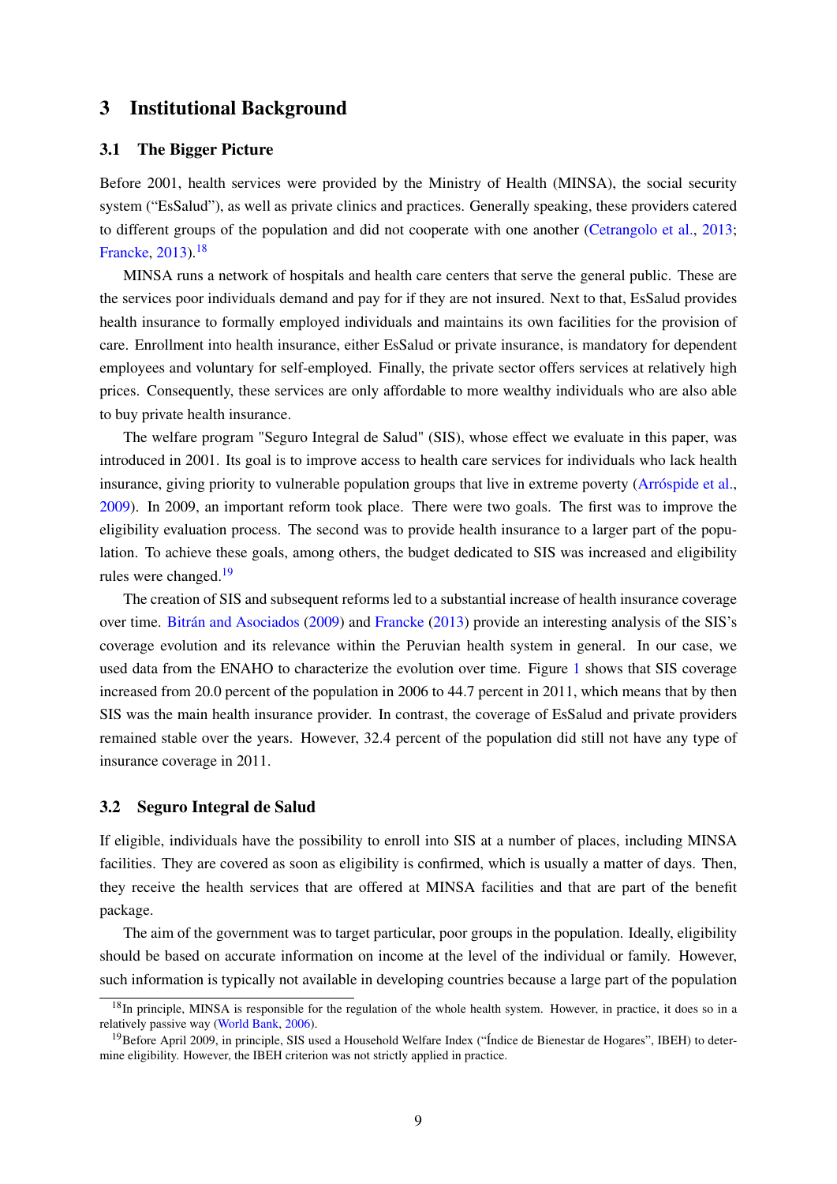## 3 Institutional Background

### 3.1 The Bigger Picture

Before 2001, health services were provided by the Ministry of Health (MINSA), the social security system ("EsSalud"), as well as private clinics and practices. Generally speaking, these providers catered to different groups of the population and did not cooperate with one another (Cetrangolo et al., 2013; Francke, 2013).[18]

MINSA runs a network of hospitals and health care centers that serve the general public. These are the services poor individuals demand and pay for if they are not insured. Next to that, EsSalud provides health insurance to formally employed individuals and maintains its own facilities for the provision of care. Enrollment into health insurance, either EsSalud or private insurance, is mandatory for dependent employees and voluntary for self-employed. Finally, the private sector offers services at relatively high prices. Consequently, these services are only affordable to more wealthy individuals who are also able to buy private health insurance.

The welfare program "Seguro Integral de Salud" (SIS), whose effect we evaluate in this paper, was introduced in 2001. Its goal is to improve access to health care services for individuals who lack health insurance, giving priority to vulnerable population groups that live in extreme poverty (Arróspide et al., 2009). In 2009, an important reform took place. There were two goals. The first was to improve the eligibility evaluation process. The second was to provide health insurance to a larger part of the population. To achieve these goals, among others, the budget dedicated to SIS was increased and eligibility rules were changed.[19]

The creation of SIS and subsequent reforms led to a substantial increase of health insurance coverage over time. Bitrán and Asociados (2009) and Francke (2013) provide an interesting analysis of the SIS's coverage evolution and its relevance within the Peruvian health system in general. In our case, we used data from the ENAHO to characterize the evolution over time. Figure 1 shows that SIS coverage increased from 20.0 percent of the population in 2006 to 44.7 percent in 2011, which means that by then SIS was the main health insurance provider. In contrast, the coverage of EsSalud and private providers remained stable over the years. However, 32.4 percent of the population did still not have any type of insurance coverage in 2011.

### 3.2 Seguro Integral de Salud

If eligible, individuals have the possibility to enroll into SIS at a number of places, including MINSA facilities. They are covered as soon as eligibility is confirmed, which is usually a matter of days. Then, they receive the health services that are offered at MINSA facilities and that are part of the benefit package.

The aim of the government was to target particular, poor groups in the population. Ideally, eligibility should be based on accurate information on income at the level of the individual or family. However, such information is typically not available in developing countries because a large part of the population

[18] In principle, MINSA is responsible for the regulation of the whole health system. However, in practice, it does so in a relatively passive way (World Bank, 2006).

[19] Before April 2009, in principle, SIS used a Household Welfare Index ("Índice de Bienestar de Hogares", IBEH) to determine eligibility. However, the IBEH criterion was not strictly applied in practice.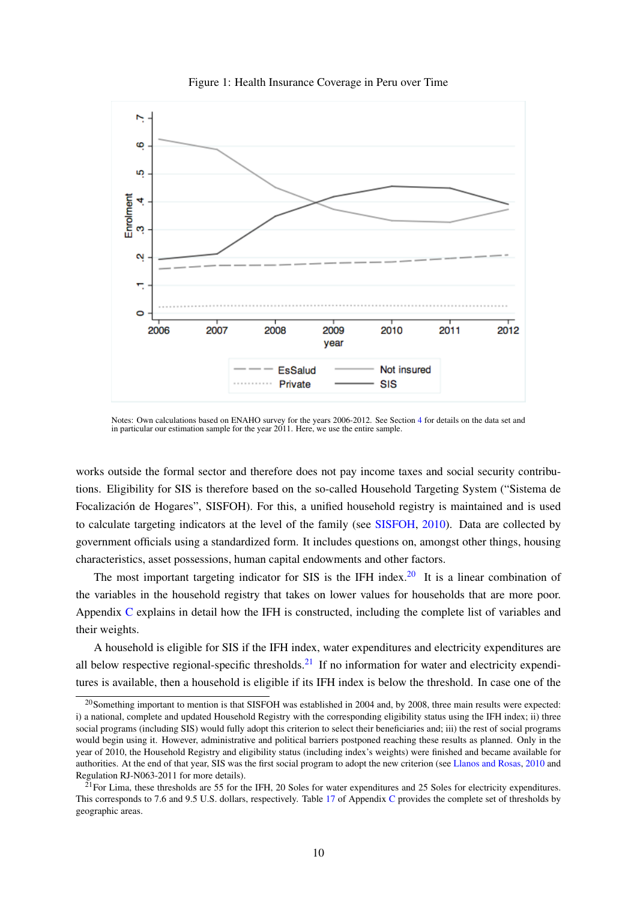Figure 1: Health Insurance Coverage in Peru over Time

Notes: Own calculations based on ENAHO survey for the years 2006-2012. See Section 4 for details on the data set and in particular our estimation sample for the year 2011. Here, we use the entire sample.

works outside the formal sector and therefore does not pay income taxes and social security contributions. Eligibility for SIS is therefore based on the so-called Household Targeting System ("Sistema de Focalización de Hogares", SISFOH). For this, a unified household registry is maintained and is used to calculate targeting indicators at the level of the family (see SISFOH, 2010). Data are collected by government officials using a standardized form. It includes questions on, amongst other things, housing characteristics, asset possessions, human capital endowments and other factors.

The most important targeting indicator for SIS is the IFH index.[20] It is a linear combination of the variables in the household registry that takes on lower values for households that are more poor. Appendix C explains in detail how the IFH is constructed, including the complete list of variables and their weights.

A household is eligible for SIS if the IFH index, water expenditures and electricity expenditures are all below respective regional-specific thresholds.[21] If no information for water and electricity expenditures is available, then a household is eligible if its IFH index is below the threshold. In case one of the

[20] Something important to mention is that SISFOH was established in 2004 and, by 2008, three main results were expected: i) a national, complete and updated Household Registry with the corresponding eligibility status using the IFH index; ii) three social programs (including SIS) would fully adopt this criterion to select their beneficiaries and; iii) the rest of social programs would begin using it. However, administrative and political barriers postponed reaching these results as planned. Only in the year of 2010, the Household Registry and eligibility status (including index's weights) were finished and became available for authorities. At the end of that year, SIS was the first social program to adopt the new criterion (see Llanos and Rosas, 2010 and Regulation RJ-N063-2011 for more details).

[21] For Lima, these thresholds are 55 for the IFH, 20 Soles for water expenditures and 25 Soles for electricity expenditures. This corresponds to 7.6 and 9.5 U.S. dollars, respectively. Table 17 of Appendix C provides the complete set of thresholds by geographic areas.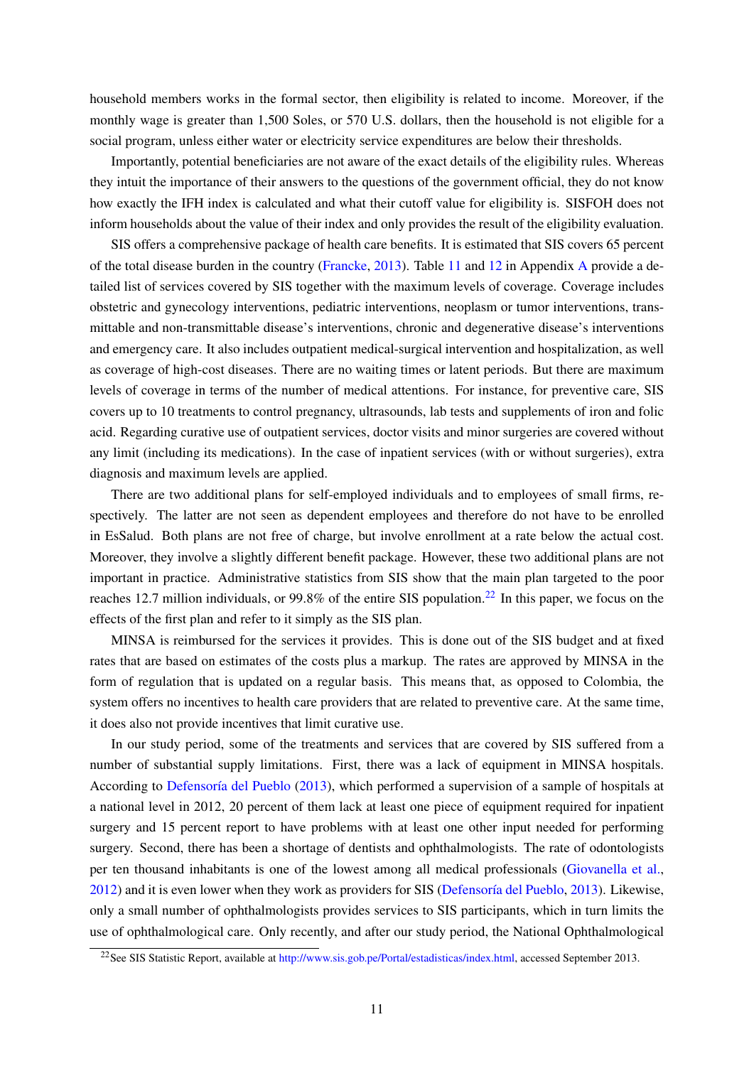household members works in the formal sector, then eligibility is related to income. Moreover, if the monthly wage is greater than 1,500 Soles, or 570 U.S. dollars, then the household is not eligible for a social program, unless either water or electricity service expenditures are below their thresholds.

Importantly, potential beneficiaries are not aware of the exact details of the eligibility rules. Whereas they intuit the importance of their answers to the questions of the government official, they do not know how exactly the IFH index is calculated and what their cutoff value for eligibility is. SISFOH does not inform households about the value of their index and only provides the result of the eligibility evaluation.

SIS offers a comprehensive package of health care benefits. It is estimated that SIS covers 65 percent of the total disease burden in the country (Francke, 2013). Table 11 and 12 in Appendix A provide a detailed list of services covered by SIS together with the maximum levels of coverage. Coverage includes obstetric and gynecology interventions, pediatric interventions, neoplasm or tumor interventions, transmittable and non-transmittable disease's interventions, chronic and degenerative disease's interventions and emergency care. It also includes outpatient medical-surgical intervention and hospitalization, as well as coverage of high-cost diseases. There are no waiting times or latent periods. But there are maximum levels of coverage in terms of the number of medical attentions. For instance, for preventive care, SIS covers up to 10 treatments to control pregnancy, ultrasounds, lab tests and supplements of iron and folic acid. Regarding curative use of outpatient services, doctor visits and minor surgeries are covered without any limit (including its medications). In the case of inpatient services (with or without surgeries), extra diagnosis and maximum levels are applied.

There are two additional plans for self-employed individuals and to employees of small firms, respectively. The latter are not seen as dependent employees and therefore do not have to be enrolled in EsSalud. Both plans are not free of charge, but involve enrollment at a rate below the actual cost. Moreover, they involve a slightly different benefit package. However, these two additional plans are not important in practice. Administrative statistics from SIS show that the main plan targeted to the poor reaches 12.7 million individuals, or 99.8% of the entire SIS population.[22] In this paper, we focus on the effects of the first plan and refer to it simply as the SIS plan.

MINSA is reimbursed for the services it provides. This is done out of the SIS budget and at fixed rates that are based on estimates of the costs plus a markup. The rates are approved by MINSA in the form of regulation that is updated on a regular basis. This means that, as opposed to Colombia, the system offers no incentives to health care providers that are related to preventive care. At the same time, it does also not provide incentives that limit curative use.

In our study period, some of the treatments and services that are covered by SIS suffered from a number of substantial supply limitations. First, there was a lack of equipment in MINSA hospitals. According to Defensoría del Pueblo (2013), which performed a supervision of a sample of hospitals at a national level in 2012, 20 percent of them lack at least one piece of equipment required for inpatient surgery and 15 percent report to have problems with at least one other input needed for performing surgery. Second, there has been a shortage of dentists and ophthalmologists. The rate of odontologists per ten thousand inhabitants is one of the lowest among all medical professionals (Giovanella et al., 2012) and it is even lower when they work as providers for SIS (Defensoría del Pueblo, 2013). Likewise, only a small number of ophthalmologists provides services to SIS participants, which in turn limits the use of ophthalmological care. Only recently, and after our study period, the National Ophthalmological

[22] See SIS Statistic Report, available at http://www.sis.gob.pe/Portal/estadisticas/index.html, accessed September 2013.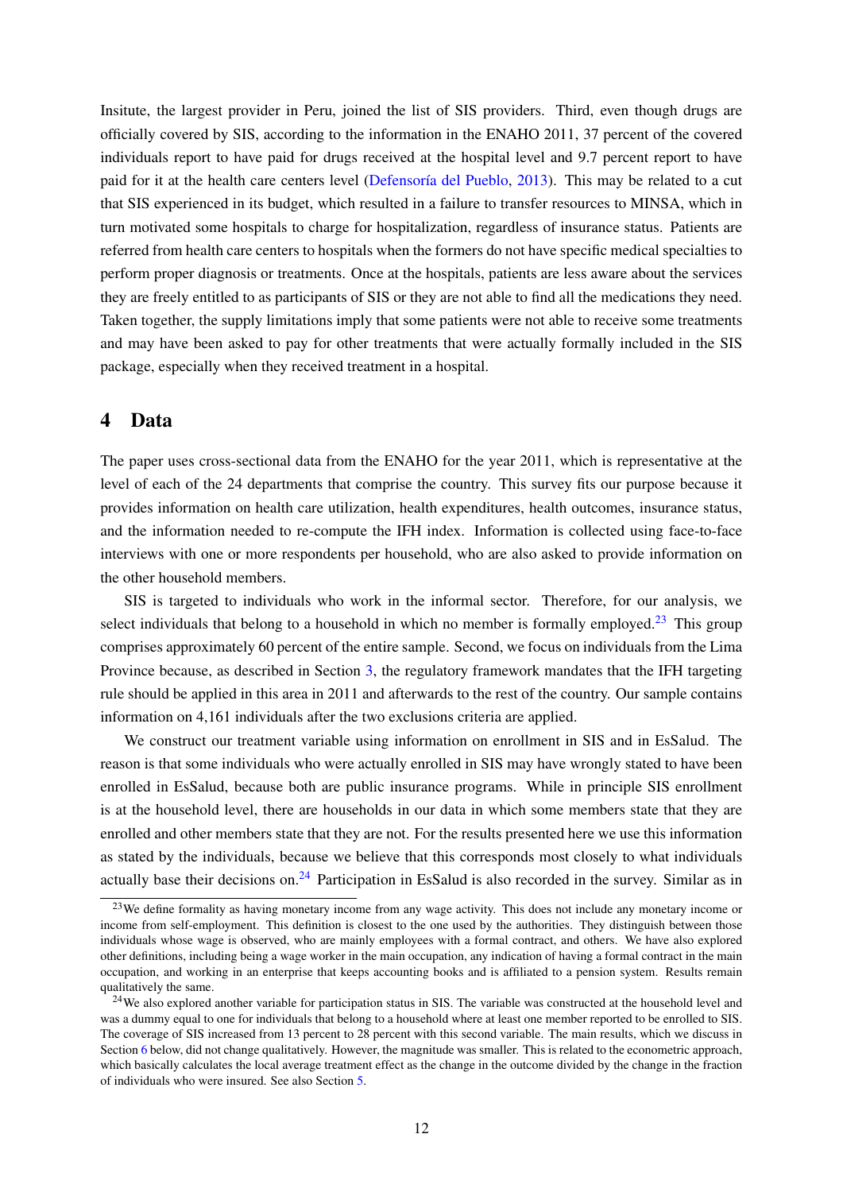Insitute, the largest provider in Peru, joined the list of SIS providers. Third, even though drugs are officially covered by SIS, according to the information in the ENAHO 2011, 37 percent of the covered individuals report to have paid for drugs received at the hospital level and 9.7 percent report to have paid for it at the health care centers level (Defensoría del Pueblo, 2013). This may be related to a cut that SIS experienced in its budget, which resulted in a failure to transfer resources to MINSA, which in turn motivated some hospitals to charge for hospitalization, regardless of insurance status. Patients are referred from health care centers to hospitals when the formers do not have specific medical specialties to perform proper diagnosis or treatments. Once at the hospitals, patients are less aware about the services they are freely entitled to as participants of SIS or they are not able to find all the medications they need. Taken together, the supply limitations imply that some patients were not able to receive some treatments and may have been asked to pay for other treatments that were actually formally included in the SIS package, especially when they received treatment in a hospital.

## 4 Data

The paper uses cross-sectional data from the ENAHO for the year 2011, which is representative at the level of each of the 24 departments that comprise the country. This survey fits our purpose because it provides information on health care utilization, health expenditures, health outcomes, insurance status, and the information needed to re-compute the IFH index. Information is collected using face-to-face interviews with one or more respondents per household, who are also asked to provide information on the other household members.

SIS is targeted to individuals who work in the informal sector. Therefore, for our analysis, we select individuals that belong to a household in which no member is formally employed.[23] This group comprises approximately 60 percent of the entire sample. Second, we focus on individuals from the Lima Province because, as described in Section 3, the regulatory framework mandates that the IFH targeting rule should be applied in this area in 2011 and afterwards to the rest of the country. Our sample contains information on 4,161 individuals after the two exclusions criteria are applied.

We construct our treatment variable using information on enrollment in SIS and in EsSalud. The reason is that some individuals who were actually enrolled in SIS may have wrongly stated to have been enrolled in EsSalud, because both are public insurance programs. While in principle SIS enrollment is at the household level, there are households in our data in which some members state that they are enrolled and other members state that they are not. For the results presented here we use this information as stated by the individuals, because we believe that this corresponds most closely to what individuals actually base their decisions on.[24] Participation in EsSalud is also recorded in the survey. Similar as in

[23] We define formality as having monetary income from any wage activity. This does not include any monetary income or income from self-employment. This definition is closest to the one used by the authorities. They distinguish between those individuals whose wage is observed, who are mainly employees with a formal contract, and others. We have also explored other definitions, including being a wage worker in the main occupation, any indication of having a formal contract in the main occupation, and working in an enterprise that keeps accounting books and is affiliated to a pension system. Results remain qualitatively the same.

[24] We also explored another variable for participation status in SIS. The variable was constructed at the household level and was a dummy equal to one for individuals that belong to a household where at least one member reported to be enrolled to SIS. The coverage of SIS increased from 13 percent to 28 percent with this second variable. The main results, which we discuss in Section 6 below, did not change qualitatively. However, the magnitude was smaller. This is related to the econometric approach, which basically calculates the local average treatment effect as the change in the outcome divided by the change in the fraction of individuals who were insured. See also Section 5.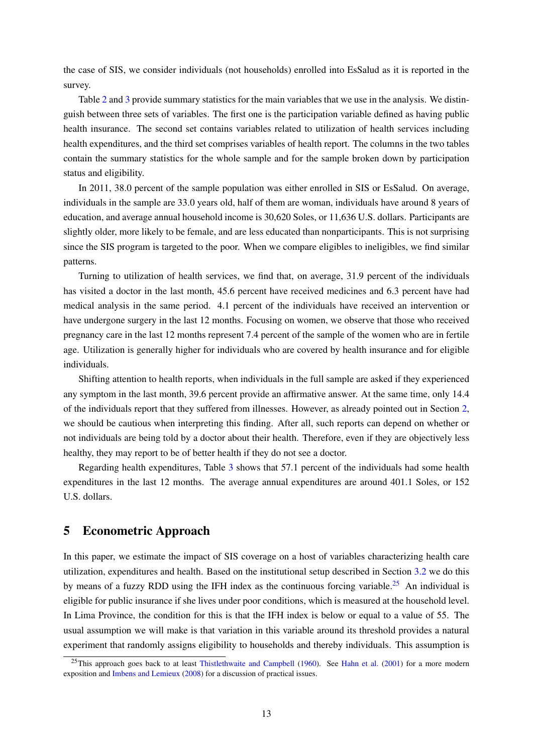the case of SIS, we consider individuals (not households) enrolled into EsSalud as it is reported in the survey.

Table 2 and 3 provide summary statistics for the main variables that we use in the analysis. We distinguish between three sets of variables. The first one is the participation variable defined as having public health insurance. The second set contains variables related to utilization of health services including health expenditures, and the third set comprises variables of health report. The columns in the two tables contain the summary statistics for the whole sample and for the sample broken down by participation status and eligibility.

In 2011, 38.0 percent of the sample population was either enrolled in SIS or EsSalud. On average, individuals in the sample are 33.0 years old, half of them are woman, individuals have around 8 years of education, and average annual household income is 30,620 Soles, or 11,636 U.S. dollars. Participants are slightly older, more likely to be female, and are less educated than nonparticipants. This is not surprising since the SIS program is targeted to the poor. When we compare eligibles to ineligibles, we find similar patterns.

Turning to utilization of health services, we find that, on average, 31.9 percent of the individuals has visited a doctor in the last month, 45.6 percent have received medicines and 6.3 percent have had medical analysis in the same period. 4.1 percent of the individuals have received an intervention or have undergone surgery in the last 12 months. Focusing on women, we observe that those who received pregnancy care in the last 12 months represent 7.4 percent of the sample of the women who are in fertile age. Utilization is generally higher for individuals who are covered by health insurance and for eligible individuals.

Shifting attention to health reports, when individuals in the full sample are asked if they experienced any symptom in the last month, 39.6 percent provide an affirmative answer. At the same time, only 14.4 of the individuals report that they suffered from illnesses. However, as already pointed out in Section 2, we should be cautious when interpreting this finding. After all, such reports can depend on whether or not individuals are being told by a doctor about their health. Therefore, even if they are objectively less healthy, they may report to be of better health if they do not see a doctor.

Regarding health expenditures, Table 3 shows that 57.1 percent of the individuals had some health expenditures in the last 12 months. The average annual expenditures are around 401.1 Soles, or 152 U.S. dollars.

## 5 Econometric Approach

In this paper, we estimate the impact of SIS coverage on a host of variables characterizing health care utilization, expenditures and health. Based on the institutional setup described in Section 3.2 we do this by means of a fuzzy RDD using the IFH index as the continuous forcing variable.[25] An individual is eligible for public insurance if she lives under poor conditions, which is measured at the household level. In Lima Province, the condition for this is that the IFH index is below or equal to a value of 55. The usual assumption we will make is that variation in this variable around its threshold provides a natural experiment that randomly assigns eligibility to households and thereby individuals. This assumption is

[25] This approach goes back to at least Thistlethwaite and Campbell (1960). See Hahn et al. (2001) for a more modern exposition and Imbens and Lemieux (2008) for a discussion of practical issues.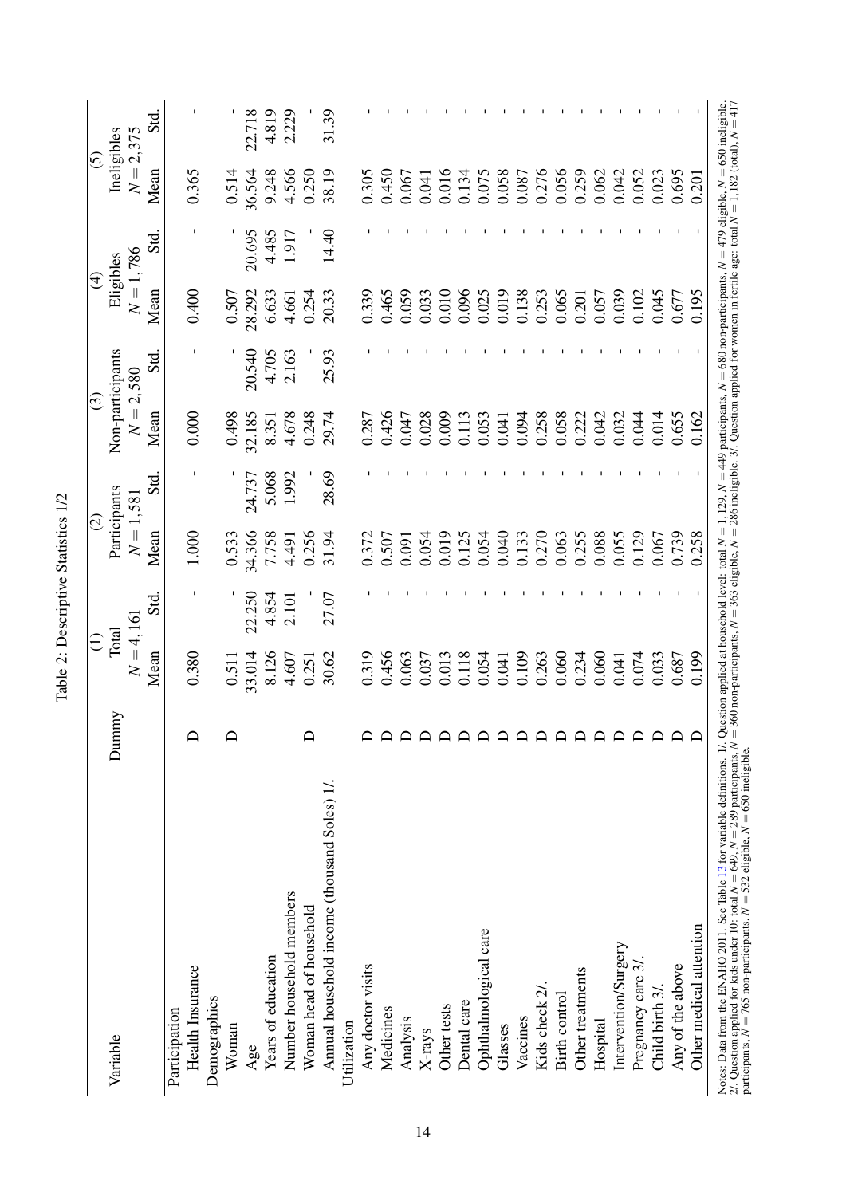Table 2: Descriptive Statistics 1/2

| Variable | Dummy | (1) Total $N = 4,161$ | | (2) Participants $N = 1,581$ | | (3) Non-participants $N = 2,580$ | | (4) Eligibles $N = 1,786$ | | (5) Ineligibles $N = 2,375$ | |
|---|---|---|---|---|---|---|---|---|---|---|---|
| | | Mean | Std. | Mean | Std. | Mean | Std. | Mean | Std. | Mean | Std. |
| Participation | | | | | | | | | | | |
| Health Insurance | D | 0.380 | - | 1.000 | - | 0.000 | - | 0.400 | - | 0.365 | - |
| Demographics | | | | | | | | | | | |
| Woman | D | 0.511 | - | 0.533 | - | 0.498 | - | 0.507 | - | 0.514 | - |
| Age | | 33.014 | 22.250 | 34.366 | 24.737 | 32.185 | 20.540 | 28.292 | 20.695 | 36.564 | 22.718 |
| Years of education | | 8.126 | 4.854 | 7.758 | 5.068 | 8.351 | 4.705 | 6.633 | 4.485 | 9.248 | 4.819 |
| Number household members | | 4.607 | 2.101 | 4.491 | 1.992 | 4.678 | 2.163 | 4.661 | 1.917 | 4.566 | 2.229 |
| Woman head of household | D | 0.251 | - | 0.256 | - | 0.248 | - | 0.254 | - | 0.250 | - |
| Annual household income (thousand Soles) 1/. | | 30.62 | 27.07 | 31.94 | 28.69 | 29.74 | 25.93 | 20.33 | 14.40 | 38.19 | 31.39 |
| Utilization | | | | | | | | | | | |
| Any doctor visits | D | 0.319 | - | 0.372 | - | 0.287 | - | 0.339 | - | 0.305 | - |
| Medicines | D | 0.456 | - | 0.507 | - | 0.426 | - | 0.465 | - | 0.450 | - |
| Analysis | D | 0.063 | - | 0.091 | - | 0.047 | - | 0.059 | - | 0.067 | - |
| X-rays | D | 0.037 | - | 0.054 | - | 0.028 | - | 0.033 | - | 0.041 | - |
| Other tests | D | 0.013 | - | 0.019 | - | 0.009 | - | 0.010 | - | 0.016 | - |
| Dental care | D | 0.118 | - | 0.125 | - | 0.113 | - | 0.096 | - | 0.134 | - |
| Ophthalmological care | D | 0.054 | - | 0.054 | - | 0.053 | - | 0.025 | - | 0.075 | - |
| Glasses | D | 0.041 | - | 0.040 | - | 0.041 | - | 0.019 | - | 0.058 | - |
| Vaccines | D | 0.109 | - | 0.133 | - | 0.094 | - | 0.138 | - | 0.087 | - |
| Kids check 2/. | D | 0.263 | - | 0.270 | - | 0.258 | - | 0.253 | - | 0.276 | - |
| Birth control | D | 0.060 | - | 0.063 | - | 0.058 | - | 0.065 | - | 0.056 | - |
| Other treatments | D | 0.234 | - | 0.255 | - | 0.222 | - | 0.201 | - | 0.259 | - |
| Hospital | D | 0.060 | - | 0.088 | - | 0.042 | - | 0.057 | - | 0.062 | - |
| Intervention/Surgery | D | 0.041 | - | 0.055 | - | 0.032 | - | 0.039 | - | 0.042 | - |
| Pregnancy care 3/. | D | 0.074 | - | 0.129 | - | 0.044 | - | 0.102 | - | 0.052 | - |
| Child birth 3/. | D | 0.033 | - | 0.067 | - | 0.014 | - | 0.045 | - | 0.023 | - |
| Any of the above | D | 0.687 | - | 0.739 | - | 0.655 | - | 0.677 | - | 0.695 | - |
| Other medical attention | D | 0.199 | - | 0.258 | - | 0.162 | - | 0.195 | - | 0.201 | - |

Notes: Data from the ENAHO 2011. See Table 13 for variable definitions. 1/. Question applied at household level: total $N = 1,129$, $N = 449$ participants, $N = 680$ non-participants, $N = 479$ eligible, $N = 650$ ineligible. 2/. Question applied for kids under 10: total $N = 649$, $N = 289$ participants, $N = 360$ non-participants, $N = 363$ eligible, $N = 286$ ineligible. 3/. Question applied for women in fertile age: total $N = 1,182$ (total), $N = 417$ participants, $N = 765$ non-participants, $N = 532$ eligible, $N = 650$ ineligible.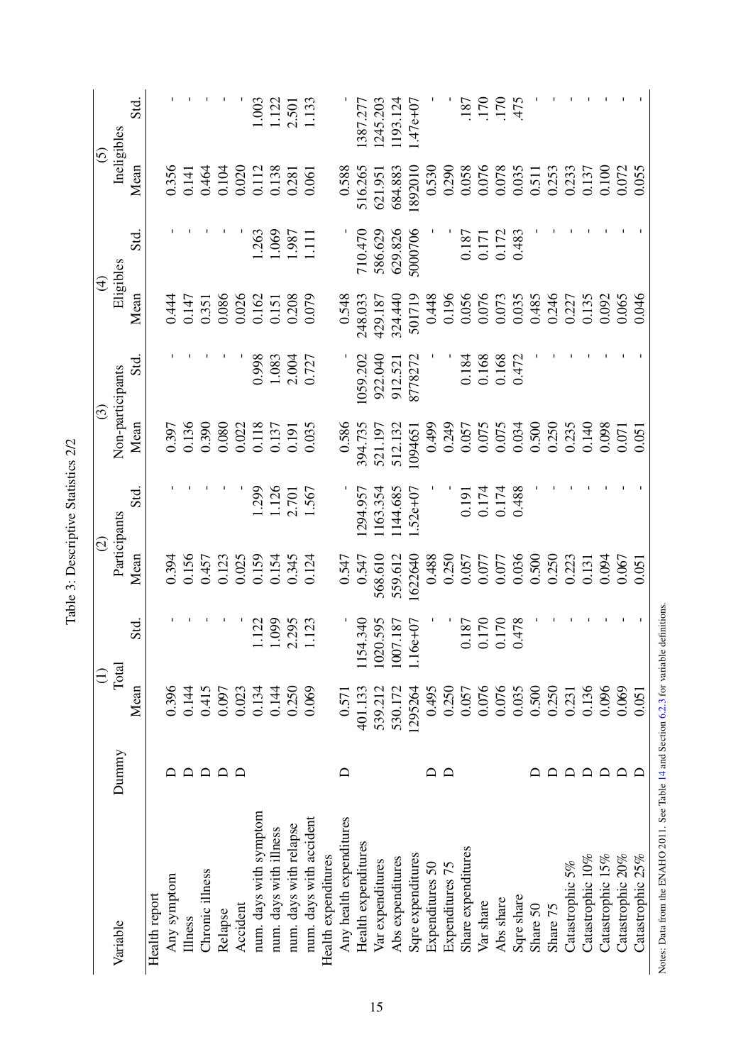Table 3: Descriptive Statistics 2/2

| Variable | Dummy | (1) Total | | (2) Participants | | (3) Non-participants | | (4) Eligibles | | (5) Ineligibles | |
|---|---|---|---|---|---|---|---|---|---|---|---|
| | | Mean | Std. | Mean | Std. | Mean | Std. | Mean | Std. | Mean | Std. |
| Health report | | | | | | | | | | | |
| Any symptom | D | 0.396 | - | 0.394 | - | 0.397 | - | 0.444 | - | 0.356 | - |
| Illness | D | 0.144 | - | 0.156 | - | 0.136 | - | 0.147 | - | 0.141 | - |
| Chronic illness | D | 0.415 | - | 0.457 | - | 0.390 | - | 0.351 | - | 0.464 | - |
| Relapse | D | 0.097 | - | 0.123 | - | 0.080 | - | 0.086 | - | 0.104 | - |
| Accident | D | 0.023 | - | 0.025 | - | 0.022 | - | 0.026 | - | 0.020 | - |
| num. days with symptom | | 0.134 | 1.122 | 0.159 | 1.299 | 0.118 | 0.998 | 0.162 | 1.263 | 0.112 | 1.003 |
| num. days with illness | | 0.144 | 1.099 | 0.154 | 1.126 | 0.137 | 1.083 | 0.151 | 1.069 | 0.138 | 1.122 |
| num. days with relapse | | 0.250 | 2.295 | 0.345 | 2.701 | 0.191 | 2.004 | 0.208 | 1.987 | 0.281 | 2.501 |
| num. days with accident | | 0.069 | 1.123 | 0.124 | 1.567 | 0.035 | 0.727 | 0.079 | 1.111 | 0.061 | 1.133 |
| Health expenditures | | | | | | | | | | | |
| Any health expenditures | D | 0.571 | - | 0.547 | - | 0.586 | - | 0.548 | - | 0.588 | - |
| Health expenditures | | 401.133 | 1154.340 | 0.547 | 1294.957 | 394.735 | 1059.202 | 248.033 | 710.470 | 516.265 | 1387.277 |
| Var expenditures | | 539.212 | 1020.595 | 568.610 | 1163.354 | 521.197 | 922.040 | 429.187 | 586.629 | 621.951 | 1245.203 |
| Abs expenditures | | 530.172 | 1007.187 | 559.612 | 1144.685 | 512.132 | 912.521 | 324.440 | 629.826 | 684.883 | 1193.124 |
| Sqre expenditures | | 1295264 | 1.16e+07 | 1622640 | 1.52e+07 | 1094651 | 8778272 | 501719 | 5000706 | 1892010 | 1.47e+07 |
| Expenditures 50 | D | 0.495 | - | 0.488 | - | 0.499 | - | 0.448 | - | 0.530 | - |
| Expenditures 75 | D | 0.250 | - | 0.250 | - | 0.249 | - | 0.196 | - | 0.290 | - |
| Share expenditures | | 0.057 | 0.187 | 0.057 | 0.191 | 0.057 | 0.184 | 0.056 | 0.187 | 0.058 | .187 |
| Var share | | 0.076 | 0.170 | 0.077 | 0.174 | 0.075 | 0.168 | 0.076 | 0.171 | 0.076 | .170 |
| Abs share | | 0.076 | 0.170 | 0.077 | 0.174 | 0.075 | 0.168 | 0.073 | 0.172 | 0.078 | .170 |
| Sqre share | | 0.035 | 0.478 | 0.036 | 0.488 | 0.034 | 0.472 | 0.035 | 0.483 | 0.035 | .475 |
| Share 50 | D | 0.500 | - | 0.500 | - | 0.500 | - | 0.485 | - | 0.511 | - |
| Share 75 | D | 0.250 | - | 0.250 | - | 0.250 | - | 0.246 | - | 0.253 | - |
| Catastrophic 5% | D | 0.231 | - | 0.223 | - | 0.235 | - | 0.227 | - | 0.233 | - |
| Catastrophic 10% | D | 0.136 | - | 0.131 | - | 0.140 | - | 0.135 | - | 0.137 | - |
| Catastrophic 15% | D | 0.096 | - | 0.094 | - | 0.098 | - | 0.092 | - | 0.100 | - |
| Catastrophic 20% | D | 0.069 | - | 0.067 | - | 0.071 | - | 0.065 | - | 0.072 | - |
| Catastrophic 25% | D | 0.051 | - | 0.051 | - | 0.051 | - | 0.046 | - | 0.055 | - |

Notes: Data from the ENAHO 2011. See Table 14 and Section 6.2.3 for variable definitions.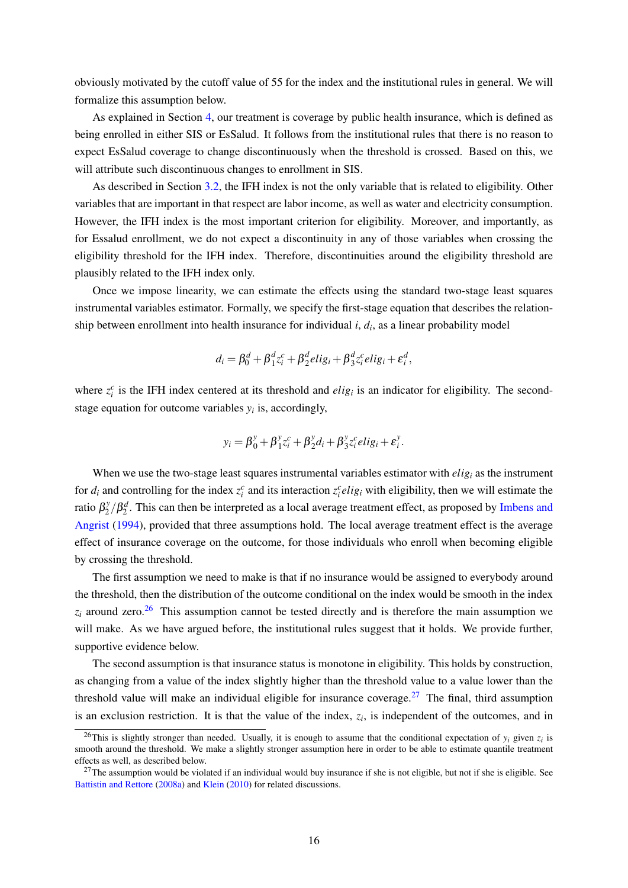obviously motivated by the cutoff value of 55 for the index and the institutional rules in general. We will formalize this assumption below.

As explained in Section 4, our treatment is coverage by public health insurance, which is defined as being enrolled in either SIS or EsSalud. It follows from the institutional rules that there is no reason to expect EsSalud coverage to change discontinuously when the threshold is crossed. Based on this, we will attribute such discontinuous changes to enrollment in SIS.

As described in Section 3.2, the IFH index is not the only variable that is related to eligibility. Other variables that are important in that respect are labor income, as well as water and electricity consumption. However, the IFH index is the most important criterion for eligibility. Moreover, and importantly, as for Essalud enrollment, we do not expect a discontinuity in any of those variables when crossing the eligibility threshold for the IFH index. Therefore, discontinuities around the eligibility threshold are plausibly related to the IFH index only.

Once we impose linearity, we can estimate the effects using the standard two-stage least squares instrumental variables estimator. Formally, we specify the first-stage equation that describes the relationship between enrollment into health insurance for individual $i$, $d_i$, as a linear probability model

$$d_i = \beta_0^d + \beta_1^d z_i^c + \beta_2^d elig_i + \beta_3^d z_i^c elig_i + \varepsilon_i^d,$$

where $z_i^c$ is the IFH index centered at its threshold and $elig_i$ is an indicator for eligibility. The second-stage equation for outcome variables $y_i$ is, accordingly,

$$y_i = \beta_0^y + \beta_1^y z_i^c + \beta_2^y d_i + \beta_3^y z_i^c elig_i + \varepsilon_i^y.$$

When we use the two-stage least squares instrumental variables estimator with $elig_i$ as the instrument for $d_i$ and controlling for the index $z_i^c$ and its interaction $z_i^c elig_i$ with eligibility, then we will estimate the ratio $\beta_2^y / \beta_2^d$. This can then be interpreted as a local average treatment effect, as proposed by Imbens and Angrist (1994), provided that three assumptions hold. The local average treatment effect is the average effect of insurance coverage on the outcome, for those individuals who enroll when becoming eligible by crossing the threshold.

The first assumption we need to make is that if no insurance would be assigned to everybody around the threshold, then the distribution of the outcome conditional on the index would be smooth in the index $z_i$ around zero.[26] This assumption cannot be tested directly and is therefore the main assumption we will make. As we have argued before, the institutional rules suggest that it holds. We provide further, supportive evidence below.

The second assumption is that insurance status is monotone in eligibility. This holds by construction, as changing from a value of the index slightly higher than the threshold value to a value lower than the threshold value will make an individual eligible for insurance coverage.[27] The final, third assumption is an exclusion restriction. It is that the value of the index, $z_i$, is independent of the outcomes, and in

[26] This is slightly stronger than needed. Usually, it is enough to assume that the conditional expectation of $y_i$ given $z_i$ is smooth around the threshold. We make a slightly stronger assumption here in order to be able to estimate quantile treatment effects as well, as described below.

[27] The assumption would be violated if an individual would buy insurance if she is not eligible, but not if she is eligible. See Battistin and Rettore (2008a) and Klein (2010) for related discussions.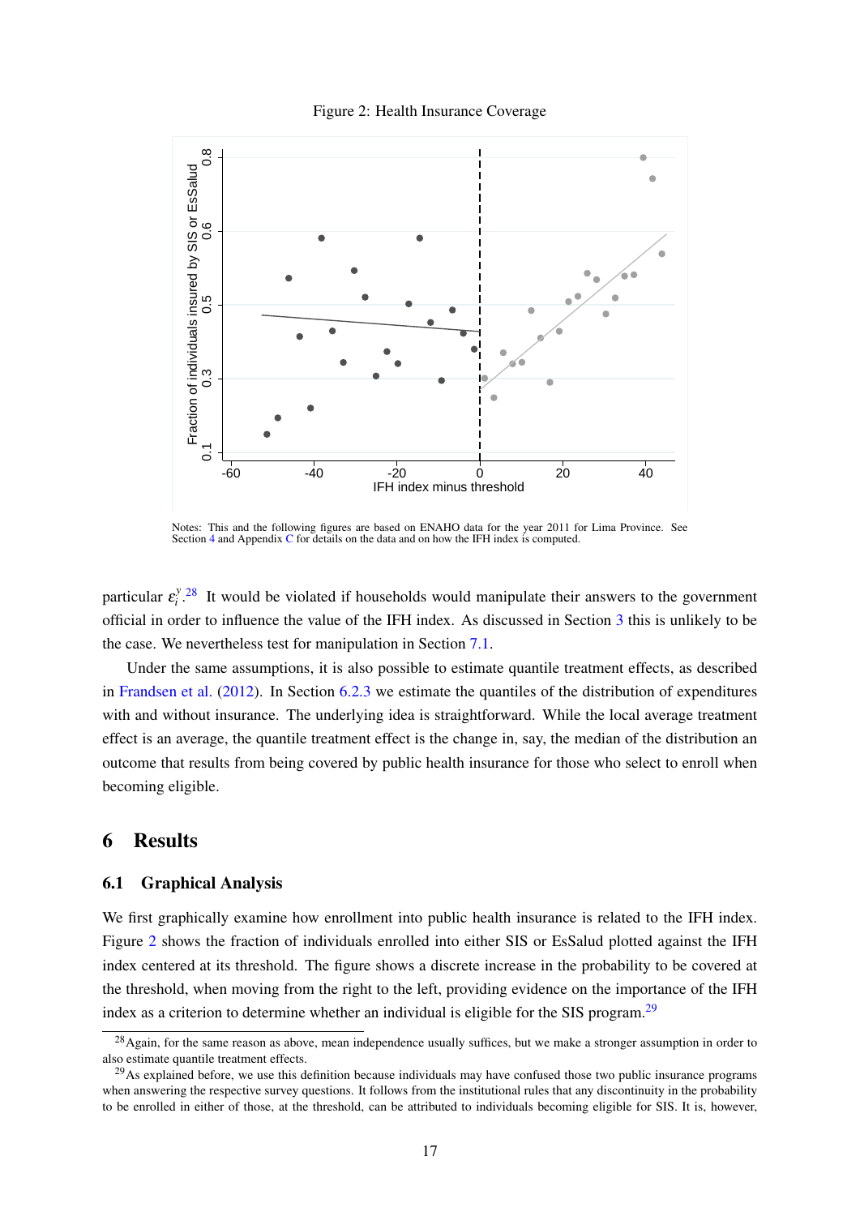Figure 2: Health Insurance Coverage

Notes: This and the following figures are based on ENAHO data for the year 2011 for Lima Province. See Section 4 and Appendix C for details on the data and on how the IFH index is computed.

particular $\varepsilon_i^y$.[28] It would be violated if households would manipulate their answers to the government official in order to influence the value of the IFH index. As discussed in Section 3 this is unlikely to be the case. We nevertheless test for manipulation in Section 7.1.

Under the same assumptions, it is also possible to estimate quantile treatment effects, as described in Frandsen et al. (2012). In Section 6.2.3 we estimate the quantiles of the distribution of expenditures with and without insurance. The underlying idea is straightforward. While the local average treatment effect is an average, the quantile treatment effect is the change in, say, the median of the distribution an outcome that results from being covered by public health insurance for those who select to enroll when becoming eligible.

## 6 Results

### 6.1 Graphical Analysis

We first graphically examine how enrollment into public health insurance is related to the IFH index. Figure 2 shows the fraction of individuals enrolled into either SIS or EsSalud plotted against the IFH index centered at its threshold. The figure shows a discrete increase in the probability to be covered at the threshold, when moving from the right to the left, providing evidence on the importance of the IFH index as a criterion to determine whether an individual is eligible for the SIS program.[29]

[28] Again, for the same reason as above, mean independence usually suffices, but we make a stronger assumption in order to also estimate quantile treatment effects.

[29] As explained before, we use this definition because individuals may have confused those two public insurance programs when answering the respective survey questions. It follows from the institutional rules that any discontinuity in the probability to be enrolled in either of those, at the threshold, can be attributed to individuals becoming eligible for SIS. It is, however,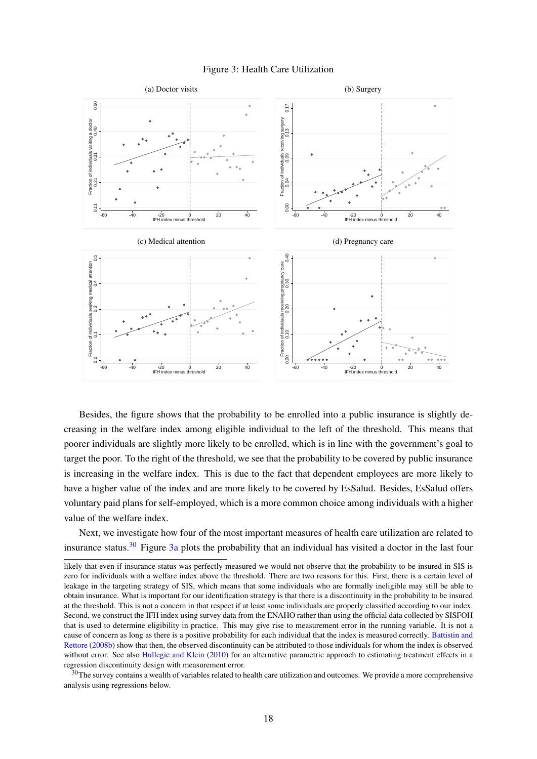Figure 3: Health Care Utilization

(a) Doctor visits

(b) Surgery

(c) Medical attention

(d) Pregnancy care

Besides, the figure shows that the probability to be enrolled into a public insurance is slightly decreasing in the welfare index among eligible individual to the left of the threshold. This means that poorer individuals are slightly more likely to be enrolled, which is in line with the government's goal to target the poor. To the right of the threshold, we see that the probability to be covered by public insurance is increasing in the welfare index. This is due to the fact that dependent employees are more likely to have a higher value of the index and are more likely to be covered by EsSalud. Besides, EsSalud offers voluntary paid plans for self-employed, which is a more common choice among individuals with a higher value of the welfare index.

Next, we investigate how four of the most important measures of health care utilization are related to insurance status.[30] Figure 3a plots the probability that an individual has visited a doctor in the last four

likely that even if insurance status was perfectly measured we would not observe that the probability to be insured in SIS is zero for individuals with a welfare index above the threshold. There are two reasons for this. First, there is a certain level of leakage in the targeting strategy of SIS, which means that some individuals who are formally ineligible may still be able to obtain insurance. What is important for our identification strategy is that there is a discontinuity in the probability to be insured at the threshold. This is not a concern in that respect if at least some individuals are properly classified according to our index. Second, we construct the IFH index using survey data from the ENAHO rather than using the official data collected by SISFOH that is used to determine eligibility in practice. This may give rise to measurement error in the running variable. It is not a cause of concern as long as there is a positive probability for each individual that the index is measured correctly. Battistin and Rettore (2008b) show that then, the observed discontinuity can be attributed to those individuals for whom the index is observed without error. See also Hullegie and Klein (2010) for an alternative parametric approach to estimating treatment effects in a regression discontinuity design with measurement error.

[30] The survey contains a wealth of variables related to health care utilization and outcomes. We provide a more comprehensive analysis using regressions below.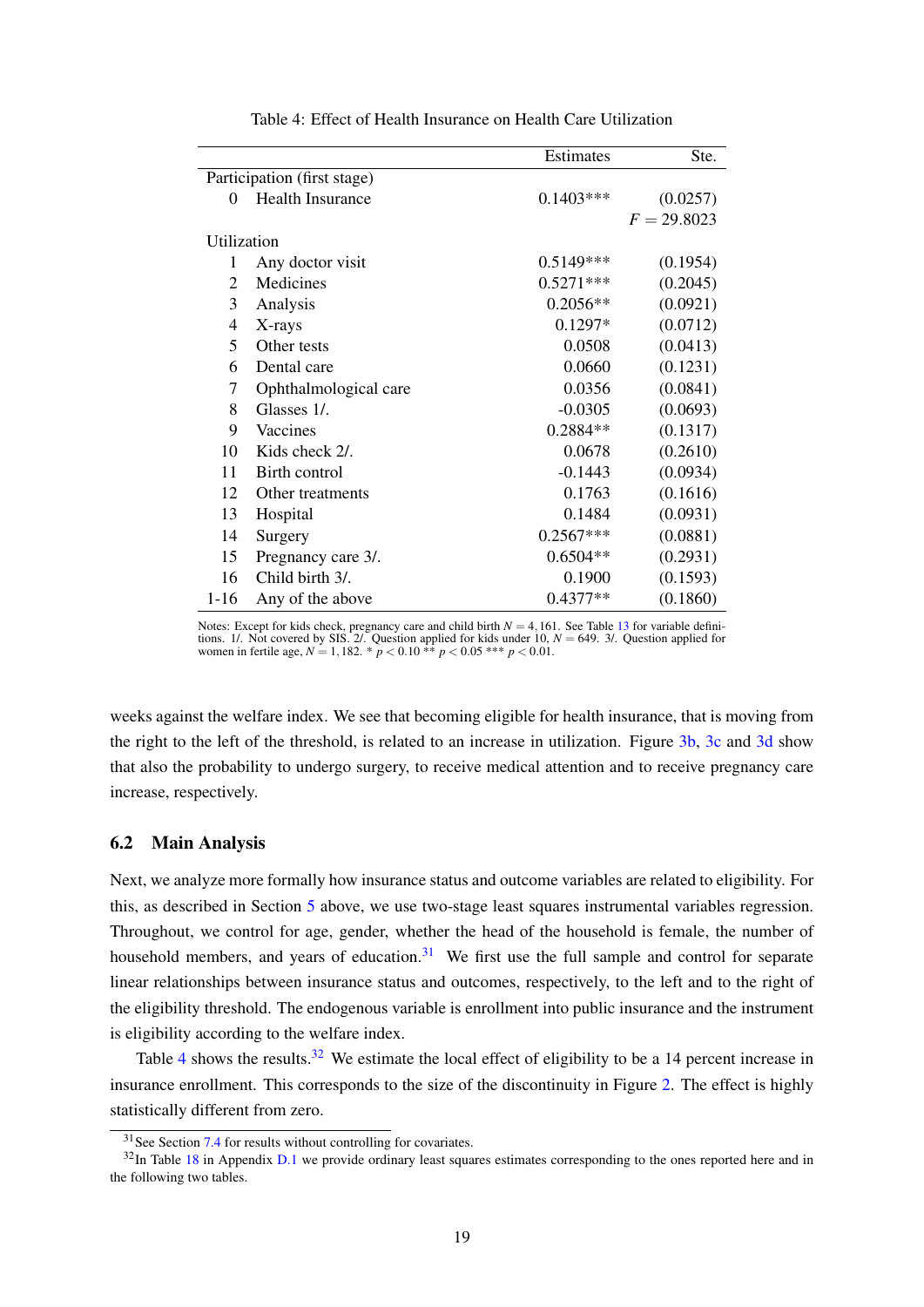Table 4: Effect of Health Insurance on Health Care Utilization

| | | Estimates | Ste. |
|---|---|---|---|
| Participation (first stage) | | | |
| 0 | Health Insurance | 0.1403*** | (0.0257) |
| | | | $F = 29.8023$ |
| Utilization | | | |
| 1 | Any doctor visit | 0.5149*** | (0.1954) |
| 2 | Medicines | 0.5271*** | (0.2045) |
| 3 | Analysis | 0.2056** | (0.0921) |
| 4 | X-rays | 0.1297* | (0.0712) |
| 5 | Other tests | 0.0508 | (0.0413) |
| 6 | Dental care | 0.0660 | (0.1231) |
| 7 | Ophthalmological care | 0.0356 | (0.0841) |
| 8 | Glasses 1/. | -0.0305 | (0.0693) |
| 9 | Vaccines | 0.2884** | (0.1317) |
| 10 | Kids check 2/. | 0.0678 | (0.2610) |
| 11 | Birth control | -0.1443 | (0.0934) |
| 12 | Other treatments | 0.1763 | (0.1616) |
| 13 | Hospital | 0.1484 | (0.0931) |
| 14 | Surgery | 0.2567*** | (0.0881) |
| 15 | Pregnancy care 3/. | 0.6504** | (0.2931) |
| 16 | Child birth 3/. | 0.1900 | (0.1593) |
| 1-16 | Any of the above | 0.4377** | (0.1860) |

Notes: Except for kids check, pregnancy care and child birth $N = 4,161$. See Table 13 for variable definitions. 1/. Not covered by SIS. 2/. Question applied for kids under 10, $N = 649$. 3/. Question applied for women in fertile age, $N = 1,182$. * $p < 0.10$ ** $p < 0.05$ *** $p < 0.01$.

weeks against the welfare index. We see that becoming eligible for health insurance, that is moving from the right to the left of the threshold, is related to an increase in utilization. Figure 3b, 3c and 3d show that also the probability to undergo surgery, to receive medical attention and to receive pregnancy care increase, respectively.

### 6.2 Main Analysis

Next, we analyze more formally how insurance status and outcome variables are related to eligibility. For this, as described in Section 5 above, we use two-stage least squares instrumental variables regression. Throughout, we control for age, gender, whether the head of the household is female, the number of household members, and years of education.[31] We first use the full sample and control for separate linear relationships between insurance status and outcomes, respectively, to the left and to the right of the eligibility threshold. The endogenous variable is enrollment into public insurance and the instrument is eligibility according to the welfare index.

Table 4 shows the results.[32] We estimate the local effect of eligibility to be a 14 percent increase in insurance enrollment. This corresponds to the size of the discontinuity in Figure 2. The effect is highly statistically different from zero.

[31] See Section 7.4 for results without controlling for covariates.

[32] In Table 18 in Appendix D.1 we provide ordinary least squares estimates corresponding to the ones reported here and in the following two tables.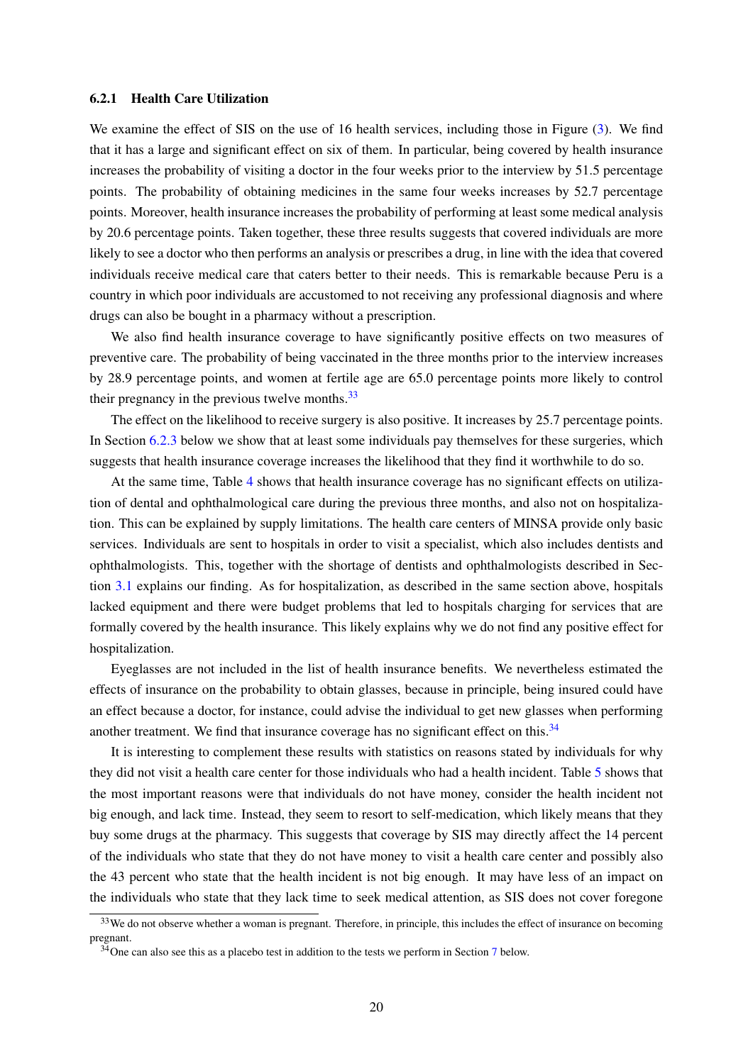### 6.2.1 Health Care Utilization

We examine the effect of SIS on the use of 16 health services, including those in Figure (3). We find that it has a large and significant effect on six of them. In particular, being covered by health insurance increases the probability of visiting a doctor in the four weeks prior to the interview by 51.5 percentage points. The probability of obtaining medicines in the same four weeks increases by 52.7 percentage points. Moreover, health insurance increases the probability of performing at least some medical analysis by 20.6 percentage points. Taken together, these three results suggests that covered individuals are more likely to see a doctor who then performs an analysis or prescribes a drug, in line with the idea that covered individuals receive medical care that caters better to their needs. This is remarkable because Peru is a country in which poor individuals are accustomed to not receiving any professional diagnosis and where drugs can also be bought in a pharmacy without a prescription.

We also find health insurance coverage to have significantly positive effects on two measures of preventive care. The probability of being vaccinated in the three months prior to the interview increases by 28.9 percentage points, and women at fertile age are 65.0 percentage points more likely to control their pregnancy in the previous twelve months.[33]

The effect on the likelihood to receive surgery is also positive. It increases by 25.7 percentage points. In Section 6.2.3 below we show that at least some individuals pay themselves for these surgeries, which suggests that health insurance coverage increases the likelihood that they find it worthwhile to do so.

At the same time, Table 4 shows that health insurance coverage has no significant effects on utilization of dental and ophthalmological care during the previous three months, and also not on hospitalization. This can be explained by supply limitations. The health care centers of MINSA provide only basic services. Individuals are sent to hospitals in order to visit a specialist, which also includes dentists and ophthalmologists. This, together with the shortage of dentists and ophthalmologists described in Section 3.1 explains our finding. As for hospitalization, as described in the same section above, hospitals lacked equipment and there were budget problems that led to hospitals charging for services that are formally covered by the health insurance. This likely explains why we do not find any positive effect for hospitalization.

Eyeglasses are not included in the list of health insurance benefits. We nevertheless estimated the effects of insurance on the probability to obtain glasses, because in principle, being insured could have an effect because a doctor, for instance, could advise the individual to get new glasses when performing another treatment. We find that insurance coverage has no significant effect on this.[34]

It is interesting to complement these results with statistics on reasons stated by individuals for why they did not visit a health care center for those individuals who had a health incident. Table 5 shows that the most important reasons were that individuals do not have money, consider the health incident not big enough, and lack time. Instead, they seem to resort to self-medication, which likely means that they buy some drugs at the pharmacy. This suggests that coverage by SIS may directly affect the 14 percent of the individuals who state that they do not have money to visit a health care center and possibly also the 43 percent who state that the health incident is not big enough. It may have less of an impact on the individuals who state that they lack time to seek medical attention, as SIS does not cover foregone

[33] We do not observe whether a woman is pregnant. Therefore, in principle, this includes the effect of insurance on becoming pregnant.

[34] One can also see this as a placebo test in addition to the tests we perform in Section 7 below.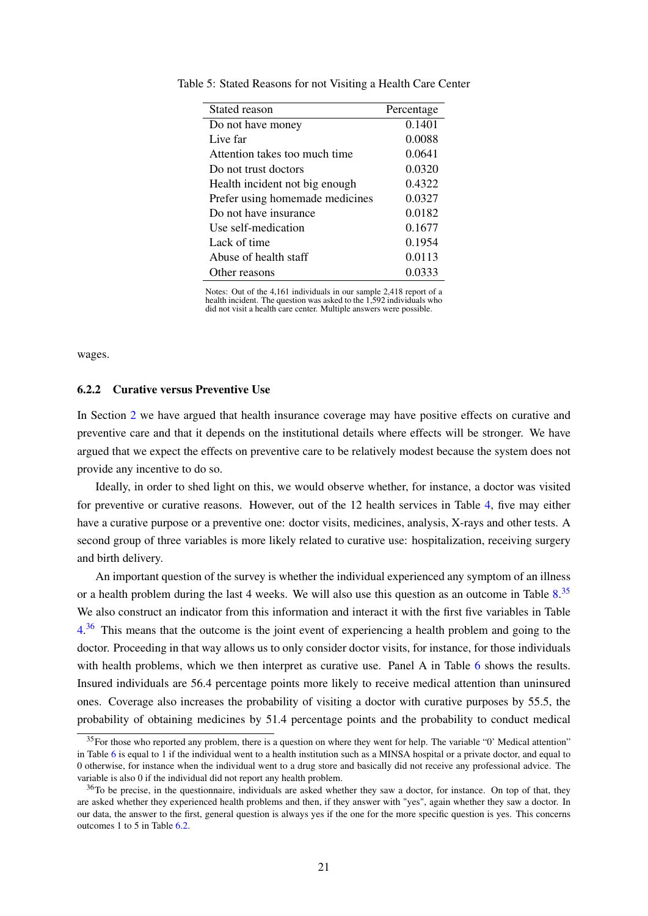Table 5: Stated Reasons for not Visiting a Health Care Center

| Stated reason | Percentage |
|---|---|
| Do not have money | 0.1401 |
| Live far | 0.0088 |
| Attention takes too much time | 0.0641 |
| Do not trust doctors | 0.0320 |
| Health incident not big enough | 0.4322 |
| Prefer using homemade medicines | 0.0327 |
| Do not have insurance | 0.0182 |
| Use self-medication | 0.1677 |
| Lack of time | 0.1954 |
| Abuse of health staff | 0.0113 |
| Other reasons | 0.0333 |

Notes: Out of the 4,161 individuals in our sample 2,418 report of a health incident. The question was asked to the 1,592 individuals who did not visit a health care center. Multiple answers were possible.

wages.

### 6.2.2 Curative versus Preventive Use

In Section 2 we have argued that health insurance coverage may have positive effects on curative and preventive care and that it depends on the institutional details where effects will be stronger. We have argued that we expect the effects on preventive care to be relatively modest because the system does not provide any incentive to do so.

Ideally, in order to shed light on this, we would observe whether, for instance, a doctor was visited for preventive or curative reasons. However, out of the 12 health services in Table 4, five may either have a curative purpose or a preventive one: doctor visits, medicines, analysis, X-rays and other tests. A second group of three variables is more likely related to curative use: hospitalization, receiving surgery and birth delivery.

An important question of the survey is whether the individual experienced any symptom of an illness or a health problem during the last 4 weeks. We will also use this question as an outcome in Table 8.[35] We also construct an indicator from this information and interact it with the first five variables in Table 4.[36] This means that the outcome is the joint event of experiencing a health problem and going to the doctor. Proceeding in that way allows us to only consider doctor visits, for instance, for those individuals with health problems, which we then interpret as curative use. Panel A in Table 6 shows the results. Insured individuals are 56.4 percentage points more likely to receive medical attention than uninsured ones. Coverage also increases the probability of visiting a doctor with curative purposes by 55.5, the probability of obtaining medicines by 51.4 percentage points and the probability to conduct medical

[35] For those who reported any problem, there is a question on where they went for help. The variable "0' Medical attention" in Table 6 is equal to 1 if the individual went to a health institution such as a MINSA hospital or a private doctor, and equal to 0 otherwise, for instance when the individual went to a drug store and basically did not receive any professional advice. The variable is also 0 if the individual did not report any health problem.

[36] To be precise, in the questionnaire, individuals are asked whether they saw a doctor, for instance. On top of that, they are asked whether they experienced health problems and then, if they answer with "yes", again whether they saw a doctor. In our data, the answer to the first, general question is always yes if the one for the more specific question is yes. This concerns outcomes 1 to 5 in Table 6.2.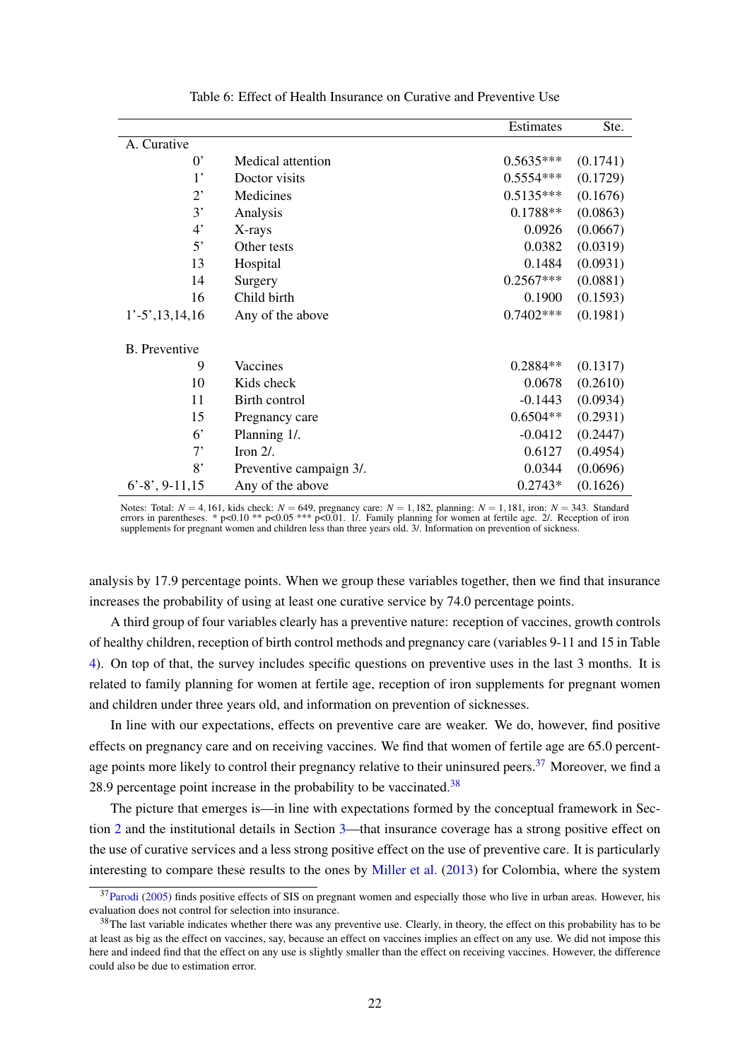Table 6: Effect of Health Insurance on Curative and Preventive Use

| | | Estimates | Ste. |
|---|---|---|---|
| A. Curative | | | |
| 0' | Medical attention | 0.5635*** | (0.1741) |
| 1' | Doctor visits | 0.5554*** | (0.1729) |
| 2' | Medicines | 0.5135*** | (0.1676) |
| 3' | Analysis | 0.1788** | (0.0863) |
| 4' | X-rays | 0.0926 | (0.0667) |
| 5' | Other tests | 0.0382 | (0.0319) |
| 13 | Hospital | 0.1484 | (0.0931) |
| 14 | Surgery | 0.2567*** | (0.0881) |
| 16 | Child birth | 0.1900 | (0.1593) |
| 1'-5',13,14,16 | Any of the above | 0.7402*** | (0.1981) |
| B. Preventive | | | |
| 9 | Vaccines | 0.2884** | (0.1317) |
| 10 | Kids check | 0.0678 | (0.2610) |
| 11 | Birth control | -0.1443 | (0.0934) |
| 15 | Pregnancy care | 0.6504** | (0.2931) |
| 6' | Planning 1/. | -0.0412 | (0.2447) |
| 7' | Iron 2/. | 0.6127 | (0.4954) |
| 8' | Preventive campaign 3/. | 0.0344 | (0.0696) |
| 6'-8', 9-11,15 | Any of the above | 0.2743* | (0.1626) |

Notes: Total: $N = 4,161$, kids check: $N = 649$, pregnancy care: $N = 1,182$, planning: $N = 1,181$, iron: $N = 343$. Standard errors in parentheses. * p<0.10 ** p<0.05 *** p<0.01. 1/. Family planning for women at fertile age. 2/. Reception of iron supplements for pregnant women and children less than three years old. 3/. Information on prevention of sickness.

analysis by 17.9 percentage points. When we group these variables together, then we find that insurance increases the probability of using at least one curative service by 74.0 percentage points.

A third group of four variables clearly has a preventive nature: reception of vaccines, growth controls of healthy children, reception of birth control methods and pregnancy care (variables 9-11 and 15 in Table 4). On top of that, the survey includes specific questions on preventive uses in the last 3 months. It is related to family planning for women at fertile age, reception of iron supplements for pregnant women and children under three years old, and information on prevention of sicknesses.

In line with our expectations, effects on preventive care are weaker. We do, however, find positive effects on pregnancy care and on receiving vaccines. We find that women of fertile age are 65.0 percentage points more likely to control their pregnancy relative to their uninsured peers.[37] Moreover, we find a 28.9 percentage point increase in the probability to be vaccinated.[38]

The picture that emerges is—in line with expectations formed by the conceptual framework in Section 2 and the institutional details in Section 3—that insurance coverage has a strong positive effect on the use of curative services and a less strong positive effect on the use of preventive care. It is particularly interesting to compare these results to the ones by Miller et al. (2013) for Colombia, where the system

[37] Parodi (2005) finds positive effects of SIS on pregnant women and especially those who live in urban areas. However, his evaluation does not control for selection into insurance.

[38] The last variable indicates whether there was any preventive use. Clearly, in theory, the effect on this probability has to be at least as big as the effect on vaccines, say, because an effect on vaccines implies an effect on any use. We did not impose this here and indeed find that the effect on any use is slightly smaller than the effect on receiving vaccines. However, the difference could also be due to estimation error.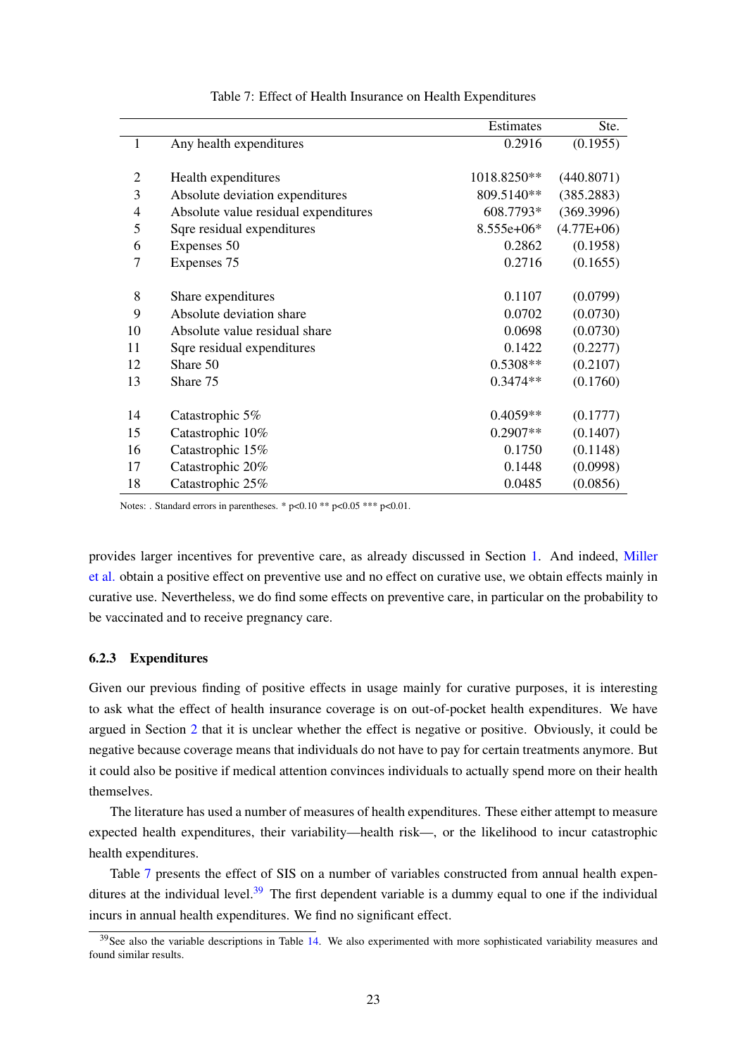Table 7: Effect of Health Insurance on Health Expenditures

| | | Estimates | Ste. |
|---|---|---|---|
| 1 | Any health expenditures | 0.2916 | (0.1955) |
| | | | |
| 2 | Health expenditures | 1018.8250** | (440.8071) |
| 3 | Absolute deviation expenditures | 809.5140** | (385.2883) |
| 4 | Absolute value residual expenditures | 608.7793* | (369.3996) |
| 5 | Sqre residual expenditures | 8.555e+06* | (4.77E+06) |
| 6 | Expenses 50 | 0.2862 | (0.1958) |
| 7 | Expenses 75 | 0.2716 | (0.1655) |
| | | | |
| 8 | Share expenditures | 0.1107 | (0.0799) |
| 9 | Absolute deviation share | 0.0702 | (0.0730) |
| 10 | Absolute value residual share | 0.0698 | (0.0730) |
| 11 | Sqre residual expenditures | 0.1422 | (0.2277) |
| 12 | Share 50 | 0.5308** | (0.2107) |
| 13 | Share 75 | 0.3474** | (0.1760) |
| | | | |
| 14 | Catastrophic 5% | 0.4059** | (0.1777) |
| 15 | Catastrophic 10% | 0.2907** | (0.1407) |
| 16 | Catastrophic 15% | 0.1750 | (0.1148) |
| 17 | Catastrophic 20% | 0.1448 | (0.0998) |
| 18 | Catastrophic 25% | 0.0485 | (0.0856) |

Notes: . Standard errors in parentheses. * p<0.10 ** p<0.05 *** p<0.01.

provides larger incentives for preventive care, as already discussed in Section 1. And indeed, Miller et al. obtain a positive effect on preventive use and no effect on curative use, we obtain effects mainly in curative use. Nevertheless, we do find some effects on preventive care, in particular on the probability to be vaccinated and to receive pregnancy care.

### 6.2.3 Expenditures

Given our previous finding of positive effects in usage mainly for curative purposes, it is interesting to ask what the effect of health insurance coverage is on out-of-pocket health expenditures. We have argued in Section 2 that it is unclear whether the effect is negative or positive. Obviously, it could be negative because coverage means that individuals do not have to pay for certain treatments anymore. But it could also be positive if medical attention convinces individuals to actually spend more on their health themselves.

The literature has used a number of measures of health expenditures. These either attempt to measure expected health expenditures, their variability—health risk—, or the likelihood to incur catastrophic health expenditures.

Table 7 presents the effect of SIS on a number of variables constructed from annual health expenditures at the individual level.[39] The first dependent variable is a dummy equal to one if the individual incurs in annual health expenditures. We find no significant effect.

[39]See also the variable descriptions in Table 14. We also experimented with more sophisticated variability measures and found similar results.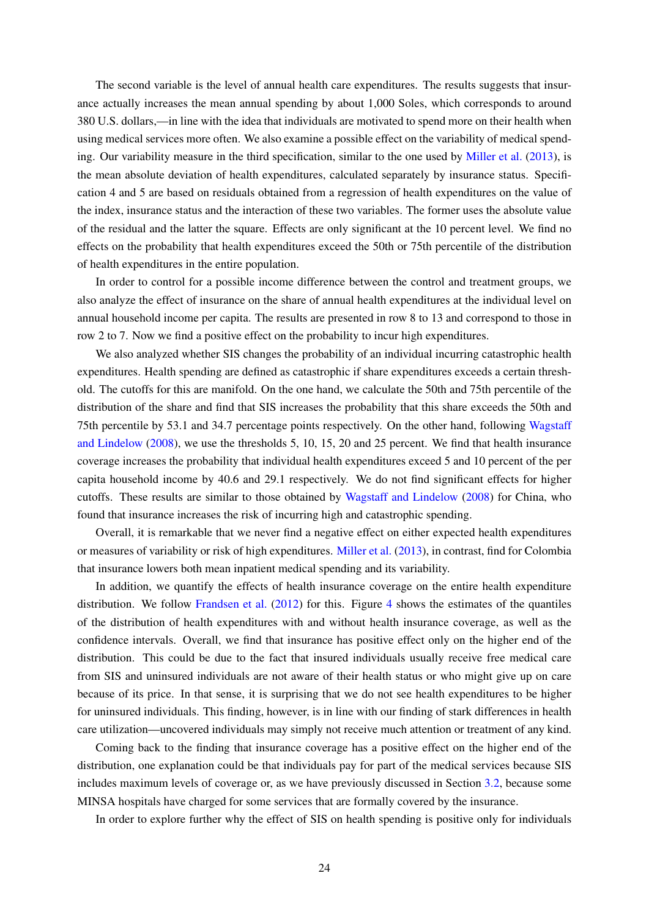The second variable is the level of annual health care expenditures. The results suggests that insurance actually increases the mean annual spending by about 1,000 Soles, which corresponds to around 380 U.S. dollars,—in line with the idea that individuals are motivated to spend more on their health when using medical services more often. We also examine a possible effect on the variability of medical spending. Our variability measure in the third specification, similar to the one used by Miller et al. (2013), is the mean absolute deviation of health expenditures, calculated separately by insurance status. Specification 4 and 5 are based on residuals obtained from a regression of health expenditures on the value of the index, insurance status and the interaction of these two variables. The former uses the absolute value of the residual and the latter the square. Effects are only significant at the 10 percent level. We find no effects on the probability that health expenditures exceed the 50th or 75th percentile of the distribution of health expenditures in the entire population.

In order to control for a possible income difference between the control and treatment groups, we also analyze the effect of insurance on the share of annual health expenditures at the individual level on annual household income per capita. The results are presented in row 8 to 13 and correspond to those in row 2 to 7. Now we find a positive effect on the probability to incur high expenditures.

We also analyzed whether SIS changes the probability of an individual incurring catastrophic health expenditures. Health spending are defined as catastrophic if share expenditures exceeds a certain threshold. The cutoffs for this are manifold. On the one hand, we calculate the 50th and 75th percentile of the distribution of the share and find that SIS increases the probability that this share exceeds the 50th and 75th percentile by 53.1 and 34.7 percentage points respectively. On the other hand, following Wagstaff and Lindelow (2008), we use the thresholds 5, 10, 15, 20 and 25 percent. We find that health insurance coverage increases the probability that individual health expenditures exceed 5 and 10 percent of the per capita household income by 40.6 and 29.1 respectively. We do not find significant effects for higher cutoffs. These results are similar to those obtained by Wagstaff and Lindelow (2008) for China, who found that insurance increases the risk of incurring high and catastrophic spending.

Overall, it is remarkable that we never find a negative effect on either expected health expenditures or measures of variability or risk of high expenditures. Miller et al. (2013), in contrast, find for Colombia that insurance lowers both mean inpatient medical spending and its variability.

In addition, we quantify the effects of health insurance coverage on the entire health expenditure distribution. We follow Frandsen et al. (2012) for this. Figure 4 shows the estimates of the quantiles of the distribution of health expenditures with and without health insurance coverage, as well as the confidence intervals. Overall, we find that insurance has positive effect only on the higher end of the distribution. This could be due to the fact that insured individuals usually receive free medical care from SIS and uninsured individuals are not aware of their health status or who might give up on care because of its price. In that sense, it is surprising that we do not see health expenditures to be higher for uninsured individuals. This finding, however, is in line with our finding of stark differences in health care utilization—uncovered individuals may simply not receive much attention or treatment of any kind.

Coming back to the finding that insurance coverage has a positive effect on the higher end of the distribution, one explanation could be that individuals pay for part of the medical services because SIS includes maximum levels of coverage or, as we have previously discussed in Section 3.2, because some MINSA hospitals have charged for some services that are formally covered by the insurance.

In order to explore further why the effect of SIS on health spending is positive only for individuals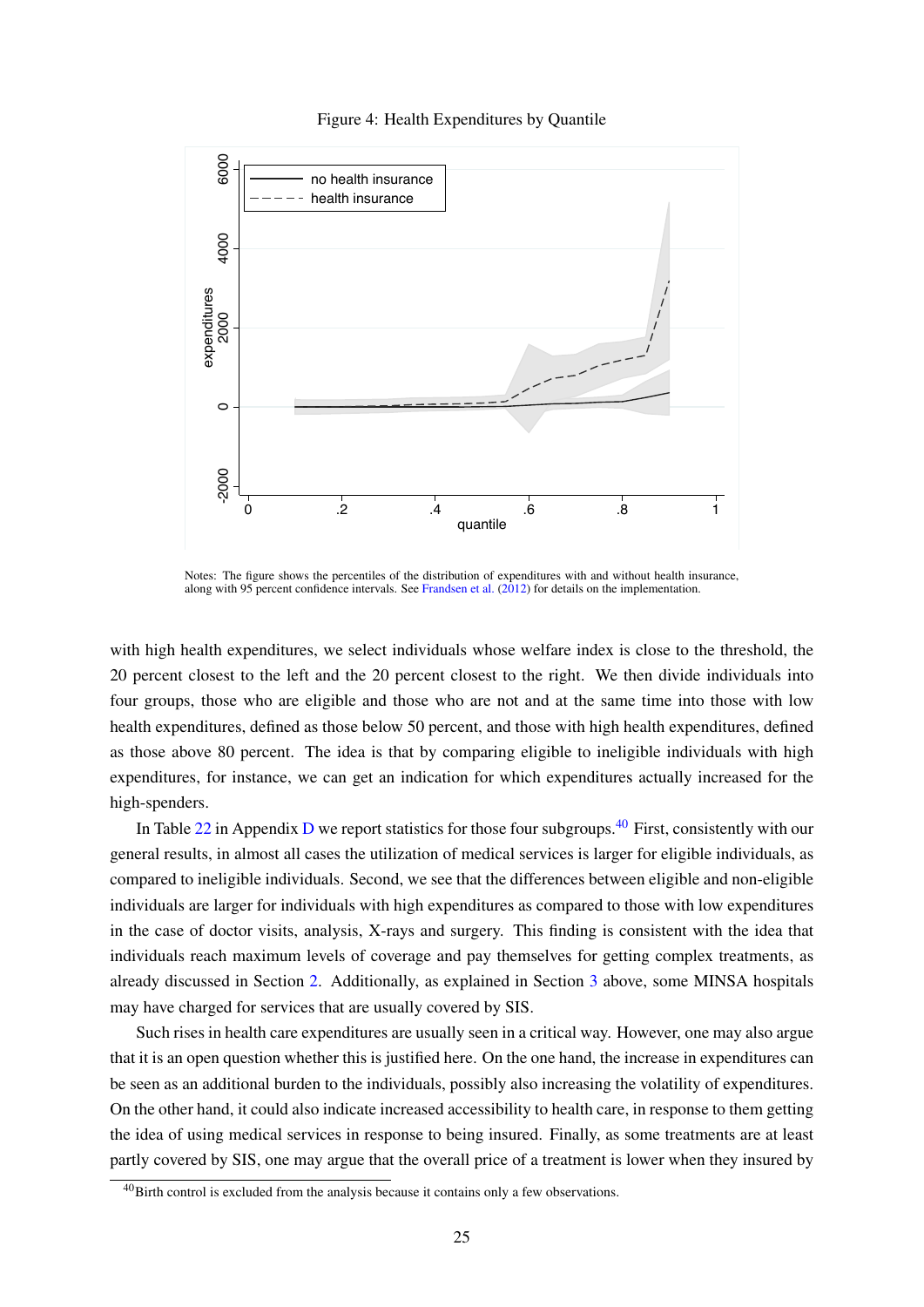Figure 4: Health Expenditures by Quantile

Notes: The figure shows the percentiles of the distribution of expenditures with and without health insurance, along with 95 percent confidence intervals. See Frandsen et al. (2012) for details on the implementation.

with high health expenditures, we select individuals whose welfare index is close to the threshold, the 20 percent closest to the left and the 20 percent closest to the right. We then divide individuals into four groups, those who are eligible and those who are not and at the same time into those with low health expenditures, defined as those below 50 percent, and those with high health expenditures, defined as those above 80 percent. The idea is that by comparing eligible to ineligible individuals with high expenditures, for instance, we can get an indication for which expenditures actually increased for the high-spenders.

In Table 22 in Appendix D we report statistics for those four subgroups.[40] First, consistently with our general results, in almost all cases the utilization of medical services is larger for eligible individuals, as compared to ineligible individuals. Second, we see that the differences between eligible and non-eligible individuals are larger for individuals with high expenditures as compared to those with low expenditures in the case of doctor visits, analysis, X-rays and surgery. This finding is consistent with the idea that individuals reach maximum levels of coverage and pay themselves for getting complex treatments, as already discussed in Section 2. Additionally, as explained in Section 3 above, some MINSA hospitals may have charged for services that are usually covered by SIS.

Such rises in health care expenditures are usually seen in a critical way. However, one may also argue that it is an open question whether this is justified here. On the one hand, the increase in expenditures can be seen as an additional burden to the individuals, possibly also increasing the volatility of expenditures. On the other hand, it could also indicate increased accessibility to health care, in response to them getting the idea of using medical services in response to being insured. Finally, as some treatments are at least partly covered by SIS, one may argue that the overall price of a treatment is lower when they insured by

[40] Birth control is excluded from the analysis because it contains only a few observations.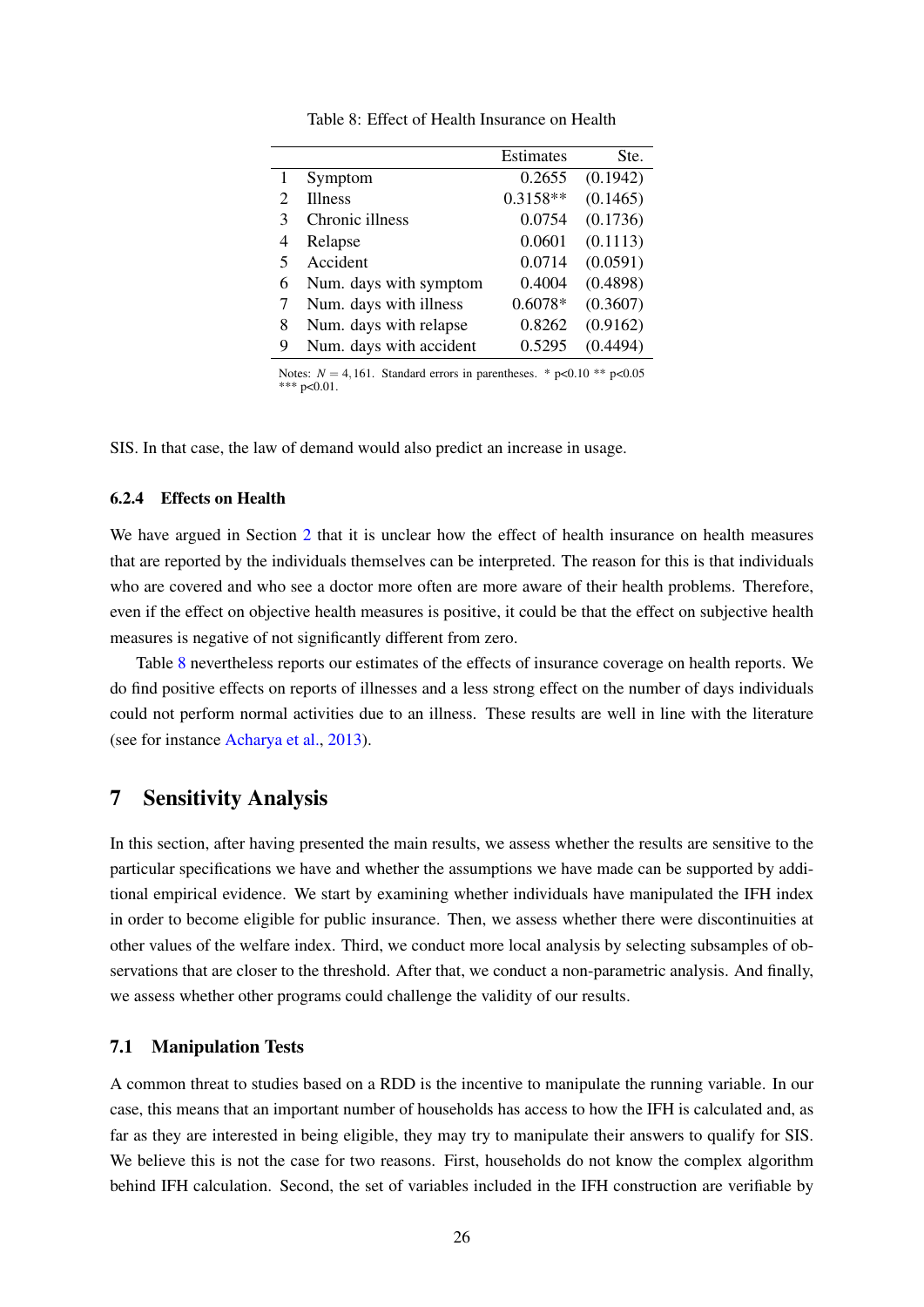Table 8: Effect of Health Insurance on Health

| | | Estimates | Ste. |
|---|---|---|---|
| 1 | Symptom | 0.2655 | (0.1942) |
| 2 | Illness | 0.3158** | (0.1465) |
| 3 | Chronic illness | 0.0754 | (0.1736) |
| 4 | Relapse | 0.0601 | (0.1113) |
| 5 | Accident | 0.0714 | (0.0591) |
| 6 | Num. days with symptom | 0.4004 | (0.4898) |
| 7 | Num. days with illness | 0.6078* | (0.3607) |
| 8 | Num. days with relapse | 0.8262 | (0.9162) |
| 9 | Num. days with accident | 0.5295 | (0.4494) |

Notes: $N = 4,161$. Standard errors in parentheses. * p<0.10 ** p<0.05 *** p<0.01.

SIS. In that case, the law of demand would also predict an increase in usage.

### 6.2.4 Effects on Health

We have argued in Section 2 that it is unclear how the effect of health insurance on health measures that are reported by the individuals themselves can be interpreted. The reason for this is that individuals who are covered and who see a doctor more often are more aware of their health problems. Therefore, even if the effect on objective health measures is positive, it could be that the effect on subjective health measures is negative of not significantly different from zero.

Table 8 nevertheless reports our estimates of the effects of insurance coverage on health reports. We do find positive effects on reports of illnesses and a less strong effect on the number of days individuals could not perform normal activities due to an illness. These results are well in line with the literature (see for instance Acharya et al., 2013).

## 7 Sensitivity Analysis

In this section, after having presented the main results, we assess whether the results are sensitive to the particular specifications we have and whether the assumptions we have made can be supported by additional empirical evidence. We start by examining whether individuals have manipulated the IFH index in order to become eligible for public insurance. Then, we assess whether there were discontinuities at other values of the welfare index. Third, we conduct more local analysis by selecting subsamples of observations that are closer to the threshold. After that, we conduct a non-parametric analysis. And finally, we assess whether other programs could challenge the validity of our results.

### 7.1 Manipulation Tests

A common threat to studies based on a RDD is the incentive to manipulate the running variable. In our case, this means that an important number of households has access to how the IFH is calculated and, as far as they are interested in being eligible, they may try to manipulate their answers to qualify for SIS. We believe this is not the case for two reasons. First, households do not know the complex algorithm behind IFH calculation. Second, the set of variables included in the IFH construction are verifiable by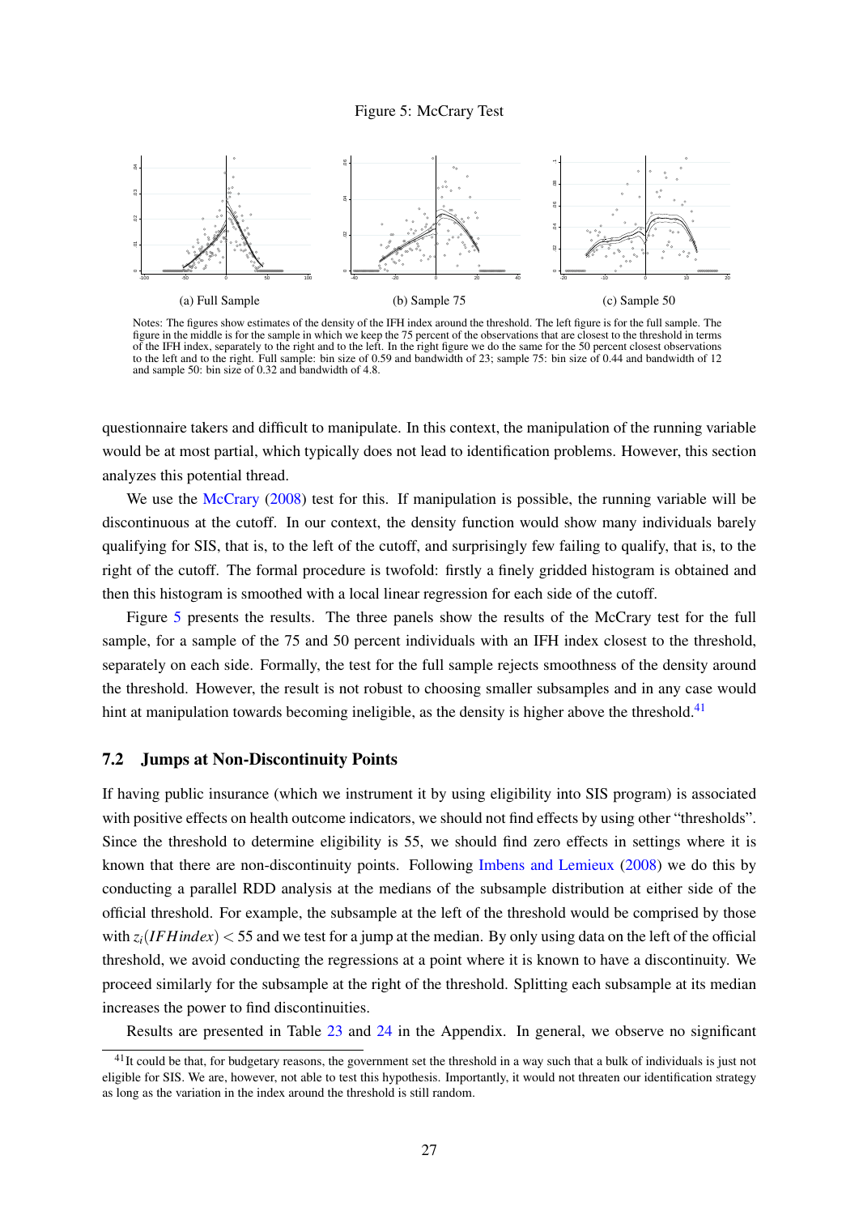Figure 5: McCrary Test

(a) Full Sample

(b) Sample 75

(c) Sample 50

Notes: The figures show estimates of the density of the IFH index around the threshold. The left figure is for the full sample. The figure in the middle is for the sample in which we keep the 75 percent of the observations that are closest to the threshold in terms of the IFH index, separately to the right and to the left. In the right figure we do the same for the 50 percent closest observations to the left and to the right. Full sample: bin size of 0.59 and bandwidth of 23; sample 75: bin size of 0.44 and bandwidth of 12 and sample 50: bin size of 0.32 and bandwidth of 4.8.

questionnaire takers and difficult to manipulate. In this context, the manipulation of the running variable would be at most partial, which typically does not lead to identification problems. However, this section analyzes this potential thread.

We use the McCrary (2008) test for this. If manipulation is possible, the running variable will be discontinuous at the cutoff. In our context, the density function would show many individuals barely qualifying for SIS, that is, to the left of the cutoff, and surprisingly few failing to qualify, that is, to the right of the cutoff. The formal procedure is twofold: firstly a finely gridded histogram is obtained and then this histogram is smoothed with a local linear regression for each side of the cutoff.

Figure 5 presents the results. The three panels show the results of the McCrary test for the full sample, for a sample of the 75 and 50 percent individuals with an IFH index closest to the threshold, separately on each side. Formally, the test for the full sample rejects smoothness of the density around the threshold. However, the result is not robust to choosing smaller subsamples and in any case would hint at manipulation towards becoming ineligible, as the density is higher above the threshold.[41]

## 7.2 Jumps at Non-Discontinuity Points

If having public insurance (which we instrument it by using eligibility into SIS program) is associated with positive effects on health outcome indicators, we should not find effects by using other "thresholds". Since the threshold to determine eligibility is 55, we should find zero effects in settings where it is known that there are non-discontinuity points. Following Imbens and Lemieux (2008) we do this by conducting a parallel RDD analysis at the medians of the subsample distribution at either side of the official threshold. For example, the subsample at the left of the threshold would be comprised by those with $z_i(IFHindex) < 55$ and we test for a jump at the median. By only using data on the left of the official threshold, we avoid conducting the regressions at a point where it is known to have a discontinuity. We proceed similarly for the subsample at the right of the threshold. Splitting each subsample at its median increases the power to find discontinuities.

Results are presented in Table 23 and 24 in the Appendix. In general, we observe no significant

[41] It could be that, for budgetary reasons, the government set the threshold in a way such that a bulk of individuals is just not eligible for SIS. We are, however, not able to test this hypothesis. Importantly, it would not threaten our identification strategy as long as the variation in the index around the threshold is still random.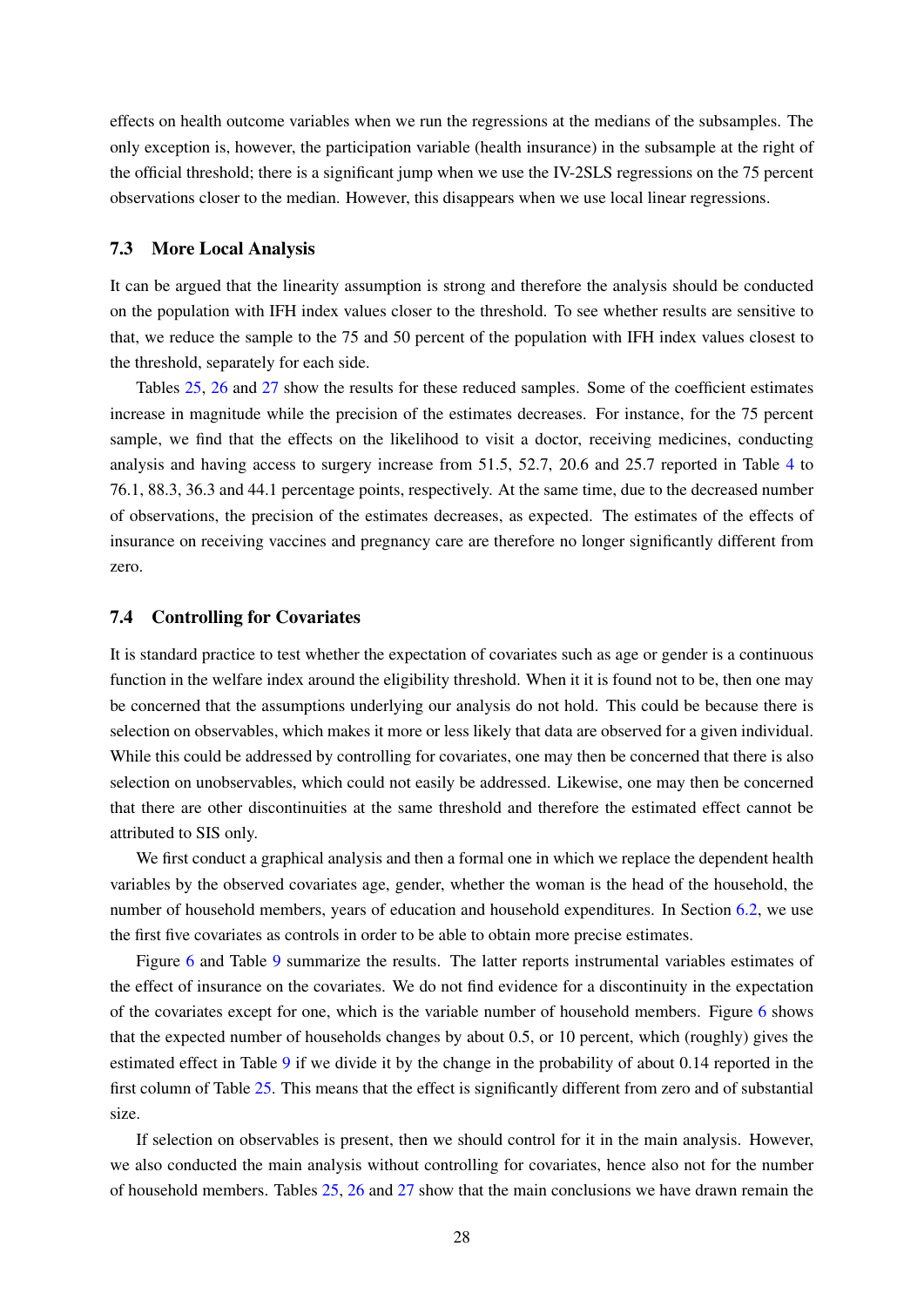effects on health outcome variables when we run the regressions at the medians of the subsamples. The only exception is, however, the participation variable (health insurance) in the subsample at the right of the official threshold; there is a significant jump when we use the IV-2SLS regressions on the 75 percent observations closer to the median. However, this disappears when we use local linear regressions.

### 7.3 More Local Analysis

It can be argued that the linearity assumption is strong and therefore the analysis should be conducted on the population with IFH index values closer to the threshold. To see whether results are sensitive to that, we reduce the sample to the 75 and 50 percent of the population with IFH index values closest to the threshold, separately for each side.

Tables 25, 26 and 27 show the results for these reduced samples. Some of the coefficient estimates increase in magnitude while the precision of the estimates decreases. For instance, for the 75 percent sample, we find that the effects on the likelihood to visit a doctor, receiving medicines, conducting analysis and having access to surgery increase from 51.5, 52.7, 20.6 and 25.7 reported in Table 4 to 76.1, 88.3, 36.3 and 44.1 percentage points, respectively. At the same time, due to the decreased number of observations, the precision of the estimates decreases, as expected. The estimates of the effects of insurance on receiving vaccines and pregnancy care are therefore no longer significantly different from zero.

### 7.4 Controlling for Covariates

It is standard practice to test whether the expectation of covariates such as age or gender is a continuous function in the welfare index around the eligibility threshold. When it it is found not to be, then one may be concerned that the assumptions underlying our analysis do not hold. This could be because there is selection on observables, which makes it more or less likely that data are observed for a given individual. While this could be addressed by controlling for covariates, one may then be concerned that there is also selection on unobservables, which could not easily be addressed. Likewise, one may then be concerned that there are other discontinuities at the same threshold and therefore the estimated effect cannot be attributed to SIS only.

We first conduct a graphical analysis and then a formal one in which we replace the dependent health variables by the observed covariates age, gender, whether the woman is the head of the household, the number of household members, years of education and household expenditures. In Section 6.2, we use the first five covariates as controls in order to be able to obtain more precise estimates.

Figure 6 and Table 9 summarize the results. The latter reports instrumental variables estimates of the effect of insurance on the covariates. We do not find evidence for a discontinuity in the expectation of the covariates except for one, which is the variable number of household members. Figure 6 shows that the expected number of households changes by about 0.5, or 10 percent, which (roughly) gives the estimated effect in Table 9 if we divide it by the change in the probability of about 0.14 reported in the first column of Table 25. This means that the effect is significantly different from zero and of substantial size.

If selection on observables is present, then we should control for it in the main analysis. However, we also conducted the main analysis without controlling for covariates, hence also not for the number of household members. Tables 25, 26 and 27 show that the main conclusions we have drawn remain the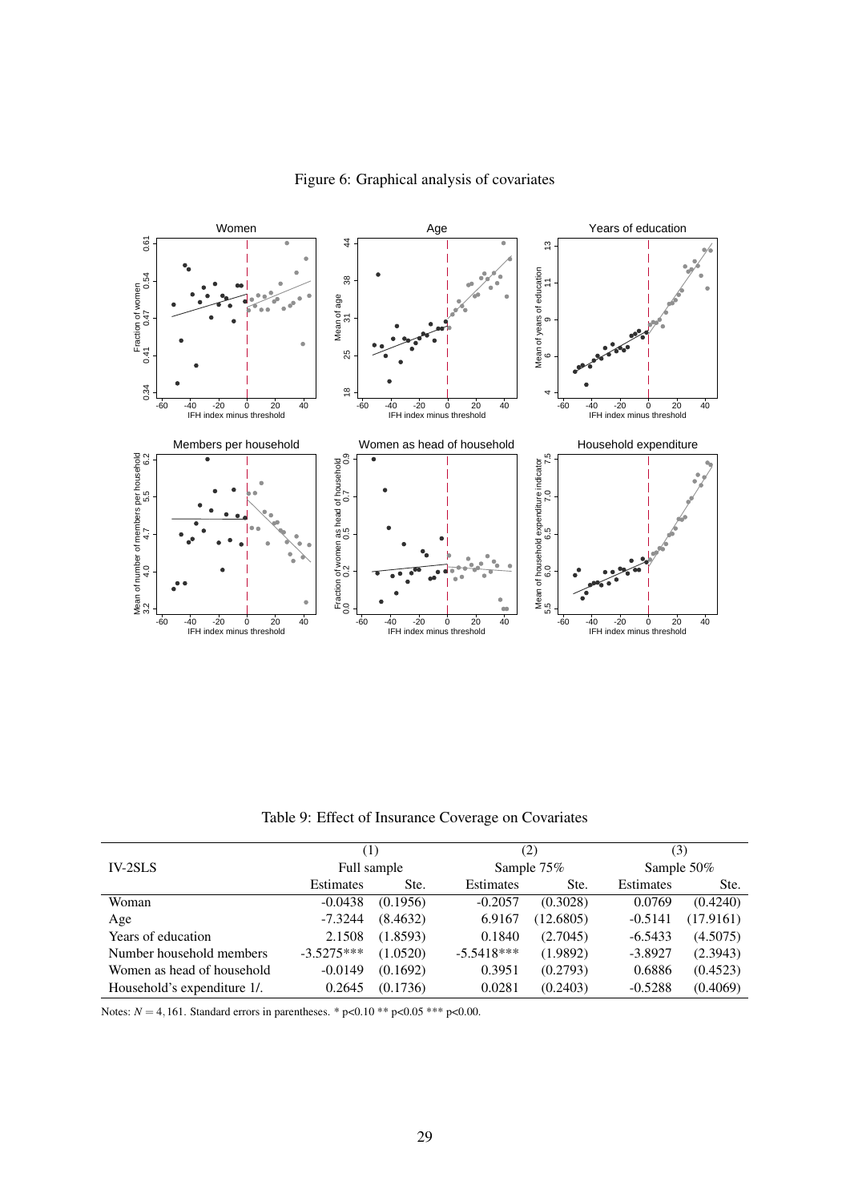Figure 6: Graphical analysis of covariates

Table 9: Effect of Insurance Coverage on Covariates

| | (1) | | (2) | | (3) | |
|---|---|---|---|---|---|---|
| IV-2SLS | Full sample | | Sample 75% | | Sample 50% | |
| | Estimates | Ste. | Estimates | Ste. | Estimates | Ste. |
| Woman | -0.0438 | (0.1956) | -0.2057 | (0.3028) | 0.0769 | (0.4240) |
| Age | -7.3244 | (8.4632) | 6.9167 | (12.6805) | -0.5141 | (17.9161) |
| Years of education | 2.1508 | (1.8593) | 0.1840 | (2.7045) | -6.5433 | (4.5075) |
| Number household members | -3.5275*** | (1.0520) | -5.5418*** | (1.9892) | -3.8927 | (2.3943) |
| Women as head of household | -0.0149 | (0.1692) | 0.3951 | (0.2793) | 0.6886 | (0.4523) |
| Household's expenditure 1/. | 0.2645 | (0.1736) | 0.0281 | (0.2403) | -0.5288 | (0.4069) |

Notes: $N = 4,161$. Standard errors in parentheses. * p<0.10 ** p<0.05 *** p<0.00.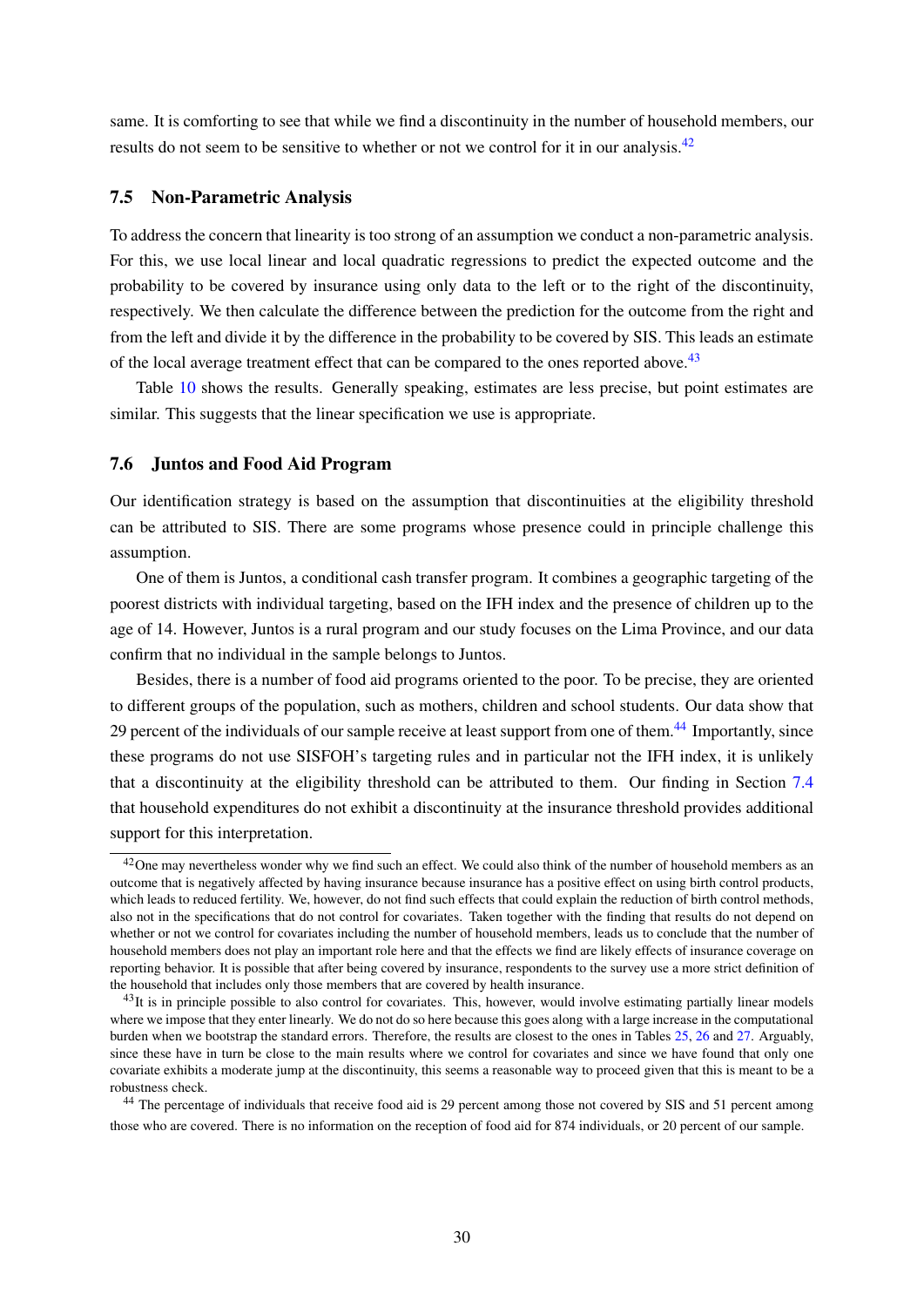same. It is comforting to see that while we find a discontinuity in the number of household members, our results do not seem to be sensitive to whether or not we control for it in our analysis.[42]

### 7.5 Non-Parametric Analysis

To address the concern that linearity is too strong of an assumption we conduct a non-parametric analysis. For this, we use local linear and local quadratic regressions to predict the expected outcome and the probability to be covered by insurance using only data to the left or to the right of the discontinuity, respectively. We then calculate the difference between the prediction for the outcome from the right and from the left and divide it by the difference in the probability to be covered by SIS. This leads an estimate of the local average treatment effect that can be compared to the ones reported above.[43]

Table 10 shows the results. Generally speaking, estimates are less precise, but point estimates are similar. This suggests that the linear specification we use is appropriate.

### 7.6 Juntos and Food Aid Program

Our identification strategy is based on the assumption that discontinuities at the eligibility threshold can be attributed to SIS. There are some programs whose presence could in principle challenge this assumption.

One of them is Juntos, a conditional cash transfer program. It combines a geographic targeting of the poorest districts with individual targeting, based on the IFH index and the presence of children up to the age of 14. However, Juntos is a rural program and our study focuses on the Lima Province, and our data confirm that no individual in the sample belongs to Juntos.

Besides, there is a number of food aid programs oriented to the poor. To be precise, they are oriented to different groups of the population, such as mothers, children and school students. Our data show that 29 percent of the individuals of our sample receive at least support from one of them.[44] Importantly, since these programs do not use SISFOH's targeting rules and in particular not the IFH index, it is unlikely that a discontinuity at the eligibility threshold can be attributed to them. Our finding in Section 7.4 that household expenditures do not exhibit a discontinuity at the insurance threshold provides additional support for this interpretation.

---

[42] One may nevertheless wonder why we find such an effect. We could also think of the number of household members as an outcome that is negatively affected by having insurance because insurance has a positive effect on using birth control products, which leads to reduced fertility. We, however, do not find such effects that could explain the reduction of birth control methods, also not in the specifications that do not control for covariates. Taken together with the finding that results do not depend on whether or not we control for covariates including the number of household members, leads us to conclude that the number of household members does not play an important role here and that the effects we find are likely effects of insurance coverage on reporting behavior. It is possible that after being covered by insurance, respondents to the survey use a more strict definition of the household that includes only those members that are covered by health insurance.

[43] It is in principle possible to also control for covariates. This, however, would involve estimating partially linear models where we impose that they enter linearly. We do not do so here because this goes along with a large increase in the computational burden when we bootstrap the standard errors. Therefore, the results are closest to the ones in Tables 25, 26 and 27. Arguably, since these have in turn be close to the main results where we control for covariates and since we have found that only one covariate exhibits a moderate jump at the discontinuity, this seems a reasonable way to proceed given that this is meant to be a robustness check.

[44] The percentage of individuals that receive food aid is 29 percent among those not covered by SIS and 51 percent among those who are covered. There is no information on the reception of food aid for 874 individuals, or 20 percent of our sample.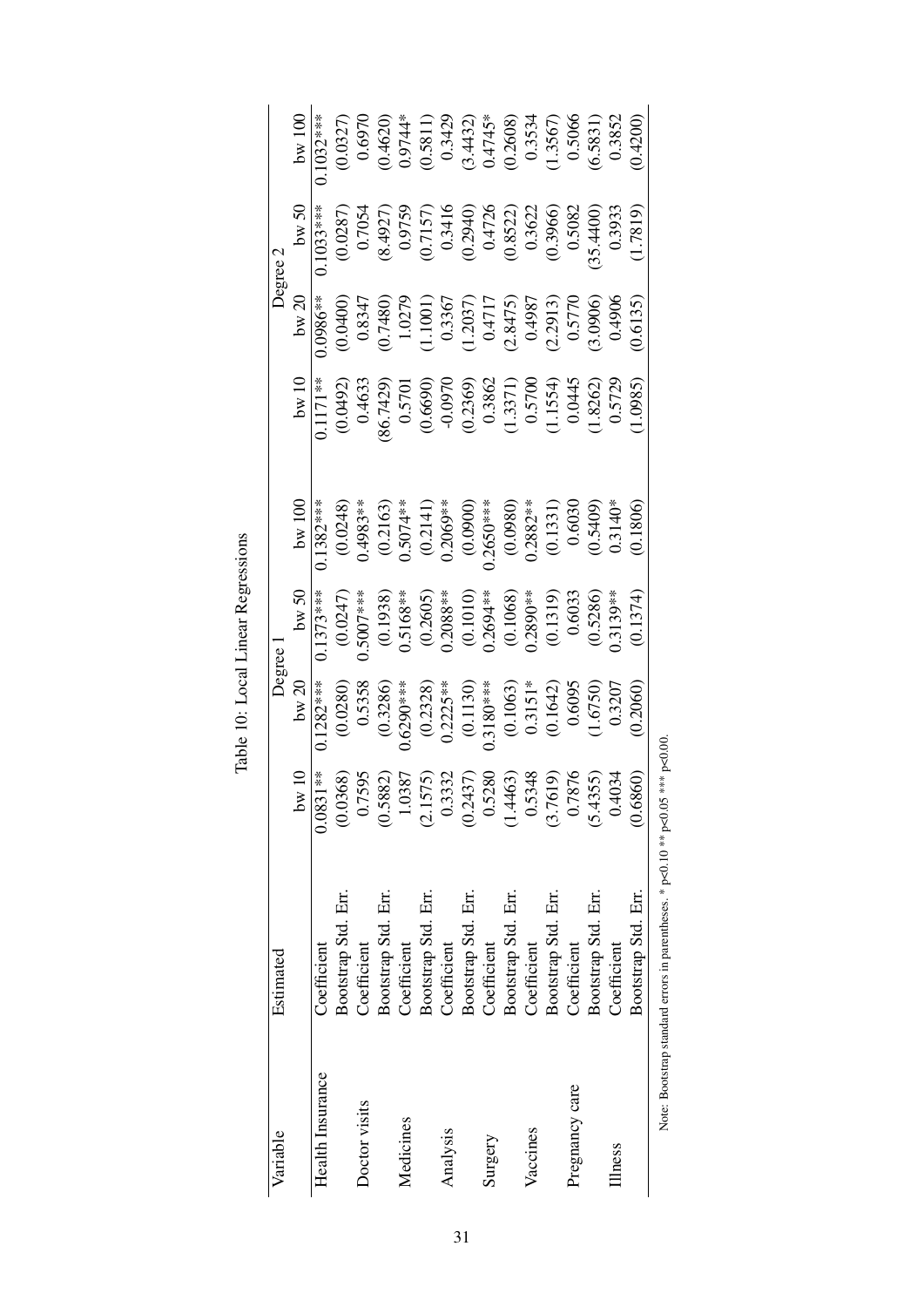Table 10: Local Linear Regressions

| Variable | Estimated | Degree 1 | | | | Degree 2 | | | |
|---|---|---|---|---|---|---|---|---|---|
| | | bw 10 | bw 20 | bw 50 | bw 100 | bw 10 | bw 20 | bw 50 | bw 100 |
| Health Insurance | Coefficient | 0.0831** | 0.1282*** | 0.1373*** | 0.1382*** | 0.1171** | 0.0986** | 0.1033*** | 0.1032*** |
| | Bootstrap Std. Err. | (0.0368) | (0.0280) | (0.0247) | (0.0248) | (0.0492) | (0.0400) | (0.0287) | (0.0327) |
| Doctor visits | Coefficient | 0.7595 | 0.5358 | 0.5007*** | 0.4983** | 0.4633 | 0.8347 | 0.7054 | 0.6970 |
| | Bootstrap Std. Err. | (0.5882) | (0.3286) | (0.1938) | (0.2163) | (86.7429) | (0.7480) | (8.4927) | (0.4620) |
| Medicines | Coefficient | 1.0387 | 0.6290*** | 0.5168** | 0.5074** | 0.5701 | 1.0279 | 0.9759 | 0.9744* |
| | Bootstrap Std. Err. | (2.1575) | (0.2328) | (0.2605) | (0.2141) | (0.6690) | (1.1001) | (0.7157) | (0.5811) |
| Analysis | Coefficient | 0.3332 | 0.2225** | 0.2088** | 0.2069** | -0.0970 | 0.3367 | 0.3416 | 0.3429 |
| | Bootstrap Std. Err. | (0.2437) | (0.1130) | (0.1010) | (0.0900) | (0.2369) | (1.2037) | (0.2940) | (3.4432) |
| Surgery | Coefficient | 0.5280 | 0.3180*** | 0.2694** | 0.2650*** | 0.3862 | 0.4717 | 0.4726 | 0.4745* |
| | Bootstrap Std. Err. | (1.4463) | (0.1063) | (0.1068) | (0.0980) | (1.3371) | (2.8475) | (0.8522) | (0.2608) |
| Vaccines | Coefficient | 0.5348 | 0.3151* | 0.2890** | 0.2882** | 0.5700 | 0.4987 | 0.3622 | 0.3534 |
| | Bootstrap Std. Err. | (3.7619) | (0.1642) | (0.1319) | (0.1331) | (1.1554) | (2.2913) | (0.3966) | (1.3567) |
| Pregnancy care | Coefficient | 0.7876 | 0.6095 | 0.6033 | 0.6030 | 0.0445 | 0.5770 | 0.5082 | 0.5066 |
| | Bootstrap Std. Err. | (5.4355) | (1.6750) | (0.5286) | (0.5409) | (1.8262) | (3.0906) | (35.4400) | (6.5831) |
| Illness | Coefficient | 0.4034 | 0.3207 | 0.3139** | 0.3140* | 0.5729 | 0.4906 | 0.3933 | 0.3852 |
| | Bootstrap Std. Err. | (0.6860) | (0.2060) | (0.1374) | (0.1806) | (1.0985) | (0.6135) | (1.7819) | (0.4200) |

Note: Bootstrap standard errors in parentheses. * p<0.10 ** p<0.05 *** p<0.00.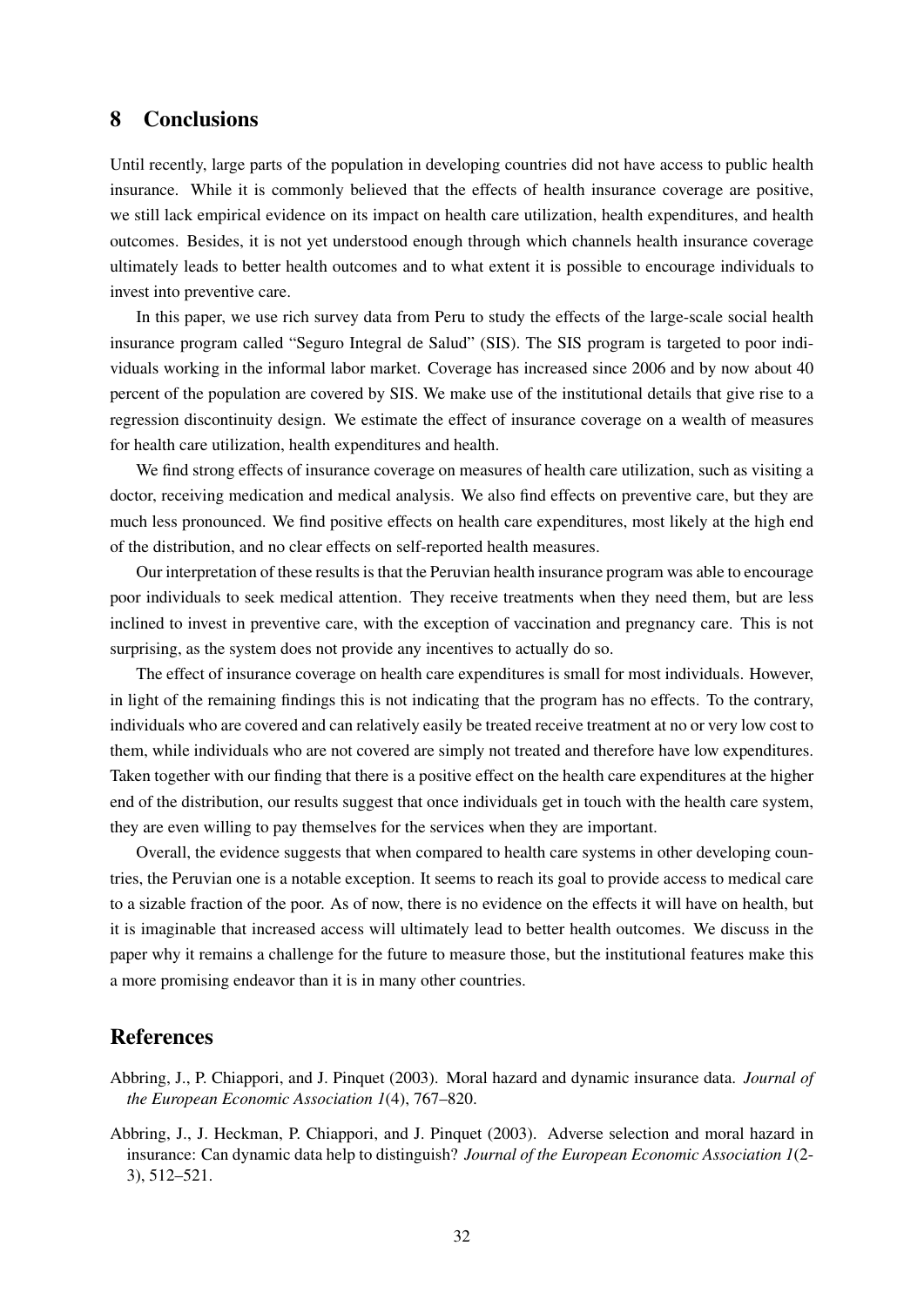## 8 Conclusions

Until recently, large parts of the population in developing countries did not have access to public health insurance. While it is commonly believed that the effects of health insurance coverage are positive, we still lack empirical evidence on its impact on health care utilization, health expenditures, and health outcomes. Besides, it is not yet understood enough through which channels health insurance coverage ultimately leads to better health outcomes and to what extent it is possible to encourage individuals to invest into preventive care.

In this paper, we use rich survey data from Peru to study the effects of the large-scale social health insurance program called "Seguro Integral de Salud" (SIS). The SIS program is targeted to poor individuals working in the informal labor market. Coverage has increased since 2006 and by now about 40 percent of the population are covered by SIS. We make use of the institutional details that give rise to a regression discontinuity design. We estimate the effect of insurance coverage on a wealth of measures for health care utilization, health expenditures and health.

We find strong effects of insurance coverage on measures of health care utilization, such as visiting a doctor, receiving medication and medical analysis. We also find effects on preventive care, but they are much less pronounced. We find positive effects on health care expenditures, most likely at the high end of the distribution, and no clear effects on self-reported health measures.

Our interpretation of these results is that the Peruvian health insurance program was able to encourage poor individuals to seek medical attention. They receive treatments when they need them, but are less inclined to invest in preventive care, with the exception of vaccination and pregnancy care. This is not surprising, as the system does not provide any incentives to actually do so.

The effect of insurance coverage on health care expenditures is small for most individuals. However, in light of the remaining findings this is not indicating that the program has no effects. To the contrary, individuals who are covered and can relatively easily be treated receive treatment at no or very low cost to them, while individuals who are not covered are simply not treated and therefore have low expenditures. Taken together with our finding that there is a positive effect on the health care expenditures at the higher end of the distribution, our results suggest that once individuals get in touch with the health care system, they are even willing to pay themselves for the services when they are important.

Overall, the evidence suggests that when compared to health care systems in other developing countries, the Peruvian one is a notable exception. It seems to reach its goal to provide access to medical care to a sizable fraction of the poor. As of now, there is no evidence on the effects it will have on health, but it is imaginable that increased access will ultimately lead to better health outcomes. We discuss in the paper why it remains a challenge for the future to measure those, but the institutional features make this a more promising endeavor than it is in many other countries.

## References

Abbring, J., P. Chiappori, and J. Pinquet (2003). Moral hazard and dynamic insurance data. *Journal of the European Economic Association 1*(4), 767–820.

Abbring, J., J. Heckman, P. Chiappori, and J. Pinquet (2003). Adverse selection and moral hazard in insurance: Can dynamic data help to distinguish? *Journal of the European Economic Association 1*(2-3), 512–521.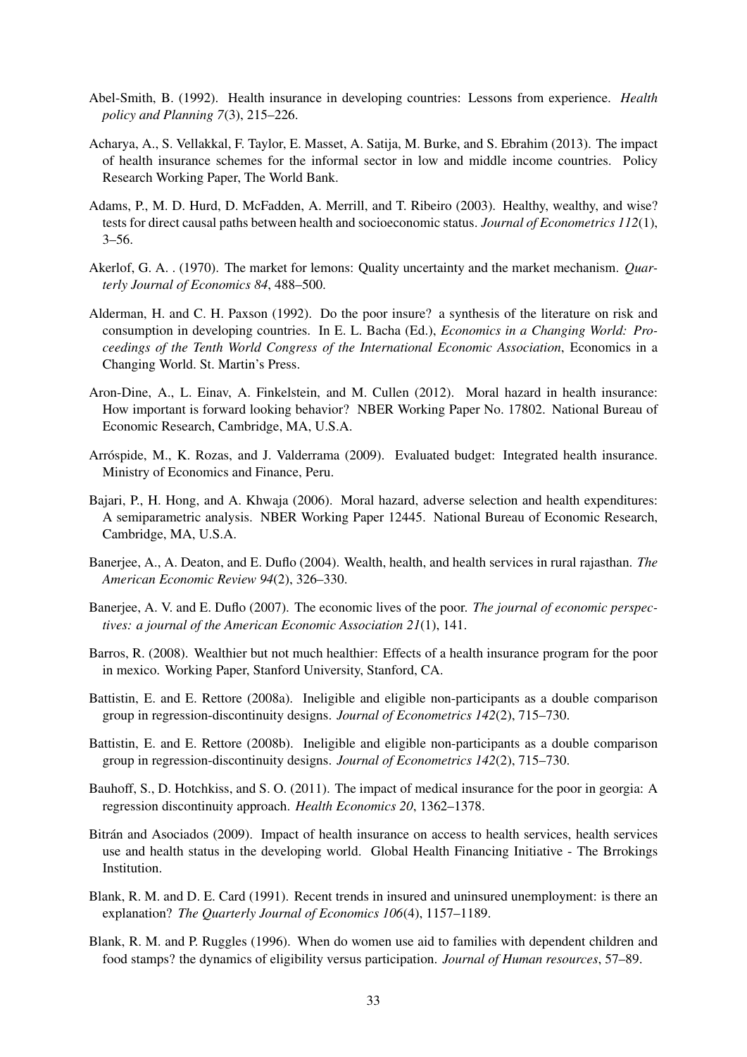Abel-Smith, B. (1992). Health insurance in developing countries: Lessons from experience. *Health policy and Planning 7*(3), 215–226.

Acharya, A., S. Vellakkal, F. Taylor, E. Masset, A. Satija, M. Burke, and S. Ebrahim (2013). The impact of health insurance schemes for the informal sector in low and middle income countries. Policy Research Working Paper, The World Bank.

Adams, P., M. D. Hurd, D. McFadden, A. Merrill, and T. Ribeiro (2003). Healthy, wealthy, and wise? tests for direct causal paths between health and socioeconomic status. *Journal of Econometrics 112*(1), 3–56.

Akerlof, G. A. . (1970). The market for lemons: Quality uncertainty and the market mechanism. *Quarterly Journal of Economics 84*, 488–500.

Alderman, H. and C. H. Paxson (1992). Do the poor insure? a synthesis of the literature on risk and consumption in developing countries. In E. L. Bacha (Ed.), *Economics in a Changing World: Proceedings of the Tenth World Congress of the International Economic Association*, Economics in a Changing World. St. Martin's Press.

Aron-Dine, A., L. Einav, A. Finkelstein, and M. Cullen (2012). Moral hazard in health insurance: How important is forward looking behavior? NBER Working Paper No. 17802. National Bureau of Economic Research, Cambridge, MA, U.S.A.

Arróspide, M., K. Rozas, and J. Valderrama (2009). Evaluated budget: Integrated health insurance. Ministry of Economics and Finance, Peru.

Bajari, P., H. Hong, and A. Khwaja (2006). Moral hazard, adverse selection and health expenditures: A semiparametric analysis. NBER Working Paper 12445. National Bureau of Economic Research, Cambridge, MA, U.S.A.

Banerjee, A., A. Deaton, and E. Duflo (2004). Wealth, health, and health services in rural rajasthan. *The American Economic Review 94*(2), 326–330.

Banerjee, A. V. and E. Duflo (2007). The economic lives of the poor. *The journal of economic perspectives: a journal of the American Economic Association 21*(1), 141.

Barros, R. (2008). Wealthier but not much healthier: Effects of a health insurance program for the poor in mexico. Working Paper, Stanford University, Stanford, CA.

Battistin, E. and E. Rettore (2008a). Ineligible and eligible non-participants as a double comparison group in regression-discontinuity designs. *Journal of Econometrics 142*(2), 715–730.

Battistin, E. and E. Rettore (2008b). Ineligible and eligible non-participants as a double comparison group in regression-discontinuity designs. *Journal of Econometrics 142*(2), 715–730.

Bauhoff, S., D. Hotchkiss, and S. O. (2011). The impact of medical insurance for the poor in georgia: A regression discontinuity approach. *Health Economics 20*, 1362–1378.

Bitrán and Asociados (2009). Impact of health insurance on access to health services, health services use and health status in the developing world. Global Health Financing Initiative - The Brrokings Institution.

Blank, R. M. and D. E. Card (1991). Recent trends in insured and uninsured unemployment: is there an explanation? *The Quarterly Journal of Economics 106*(4), 1157–1189.

Blank, R. M. and P. Ruggles (1996). When do women use aid to families with dependent children and food stamps? the dynamics of eligibility versus participation. *Journal of Human resources*, 57–89.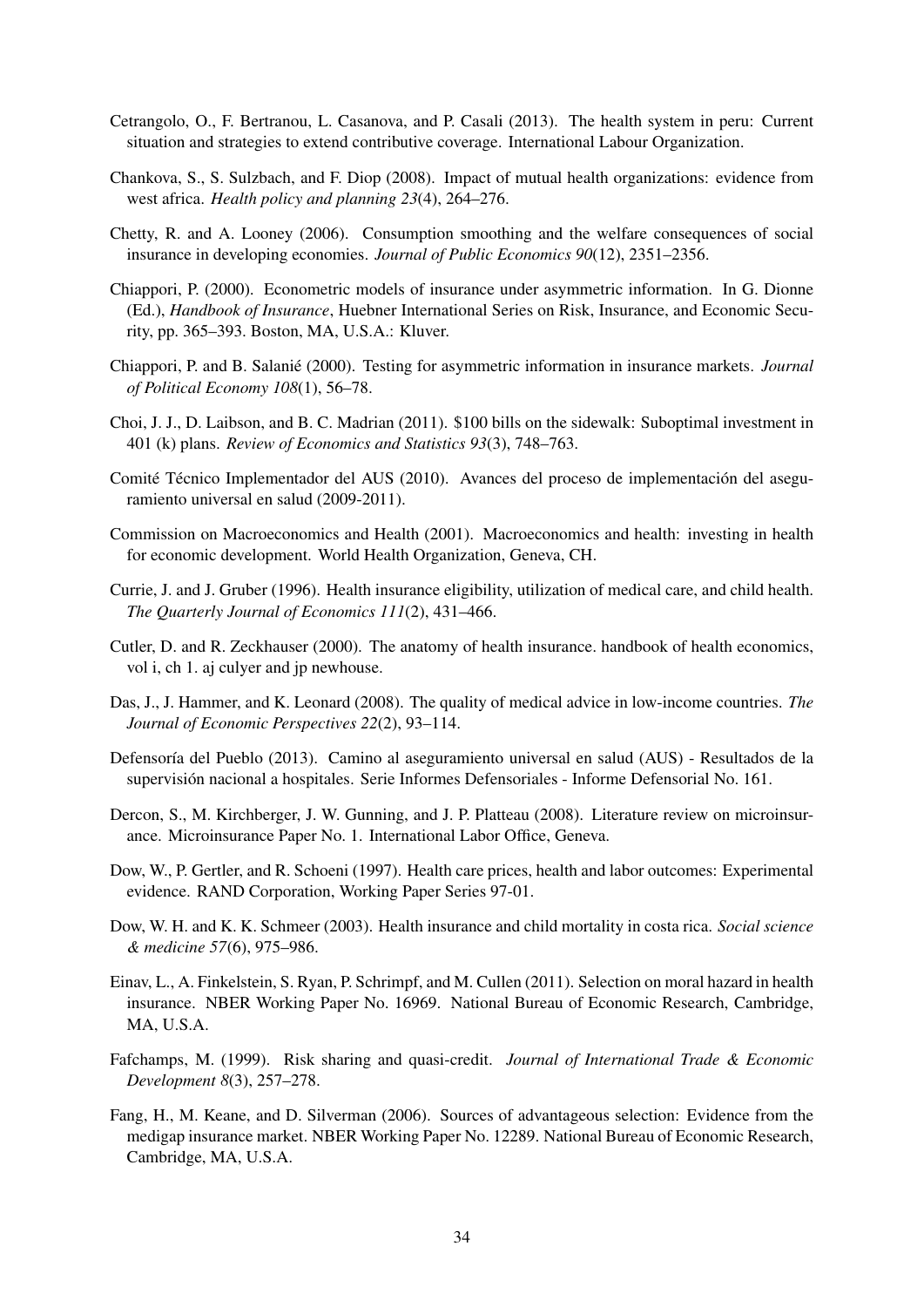Cetrangolo, O., F. Bertranou, L. Casanova, and P. Casali (2013). The health system in peru: Current situation and strategies to extend contributive coverage. International Labour Organization.

Chankova, S., S. Sulzbach, and F. Diop (2008). Impact of mutual health organizations: evidence from west africa. *Health policy and planning 23*(4), 264–276.

Chetty, R. and A. Looney (2006). Consumption smoothing and the welfare consequences of social insurance in developing economies. *Journal of Public Economics 90*(12), 2351–2356.

Chiappori, P. (2000). Econometric models of insurance under asymmetric information. In G. Dionne (Ed.), *Handbook of Insurance*, Huebner International Series on Risk, Insurance, and Economic Security, pp. 365–393. Boston, MA, U.S.A.: Kluver.

Chiappori, P. and B. Salanié (2000). Testing for asymmetric information in insurance markets. *Journal of Political Economy 108*(1), 56–78.

Choi, J. J., D. Laibson, and B. C. Madrian (2011). $100 bills on the sidewalk: Suboptimal investment in 401 (k) plans. *Review of Economics and Statistics 93*(3), 748–763.

Comité Técnico Implementador del AUS (2010). Avances del proceso de implementación del aseguramiento universal en salud (2009-2011).

Commission on Macroeconomics and Health (2001). Macroeconomics and health: investing in health for economic development. World Health Organization, Geneva, CH.

Currie, J. and J. Gruber (1996). Health insurance eligibility, utilization of medical care, and child health. *The Quarterly Journal of Economics 111*(2), 431–466.

Cutler, D. and R. Zeckhauser (2000). The anatomy of health insurance. handbook of health economics, vol i, ch 1. aj culyer and jp newhouse.

Das, J., J. Hammer, and K. Leonard (2008). The quality of medical advice in low-income countries. *The Journal of Economic Perspectives 22*(2), 93–114.

Defensoría del Pueblo (2013). Camino al aseguramiento universal en salud (AUS) - Resultados de la supervisión nacional a hospitales. Serie Informes Defensoriales - Informe Defensorial No. 161.

Dercon, S., M. Kirchberger, J. W. Gunning, and J. P. Platteau (2008). Literature review on microinsurance. Microinsurance Paper No. 1. International Labor Office, Geneva.

Dow, W., P. Gertler, and R. Schoeni (1997). Health care prices, health and labor outcomes: Experimental evidence. RAND Corporation, Working Paper Series 97-01.

Dow, W. H. and K. K. Schmeer (2003). Health insurance and child mortality in costa rica. *Social science & medicine 57*(6), 975–986.

Einav, L., A. Finkelstein, S. Ryan, P. Schrimpf, and M. Cullen (2011). Selection on moral hazard in health insurance. NBER Working Paper No. 16969. National Bureau of Economic Research, Cambridge, MA, U.S.A.

Fafchamps, M. (1999). Risk sharing and quasi-credit. *Journal of International Trade & Economic Development 8*(3), 257–278.

Fang, H., M. Keane, and D. Silverman (2006). Sources of advantageous selection: Evidence from the medigap insurance market. NBER Working Paper No. 12289. National Bureau of Economic Research, Cambridge, MA, U.S.A.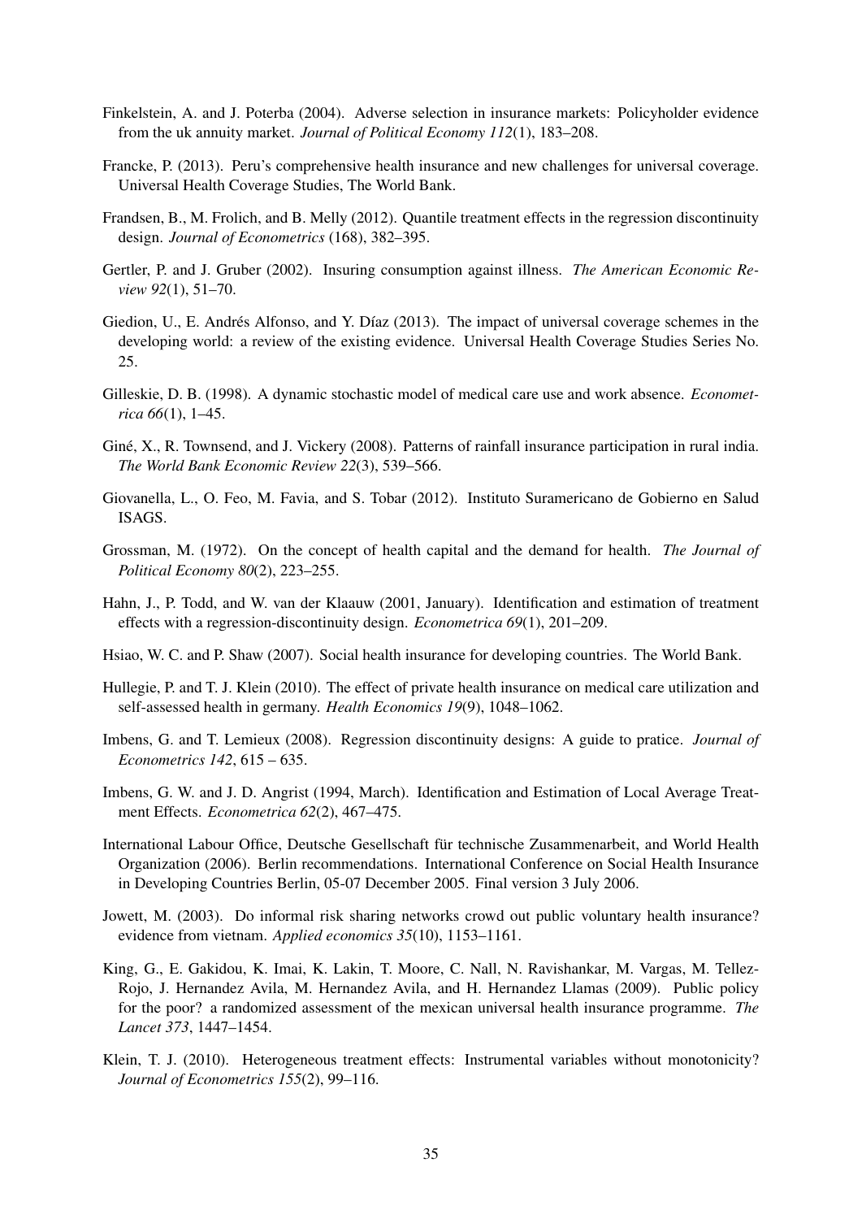Finkelstein, A. and J. Poterba (2004). Adverse selection in insurance markets: Policyholder evidence from the uk annuity market. *Journal of Political Economy 112*(1), 183–208.

Francke, P. (2013). Peru's comprehensive health insurance and new challenges for universal coverage. Universal Health Coverage Studies, The World Bank.

Frandsen, B., M. Frolich, and B. Melly (2012). Quantile treatment effects in the regression discontinuity design. *Journal of Econometrics* (168), 382–395.

Gertler, P. and J. Gruber (2002). Insuring consumption against illness. *The American Economic Review 92*(1), 51–70.

Giedion, U., E. Andrés Alfonso, and Y. Díaz (2013). The impact of universal coverage schemes in the developing world: a review of the existing evidence. Universal Health Coverage Studies Series No. 25.

Gilleskie, D. B. (1998). A dynamic stochastic model of medical care use and work absence. *Econometrica 66*(1), 1–45.

Giné, X., R. Townsend, and J. Vickery (2008). Patterns of rainfall insurance participation in rural india. *The World Bank Economic Review 22*(3), 539–566.

Giovanella, L., O. Feo, M. Favia, and S. Tobar (2012). Instituto Suramericano de Gobierno en Salud ISAGS.

Grossman, M. (1972). On the concept of health capital and the demand for health. *The Journal of Political Economy 80*(2), 223–255.

Hahn, J., P. Todd, and W. van der Klaauw (2001, January). Identification and estimation of treatment effects with a regression-discontinuity design. *Econometrica 69*(1), 201–209.

Hsiao, W. C. and P. Shaw (2007). Social health insurance for developing countries. The World Bank.

Hullegie, P. and T. J. Klein (2010). The effect of private health insurance on medical care utilization and self-assessed health in germany. *Health Economics 19*(9), 1048–1062.

Imbens, G. and T. Lemieux (2008). Regression discontinuity designs: A guide to pratice. *Journal of Econometrics 142*, 615 – 635.

Imbens, G. W. and J. D. Angrist (1994, March). Identification and Estimation of Local Average Treatment Effects. *Econometrica 62*(2), 467–475.

International Labour Office, Deutsche Gesellschaft für technische Zusammenarbeit, and World Health Organization (2006). Berlin recommendations. International Conference on Social Health Insurance in Developing Countries Berlin, 05-07 December 2005. Final version 3 July 2006.

Jowett, M. (2003). Do informal risk sharing networks crowd out public voluntary health insurance? evidence from vietnam. *Applied economics 35*(10), 1153–1161.

King, G., E. Gakidou, K. Imai, K. Lakin, T. Moore, C. Nall, N. Ravishankar, M. Vargas, M. Tellez-Rojo, J. Hernandez Avila, M. Hernandez Avila, and H. Hernandez Llamas (2009). Public policy for the poor? a randomized assessment of the mexican universal health insurance programme. *The Lancet 373*, 1447–1454.

Klein, T. J. (2010). Heterogeneous treatment effects: Instrumental variables without monotonicity? *Journal of Econometrics 155*(2), 99–116.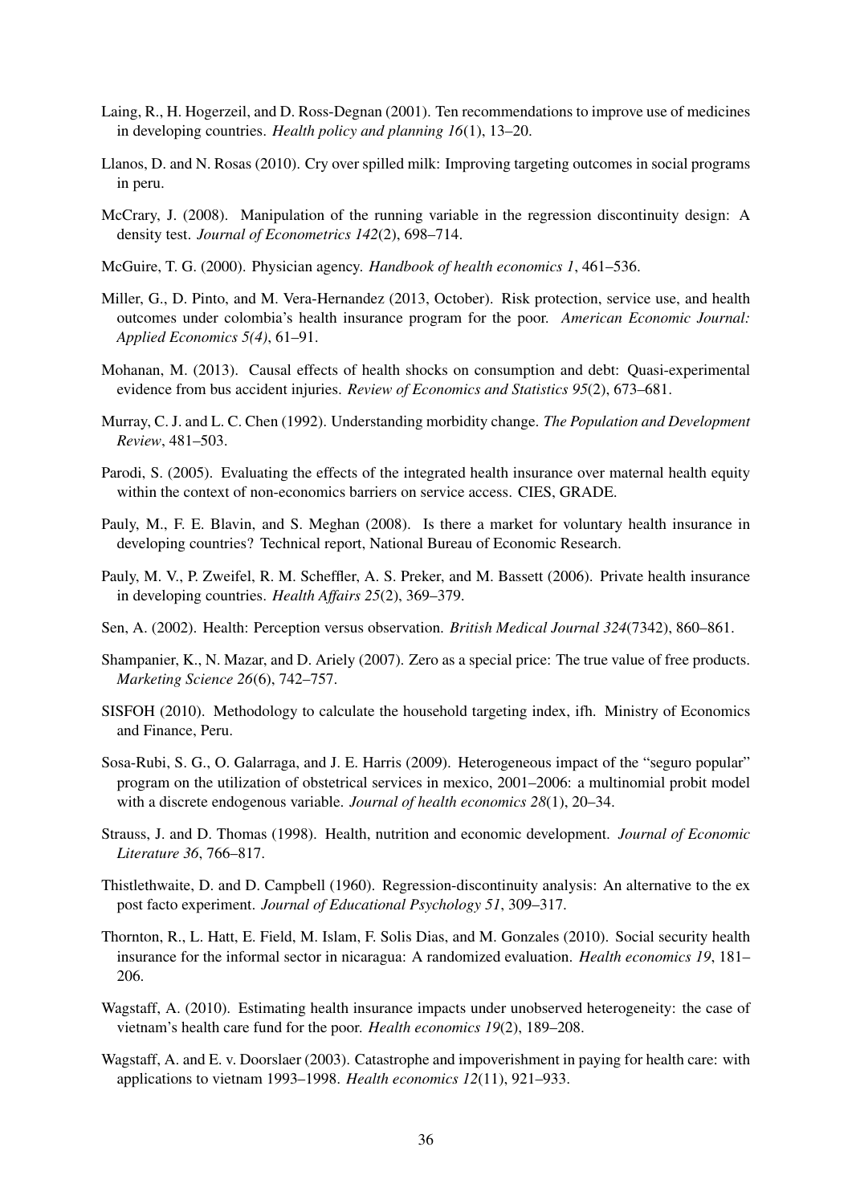Laing, R., H. Hogerzeil, and D. Ross-Degnan (2001). Ten recommendations to improve use of medicines in developing countries. *Health policy and planning 16*(1), 13–20.

Llanos, D. and N. Rosas (2010). Cry over spilled milk: Improving targeting outcomes in social programs in peru.

McCrary, J. (2008). Manipulation of the running variable in the regression discontinuity design: A density test. *Journal of Econometrics 142*(2), 698–714.

McGuire, T. G. (2000). Physician agency. *Handbook of health economics 1*, 461–536.

Miller, G., D. Pinto, and M. Vera-Hernandez (2013, October). Risk protection, service use, and health outcomes under colombia's health insurance program for the poor. *American Economic Journal: Applied Economics 5(4)*, 61–91.

Mohanan, M. (2013). Causal effects of health shocks on consumption and debt: Quasi-experimental evidence from bus accident injuries. *Review of Economics and Statistics 95*(2), 673–681.

Murray, C. J. and L. C. Chen (1992). Understanding morbidity change. *The Population and Development Review*, 481–503.

Parodi, S. (2005). Evaluating the effects of the integrated health insurance over maternal health equity within the context of non-economics barriers on service access. CIES, GRADE.

Pauly, M., F. E. Blavin, and S. Meghan (2008). Is there a market for voluntary health insurance in developing countries? Technical report, National Bureau of Economic Research.

Pauly, M. V., P. Zweifel, R. M. Scheffler, A. S. Preker, and M. Bassett (2006). Private health insurance in developing countries. *Health Affairs 25*(2), 369–379.

Sen, A. (2002). Health: Perception versus observation. *British Medical Journal 324*(7342), 860–861.

Shampanier, K., N. Mazar, and D. Ariely (2007). Zero as a special price: The true value of free products. *Marketing Science 26*(6), 742–757.

SISFOH (2010). Methodology to calculate the household targeting index, ifh. Ministry of Economics and Finance, Peru.

Sosa-Rubi, S. G., O. Galarraga, and J. E. Harris (2009). Heterogeneous impact of the "seguro popular" program on the utilization of obstetrical services in mexico, 2001–2006: a multinomial probit model with a discrete endogenous variable. *Journal of health economics 28*(1), 20–34.

Strauss, J. and D. Thomas (1998). Health, nutrition and economic development. *Journal of Economic Literature 36*, 766–817.

Thistlethwaite, D. and D. Campbell (1960). Regression-discontinuity analysis: An alternative to the ex post facto experiment. *Journal of Educational Psychology 51*, 309–317.

Thornton, R., L. Hatt, E. Field, M. Islam, F. Solis Dias, and M. Gonzales (2010). Social security health insurance for the informal sector in nicaragua: A randomized evaluation. *Health economics 19*, 181–206.

Wagstaff, A. (2010). Estimating health insurance impacts under unobserved heterogeneity: the case of vietnam's health care fund for the poor. *Health economics 19*(2), 189–208.

Wagstaff, A. and E. v. Doorslaer (2003). Catastrophe and impoverishment in paying for health care: with applications to vietnam 1993–1998. *Health economics 12*(11), 921–933.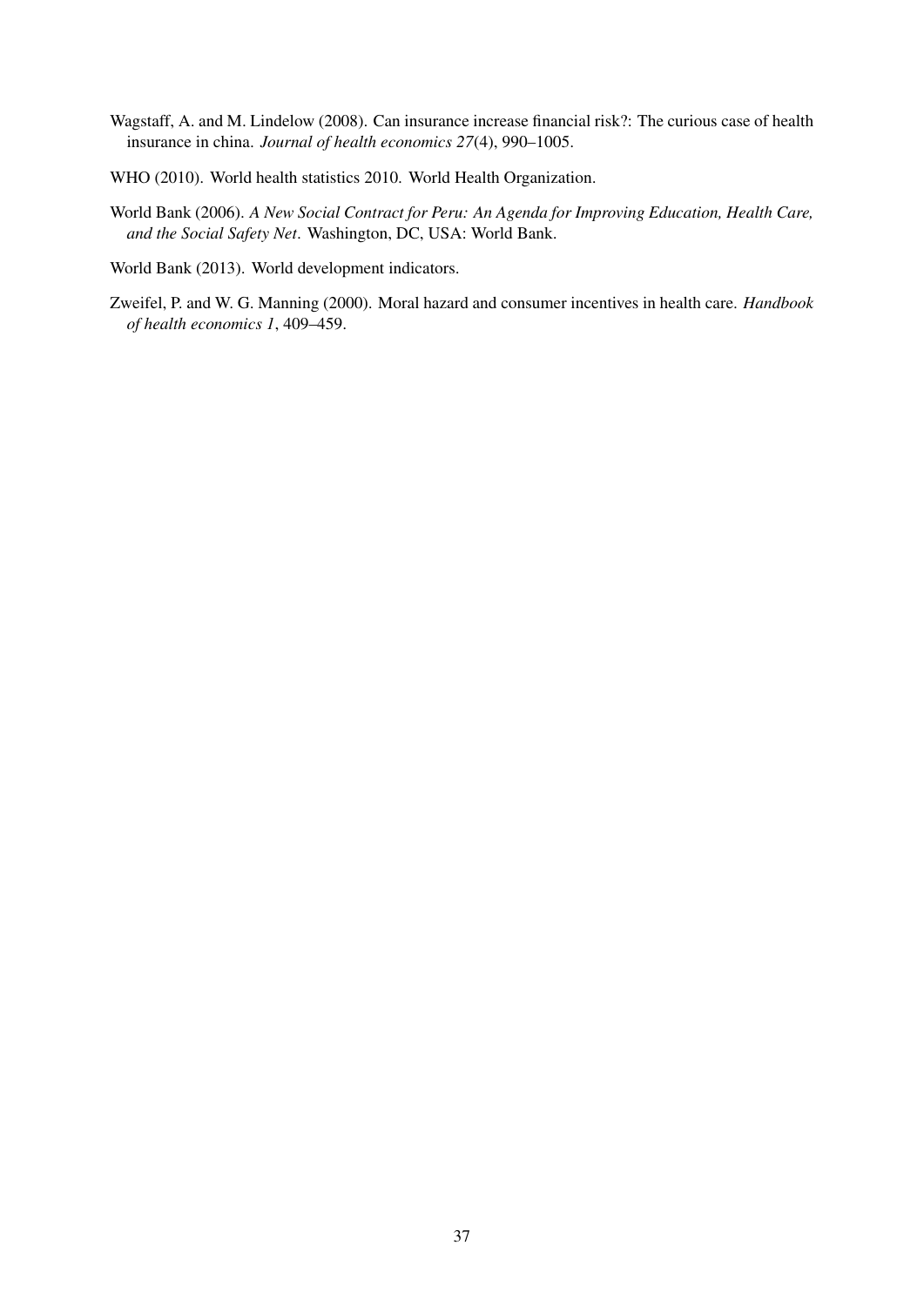Wagstaff, A. and M. Lindelow (2008). Can insurance increase financial risk?: The curious case of health insurance in china. *Journal of health economics 27*(4), 990–1005.

WHO (2010). World health statistics 2010. World Health Organization.

World Bank (2006). *A New Social Contract for Peru: An Agenda for Improving Education, Health Care, and the Social Safety Net*. Washington, DC, USA: World Bank.

World Bank (2013). World development indicators.

Zweifel, P. and W. G. Manning (2000). Moral hazard and consumer incentives in health care. *Handbook of health economics 1*, 409–459.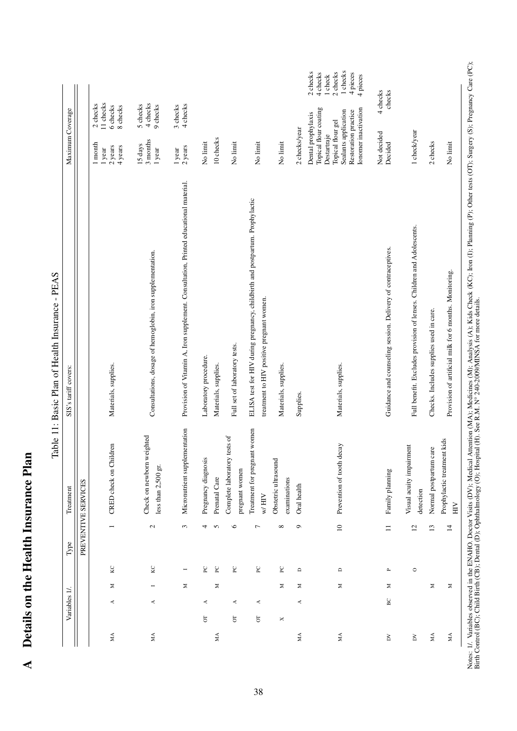# A Details on the Health Insurance Plan

Table 11: Basic Plan of Health Insurance - PEAS

| Variables 1/. | | | | Type | | Treatment | SIS's tariff covers: | Maximum Coverage | |
|---|---|---|---|---|---|---|---|---|---|
| PREVENTIVE SERVICES | | | | | | | | | |
| MA | | A | M | KC | 1 | CRED check on Children | Materials, supplies. | 1 month<br>1 year<br>2 years<br>4 years | 2 checks<br>11 checks<br>6 checks<br>8 checks |
| MA | | A | I | KC | 2 | Check on newborn weighted less than 2,500 gr. | Consultations, dosage of hemoglobin, iron supplementation. | 15 days<br>3 months<br>1 year | 5 checks<br>4 checks<br>9 checks |
| | | | M | I | 3 | Micronutrient supplementation | Provision of Vitamin A, Iron supplement. Consultation, Printed educational material. | 1 year<br>2 years | 3 checks<br>4 checks |
| | OT | A | | PC | 4 | Pregnancy diagnosis | Laboratory procedure. | No limit | |
| MA | | | M | PC | 5 | Prenatal Care | Materials, supplies. | 10 checks | |
| | OT | A | | PC | 6 | Complete laboratory tests of pregnant women | Full set of laboratory tests. | No limit | |
| | OT | A | | PC | 7 | Treatment for pregnant women w/ HIV | ELISA test for HIV during pregnancy, childbirth and postpartum. Prophylactic treatment to HIV positive pregnant women. | No limit | |
| | X | | M | PC | 8 | Obstetric ultrasound examinations | Materials, supplies. | No limit | |
| MA | | A | M | D | 9 | Oral health | Supplies. | 2 checks/year | |
| MA | | | M | D | 10 | Prevention of tooth decay | Materials, supplies. | Dental prophylaxis<br>Topical flour coating<br>Destartraje<br>Topical flour gel<br>Sealants application<br>Restoration practice<br>Ionomer inactivation | 2 checks<br>4 checks<br>1 check<br>2 checks<br>1 checks<br>4 pieces<br>4 pieces |
| DV | | BC | M | P | 11 | Family planning | Guidance and counseling session. Delivery of contraceptives. | Not decided<br>Decided | 4 checks<br>checks |
| DV | | | | O | 12 | Visual acuity impairment detection | Full benefit. Excludes provision of lenses. Children and Adolescents. | 1 check/year | |
| MA | | | M | | 13 | Normal postpartum care | Checks. Includes supplies used in care. | 2 checks | |
| MA | | | M | | 14 | Prophylactic treatment kids HIV | Provision of artificial milk for 6 months. Monitoring. | No limit | |

Notes: 1/. Variables observed in the ENAHO. Doctor Visits (DV); Medical Attention (MA); Medicines (M); Analysis (A); Kids Check (KC); Iron (I); Planning (P); Other tests (OT); Surgery (S); Pregnancy Care (PC); Birth Control (BC); Child Birth (CB); Dental (D); Ophthalmology (O); Hospital (H). See R.M. N° 240-2009/MINSA for more details.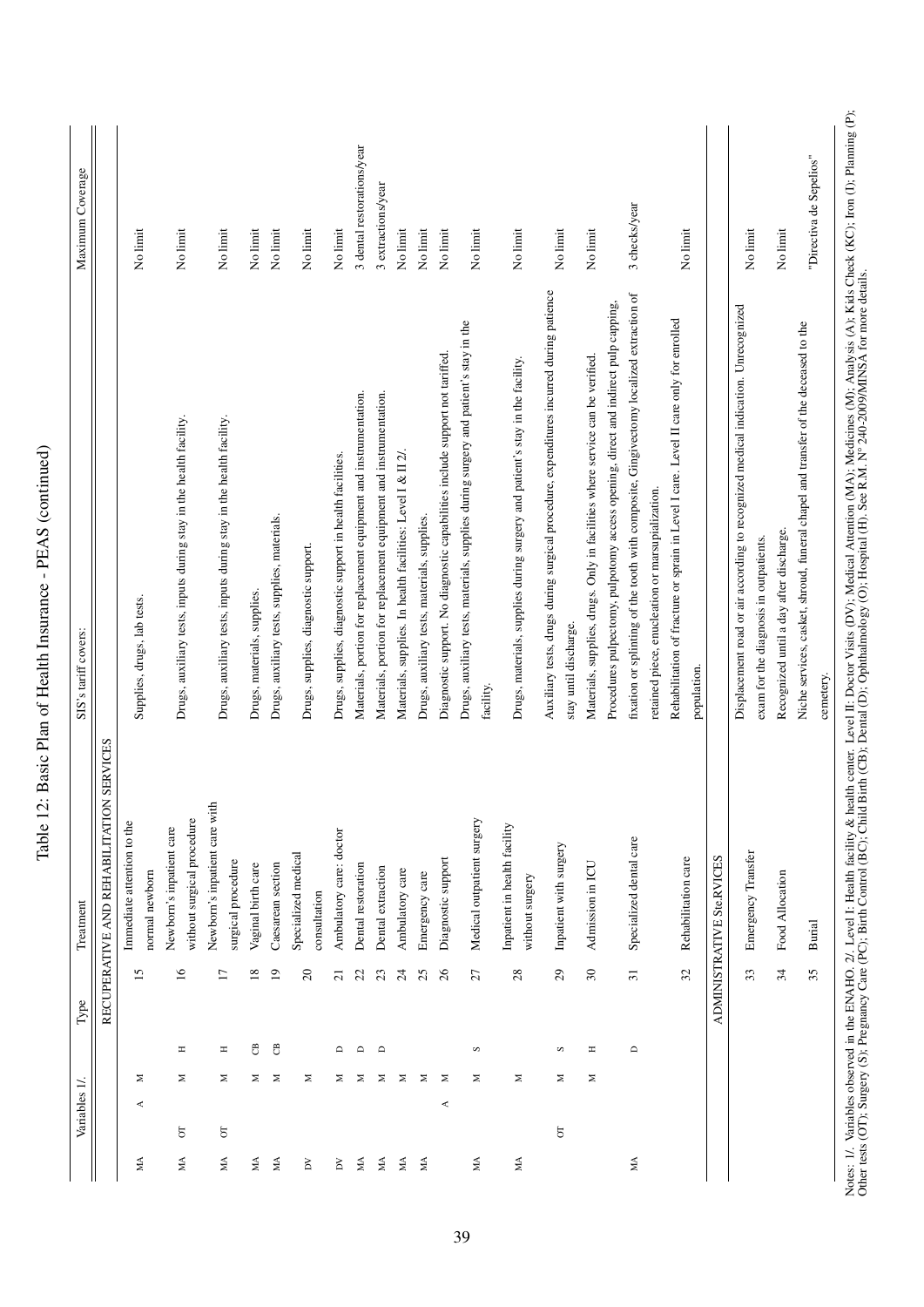Table 12: Basic Plan of Health Insurance - PEAS (continued)

| Variables 1/. | | | | | Type | Treatment | SIS's tariff covers: | Maximum Coverage |
|---|---|---|---|---|---|---|---|---|
| | | | | | | RECUPERATIVE AND REHABILITATION SERVICES | | |
| MA | | A | M | | 15 | Immediate attention to the normal newborn | Supplies, drugs, lab tests. | No limit |
| MA | OT | | M | H | 16 | Newborn's inpatient care without surgical procedure | Drugs, auxiliary tests, inputs during stay in the health facility. | No limit |
| MA | OT | | M | H | 17 | Newborn's inpatient care with surgical procedure | Drugs, auxiliary tests, inputs during stay in the health facility. | No limit |
| MA | | | M | CB | 18 | Vaginal birth care | Drugs, materials, supplies. | No limit |
| MA | | | M | CB | 19 | Caesarean section | Drugs, auxiliary tests, supplies, materials. | No limit |
| DV | | | M | | 20 | Specialized medical consultation | Drugs, supplies, diagnostic support. | No limit |
| DV | | | M | D | 21 | Ambulatory care: doctor | Drugs, supplies, diagnostic support in health facilities. | No limit |
| MA | | | M | D | 22 | Dental restoration | Materials, portion for replacement equipment and instrumentation. | 3 dental restorations/year |
| MA | | | M | D | 23 | Dental extraction | Materials, portion for replacement equipment and instrumentation. | 3 extractions/year |
| MA | | | M | | 24 | Ambulatory care | Materials, supplies. In health facilities: Level I & II 2/. | No limit |
| MA | | | M | | 25 | Emergency care | Drugs, auxiliary tests, materials, supplies. | No limit |
| | | A | M | | 26 | Diagnostic support | Diagnostic support. No diagnostic capabilities include support not tariffed. | No limit |
| MA | | | M | S | 27 | Medical outpatient surgery | Drugs, auxiliary tests, materials, supplies during surgery and patient's stay in the facility. | No limit |
| MA | | | M | | 28 | Inpatient in health facility without surgery | Drugs, materials, supplies during surgery and patient's stay in the facility. | No limit |
| | OT | | M | S | 29 | Inpatient with surgery | Auxiliary tests, drugs during surgical procedure, expenditures incurred during patience stay until discharge. | No limit |
| | | | M | H | 30 | Admission in ICU | Materials, supplies, drugs. Only in facilities where service can be verified. | No limit |
| MA | | | | D | 31 | Specialized dental care | Procedures pulpectomy, pulpotomy access opening, direct and indirect pulp capping, fixation or splinting of the tooth with composite, Gingivectomy localized extraction of retained piece, enucleation or marsupialization. | 3 checks/year |
| | | | | | 32 | Rehabilitation care | Rehabilitation of fracture or sprain in Level I care. Level II care only for enrolled population. | No limit |
| | | | | | | ADMINISTRATIVE SERVICES | | |
| | | | | | 33 | Emergency Transfer | Displacement road or air according to recognized medical indication. Unrecognized exam for the diagnosis in outpatients. | No limit |
| | | | | | 34 | Food Allocation | Recognized until a day after discharge. | No limit |
| | | | | | 35 | Burial | Niche services, casket, shroud, funeral chapel and transfer of the deceased to the cemetery. | "Directiva de Sepelios" |

Notes: 1/. Variables observed in the ENAHO. 2/. Level I: Health facility & health center. Level II: Doctor Visits (DV); Medical Attention (MA); Medicines (M); Analysis (A); Kids Check (KC); Iron (I); Planning (P); Other tests (OT); Surgery (S); Pregnancy Care (PC); Birth Control (BC); Child Birth (CB); Dental (D); Ophthalmology (O); Hospital (H). See R.M. N° 240-2009/MINSA for more details.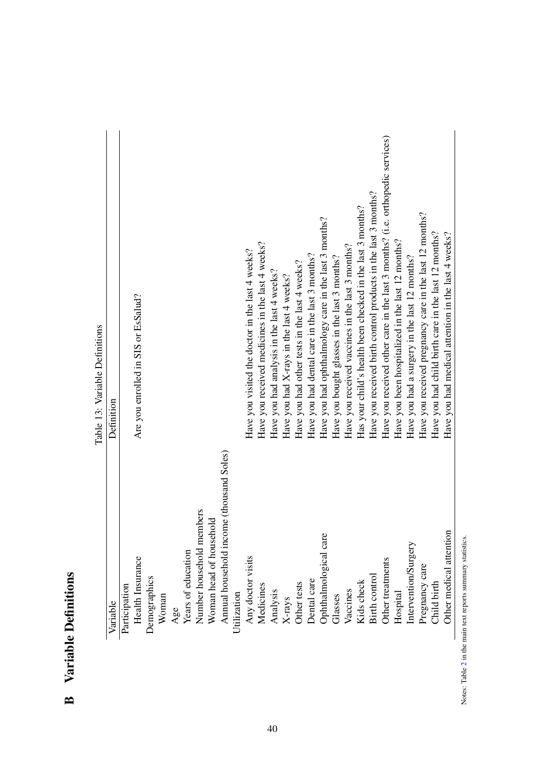# B Variable Definitions

Table 13: Variable Definitions

| Variable | Definition |
|---|---|
| Participation | |
| Health Insurance | Are you enrolled in SIS or EsSalud? |
| Demographics | |
| Woman | |
| Age | |
| Years of education | |
| Number household members | |
| Woman head of household | |
| Annual household income (thousand Soles) | |
| Utilization | |
| Any doctor visits | Have you visited the doctor in the last 4 weeks? |
| Medicines | Have you received medicines in the last 4 weeks? |
| Analysis | Have you had analysis in the last 4 weeks? |
| X-rays | Have you had X-rays in the last 4 weeks? |
| Other tests | Have you had other tests in the last 4 weeks? |
| Dental care | Have you had dental care in the last 3 months? |
| Ophthalmological care | Have you had ophthalmology care in the last 3 months? |
| Glasses | Have you bought glasses in the last 3 months? |
| Vaccines | Have you received vaccines in the last 3 months? |
| Kids check | Has your child's health been checked in the last 3 months? |
| Birth control | Have you received birth control products in the last 3 months? |
| Other treatments | Have you received other care in the last 3 months? (i.e. orthopedic services) |
| Hospital | Have you been hospitalized in the last 12 months? |
| Intervention/Surgery | Have you had a surgery in the last 12 months? |
| Pregnancy care | Have you received pregnancy care in the last 12 months? |
| Child birth | Have you had child birth care in the last 12 months? |
| Other medical attention | Have you had medical attention in the last 4 weeks? |

Notes: Table 2 in the main text reports summary statistics.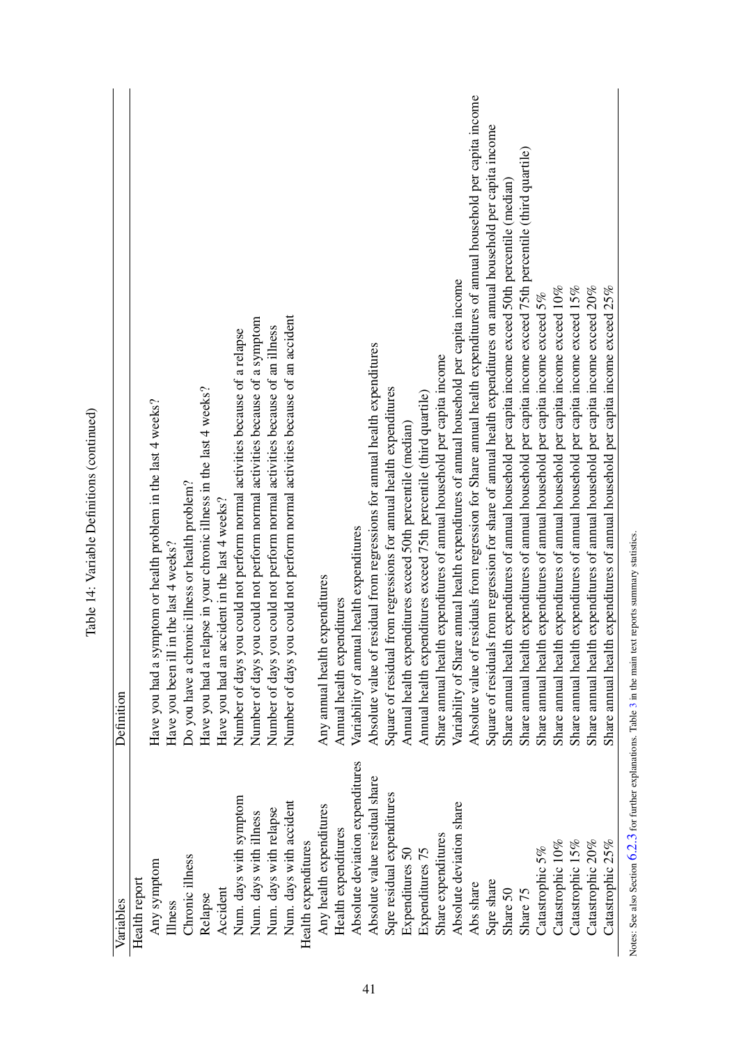Table 14: Variable Definitions (continued)

| Variables | Definition |
|---|---|
| Health report | |
| Any symptom | Have you had a symptom or health problem in the last 4 weeks? |
| Illness | Have you been ill in the last 4 weeks? |
| Chronic illness | Do you have a chronic illness or health problem? |
| Relapse | Have you had a relapse in your chronic illness in the last 4 weeks? |
| Accident | Have you had an accident in the last 4 weeks? |
| Num. days with symptom | Number of days you could not perform normal activities because of a relapse |
| Num. days with illness | Number of days you could not perform normal activities because of a symptom |
| Num. days with relapse | Number of days you could not perform normal activities because of an illness |
| Num. days with accident | Number of days you could not perform normal activities because of an accident |
| Health expenditures | |
| Any health expenditures | Any annual health expenditures |
| Health expenditures | Annual health expenditures |
| Absolute deviation expenditures | Variability of annual health expenditures |
| Absolute value residual share | Absolute value of residual from regressions for annual health expenditures |
| Sqre residual expenditures | Square of residual from regressions for annual health expenditures |
| Expenditures 50 | Annual health expenditures exceed 50th percentile (median) |
| Expenditures 75 | Annual health expenditures exceed 75th percentile (third quartile) |
| Share expenditures | Share annual health expenditures of annual household per capita income |
| Absolute deviation share | Variability of Share annual health expenditures of annual household per capita income |
| Abs share | Absolute value of residuals from regression for Share annual health expenditures of annual household per capita income |
| Sqre share | Square of residuals from regression for share of annual health expenditures on annual household per capita income |
| Share 50 | Share annual health expenditures of annual household per capita income exceed 50th percentile (median) |
| Share 75 | Share annual health expenditures of annual household per capita income exceed 75th percentile (third quartile) |
| Catastrophic 5% | Share annual health expenditures of annual household per capita income exceed 5% |
| Catastrophic 10% | Share annual health expenditures of annual household per capita income exceed 10% |
| Catastrophic 15% | Share annual health expenditures of annual household per capita income exceed 15% |
| Catastrophic 20% | Share annual health expenditures of annual household per capita income exceed 20% |
| Catastrophic 25% | Share annual health expenditures of annual household per capita income exceed 25% |

Notes: See also Section 6.2.3 for further explanations. Table 3 in the main text reports summary statistics.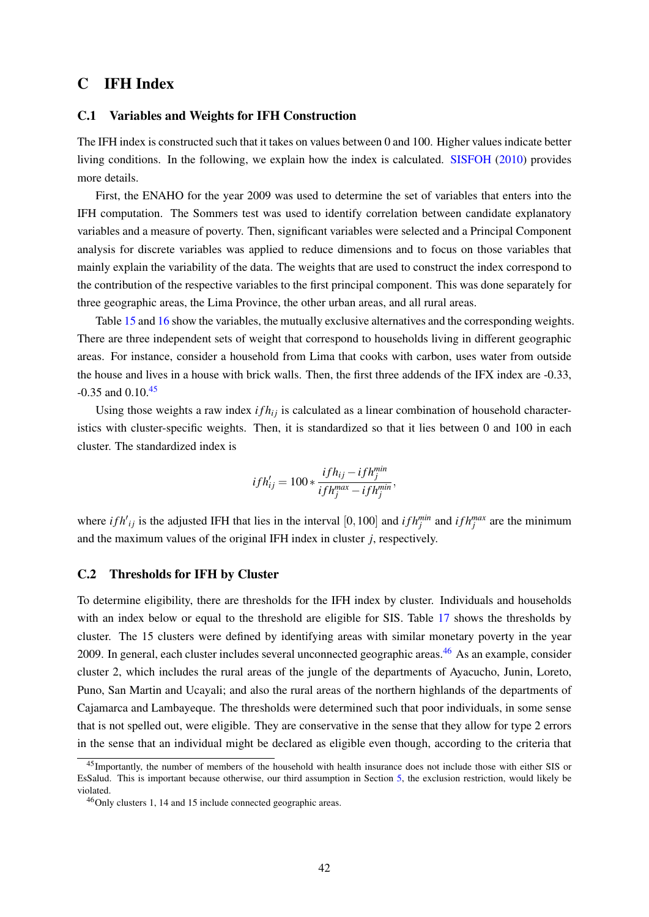# C IFH Index

## C.1 Variables and Weights for IFH Construction

The IFH index is constructed such that it takes on values between 0 and 100. Higher values indicate better living conditions. In the following, we explain how the index is calculated. SISFOH (2010) provides more details.

First, the ENAHO for the year 2009 was used to determine the set of variables that enters into the IFH computation. The Sommers test was used to identify correlation between candidate explanatory variables and a measure of poverty. Then, significant variables were selected and a Principal Component analysis for discrete variables was applied to reduce dimensions and to focus on those variables that mainly explain the variability of the data. The weights that are used to construct the index correspond to the contribution of the respective variables to the first principal component. This was done separately for three geographic areas, the Lima Province, the other urban areas, and all rural areas.

Table 15 and 16 show the variables, the mutually exclusive alternatives and the corresponding weights. There are three independent sets of weight that correspond to households living in different geographic areas. For instance, consider a household from Lima that cooks with carbon, uses water from outside the house and lives in a house with brick walls. Then, the first three addends of the IFX index are -0.33, -0.35 and 0.10.[45]

Using those weights a raw index $ifh_{ij}$ is calculated as a linear combination of household characteristics with cluster-specific weights. Then, it is standardized so that it lies between 0 and 100 in each cluster. The standardized index is

$$ifh'_{ij} = 100 * \frac{ifh_{ij} - ifh_j^{min}}{ifh_j^{max} - ifh_j^{min}},$$

where $ifh'_{ij}$ is the adjusted IFH that lies in the interval $[0, 100]$ and $ifh_j^{min}$ and $ifh_j^{max}$ are the minimum and the maximum values of the original IFH index in cluster $j$, respectively.

## C.2 Thresholds for IFH by Cluster

To determine eligibility, there are thresholds for the IFH index by cluster. Individuals and households with an index below or equal to the threshold are eligible for SIS. Table 17 shows the thresholds by cluster. The 15 clusters were defined by identifying areas with similar monetary poverty in the year 2009. In general, each cluster includes several unconnected geographic areas.[46] As an example, consider cluster 2, which includes the rural areas of the jungle of the departments of Ayacucho, Junin, Loreto, Puno, San Martin and Ucayali; and also the rural areas of the northern highlands of the departments of Cajamarca and Lambayeque. The thresholds were determined such that poor individuals, in some sense that is not spelled out, were eligible. They are conservative in the sense that they allow for type 2 errors in the sense that an individual might be declared as eligible even though, according to the criteria that

[45] Importantly, the number of members of the household with health insurance does not include those with either SIS or EsSalud. This is important because otherwise, our third assumption in Section 5, the exclusion restriction, would likely be violated.

[46] Only clusters 1, 14 and 15 include connected geographic areas.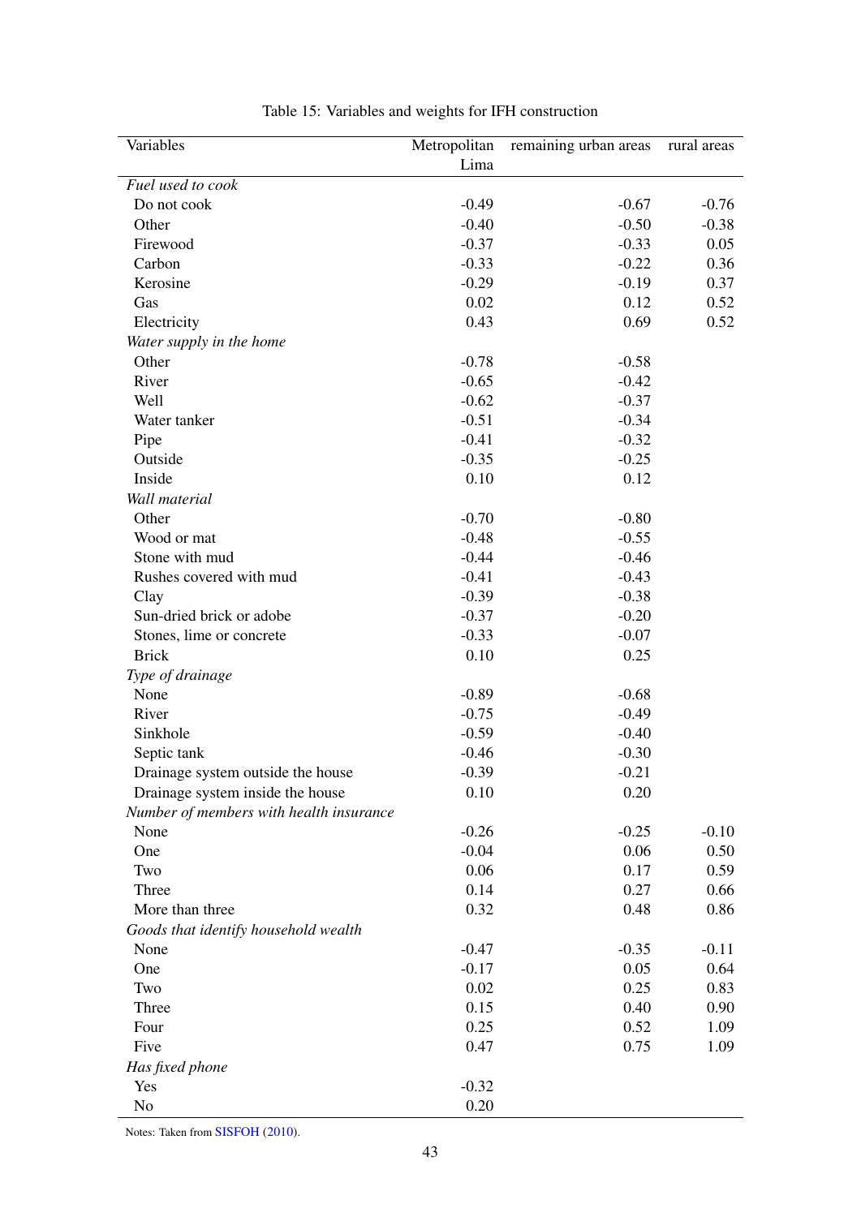Table 15: Variables and weights for IFH construction

| Variables | Metropolitan Lima | remaining urban areas | rural areas |
|---|---|---|---|
| *Fuel used to cook* | | | |
| Do not cook | -0.49 | -0.67 | -0.76 |
| Other | -0.40 | -0.50 | -0.38 |
| Firewood | -0.37 | -0.33 | 0.05 |
| Carbon | -0.33 | -0.22 | 0.36 |
| Kerosine | -0.29 | -0.19 | 0.37 |
| Gas | 0.02 | 0.12 | 0.52 |
| Electricity | 0.43 | 0.69 | 0.52 |
| *Water supply in the home* | | | |
| Other | -0.78 | -0.58 | |
| River | -0.65 | -0.42 | |
| Well | -0.62 | -0.37 | |
| Water tanker | -0.51 | -0.34 | |
| Pipe | -0.41 | -0.32 | |
| Outside | -0.35 | -0.25 | |
| Inside | 0.10 | 0.12 | |
| *Wall material* | | | |
| Other | -0.70 | -0.80 | |
| Wood or mat | -0.48 | -0.55 | |
| Stone with mud | -0.44 | -0.46 | |
| Rushes covered with mud | -0.41 | -0.43 | |
| Clay | -0.39 | -0.38 | |
| Sun-dried brick or adobe | -0.37 | -0.20 | |
| Stones, lime or concrete | -0.33 | -0.07 | |
| Brick | 0.10 | 0.25 | |
| *Type of drainage* | | | |
| None | -0.89 | -0.68 | |
| River | -0.75 | -0.49 | |
| Sinkhole | -0.59 | -0.40 | |
| Septic tank | -0.46 | -0.30 | |
| Drainage system outside the house | -0.39 | -0.21 | |
| Drainage system inside the house | 0.10 | 0.20 | |
| *Number of members with health insurance* | | | |
| None | -0.26 | -0.25 | -0.10 |
| One | -0.04 | 0.06 | 0.50 |
| Two | 0.06 | 0.17 | 0.59 |
| Three | 0.14 | 0.27 | 0.66 |
| More than three | 0.32 | 0.48 | 0.86 |
| *Goods that identify household wealth* | | | |
| None | -0.47 | -0.35 | -0.11 |
| One | -0.17 | 0.05 | 0.64 |
| Two | 0.02 | 0.25 | 0.83 |
| Three | 0.15 | 0.40 | 0.90 |
| Four | 0.25 | 0.52 | 1.09 |
| Five | 0.47 | 0.75 | 1.09 |
| *Has fixed phone* | | | |
| Yes | -0.32 | | |
| No | 0.20 | | |

Notes: Taken from SISFOH (2010).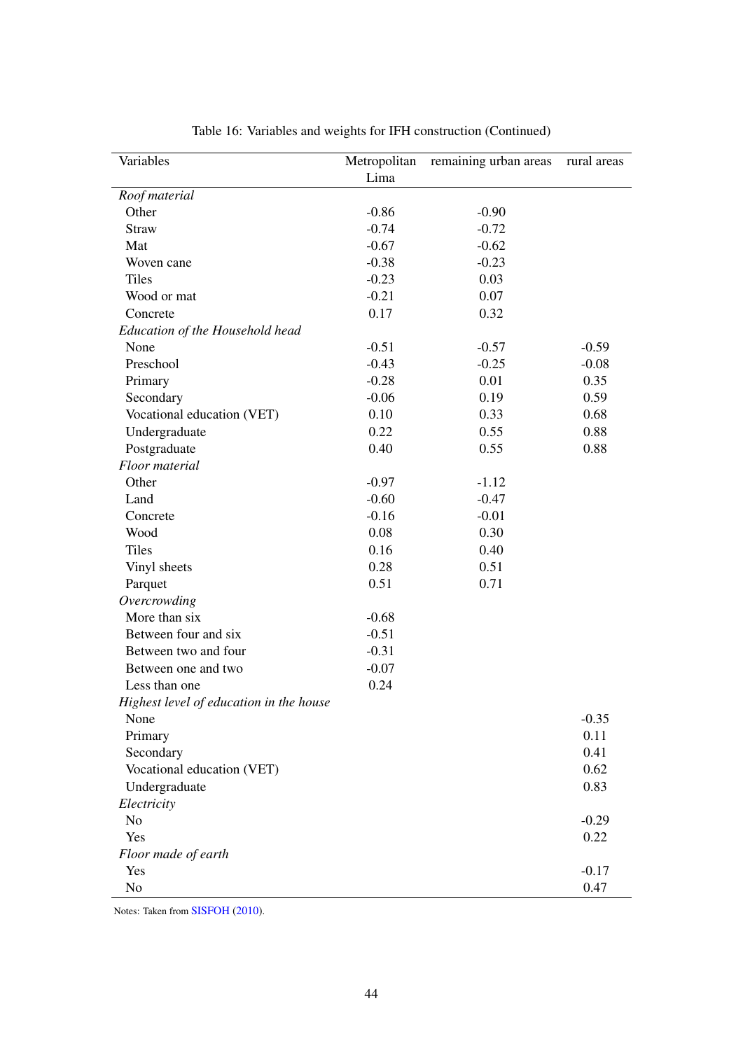Table 16: Variables and weights for IFH construction (Continued)

| Variables | Metropolitan Lima | remaining urban areas | rural areas |
|---|---|---|---|
| *Roof material* | | | |
| Other | -0.86 | -0.90 | |
| Straw | -0.74 | -0.72 | |
| Mat | -0.67 | -0.62 | |
| Woven cane | -0.38 | -0.23 | |
| Tiles | -0.23 | 0.03 | |
| Wood or mat | -0.21 | 0.07 | |
| Concrete | 0.17 | 0.32 | |
| *Education of the Household head* | | | |
| None | -0.51 | -0.57 | -0.59 |
| Preschool | -0.43 | -0.25 | -0.08 |
| Primary | -0.28 | 0.01 | 0.35 |
| Secondary | -0.06 | 0.19 | 0.59 |
| Vocational education (VET) | 0.10 | 0.33 | 0.68 |
| Undergraduate | 0.22 | 0.55 | 0.88 |
| Postgraduate | 0.40 | 0.55 | 0.88 |
| *Floor material* | | | |
| Other | -0.97 | -1.12 | |
| Land | -0.60 | -0.47 | |
| Concrete | -0.16 | -0.01 | |
| Wood | 0.08 | 0.30 | |
| Tiles | 0.16 | 0.40 | |
| Vinyl sheets | 0.28 | 0.51 | |
| Parquet | 0.51 | 0.71 | |
| *Overcrowding* | | | |
| More than six | -0.68 | | |
| Between four and six | -0.51 | | |
| Between two and four | -0.31 | | |
| Between one and two | -0.07 | | |
| Less than one | 0.24 | | |
| *Highest level of education in the house* | | | |
| None | | | -0.35 |
| Primary | | | 0.11 |
| Secondary | | | 0.41 |
| Vocational education (VET) | | | 0.62 |
| Undergraduate | | | 0.83 |
| *Electricity* | | | |
| No | | | -0.29 |
| Yes | | | 0.22 |
| *Floor made of earth* | | | |
| Yes | | | -0.17 |
| No | | | 0.47 |

Notes: Taken from SISFOH (2010).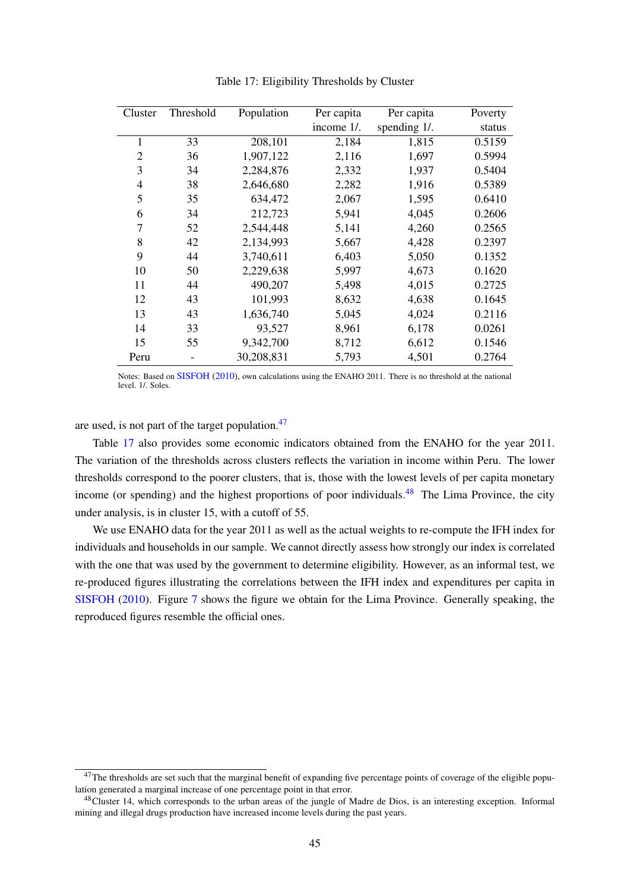Table 17: Eligibility Thresholds by Cluster

| Cluster | Threshold | Population | Per capita income 1/. | Per capita spending 1/. | Poverty status |
|---|---|---|---|---|---|
| 1 | 33 | 208,101 | 2,184 | 1,815 | 0.5159 |
| 2 | 36 | 1,907,122 | 2,116 | 1,697 | 0.5994 |
| 3 | 34 | 2,284,876 | 2,332 | 1,937 | 0.5404 |
| 4 | 38 | 2,646,680 | 2,282 | 1,916 | 0.5389 |
| 5 | 35 | 634,472 | 2,067 | 1,595 | 0.6410 |
| 6 | 34 | 212,723 | 5,941 | 4,045 | 0.2606 |
| 7 | 52 | 2,544,448 | 5,141 | 4,260 | 0.2565 |
| 8 | 42 | 2,134,993 | 5,667 | 4,428 | 0.2397 |
| 9 | 44 | 3,740,611 | 6,403 | 5,050 | 0.1352 |
| 10 | 50 | 2,229,638 | 5,997 | 4,673 | 0.1620 |
| 11 | 44 | 490,207 | 5,498 | 4,015 | 0.2725 |
| 12 | 43 | 101,993 | 8,632 | 4,638 | 0.1645 |
| 13 | 43 | 1,636,740 | 5,045 | 4,024 | 0.2116 |
| 14 | 33 | 93,527 | 8,961 | 6,178 | 0.0261 |
| 15 | 55 | 9,342,700 | 8,712 | 6,612 | 0.1546 |
| Peru | - | 30,208,831 | 5,793 | 4,501 | 0.2764 |

Notes: Based on SISFOH (2010), own calculations using the ENAHO 2011. There is no threshold at the national level. 1/. Soles.

are used, is not part of the target population.[47]

Table 17 also provides some economic indicators obtained from the ENAHO for the year 2011. The variation of the thresholds across clusters reflects the variation in income within Peru. The lower thresholds correspond to the poorer clusters, that is, those with the lowest levels of per capita monetary income (or spending) and the highest proportions of poor individuals.[48] The Lima Province, the city under analysis, is in cluster 15, with a cutoff of 55.

We use ENAHO data for the year 2011 as well as the actual weights to re-compute the IFH index for individuals and households in our sample. We cannot directly assess how strongly our index is correlated with the one that was used by the government to determine eligibility. However, as an informal test, we re-produced figures illustrating the correlations between the IFH index and expenditures per capita in SISFOH (2010). Figure 7 shows the figure we obtain for the Lima Province. Generally speaking, the reproduced figures resemble the official ones.

[47] The thresholds are set such that the marginal benefit of expanding five percentage points of coverage of the eligible population generated a marginal increase of one percentage point in that error.

[48] Cluster 14, which corresponds to the urban areas of the jungle of Madre de Dios, is an interesting exception. Informal mining and illegal drugs production have increased income levels during the past years.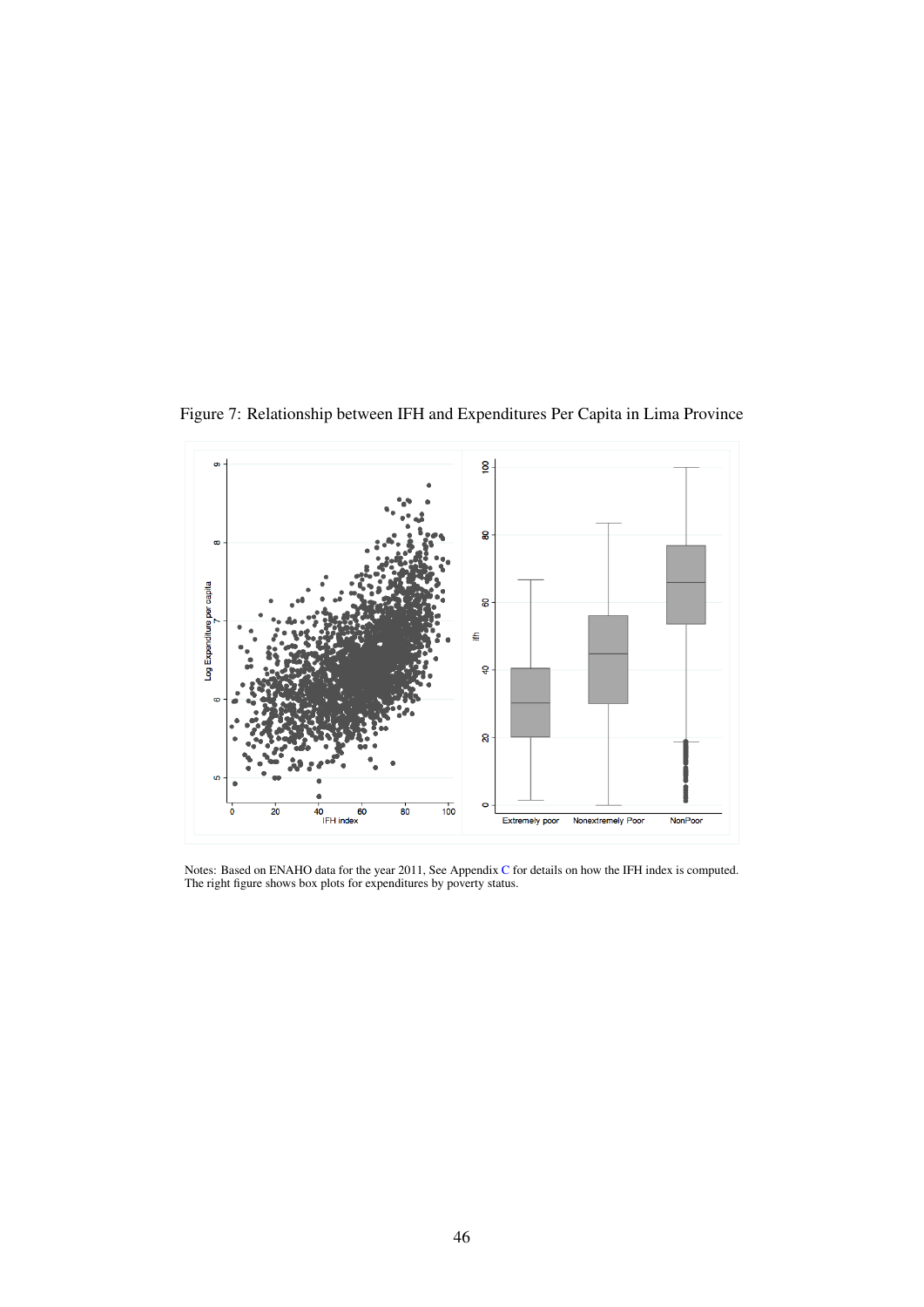Figure 7: Relationship between IFH and Expenditures Per Capita in Lima Province

Notes: Based on ENAHO data for the year 2011, See Appendix C for details on how the IFH index is computed. The right figure shows box plots for expenditures by poverty status.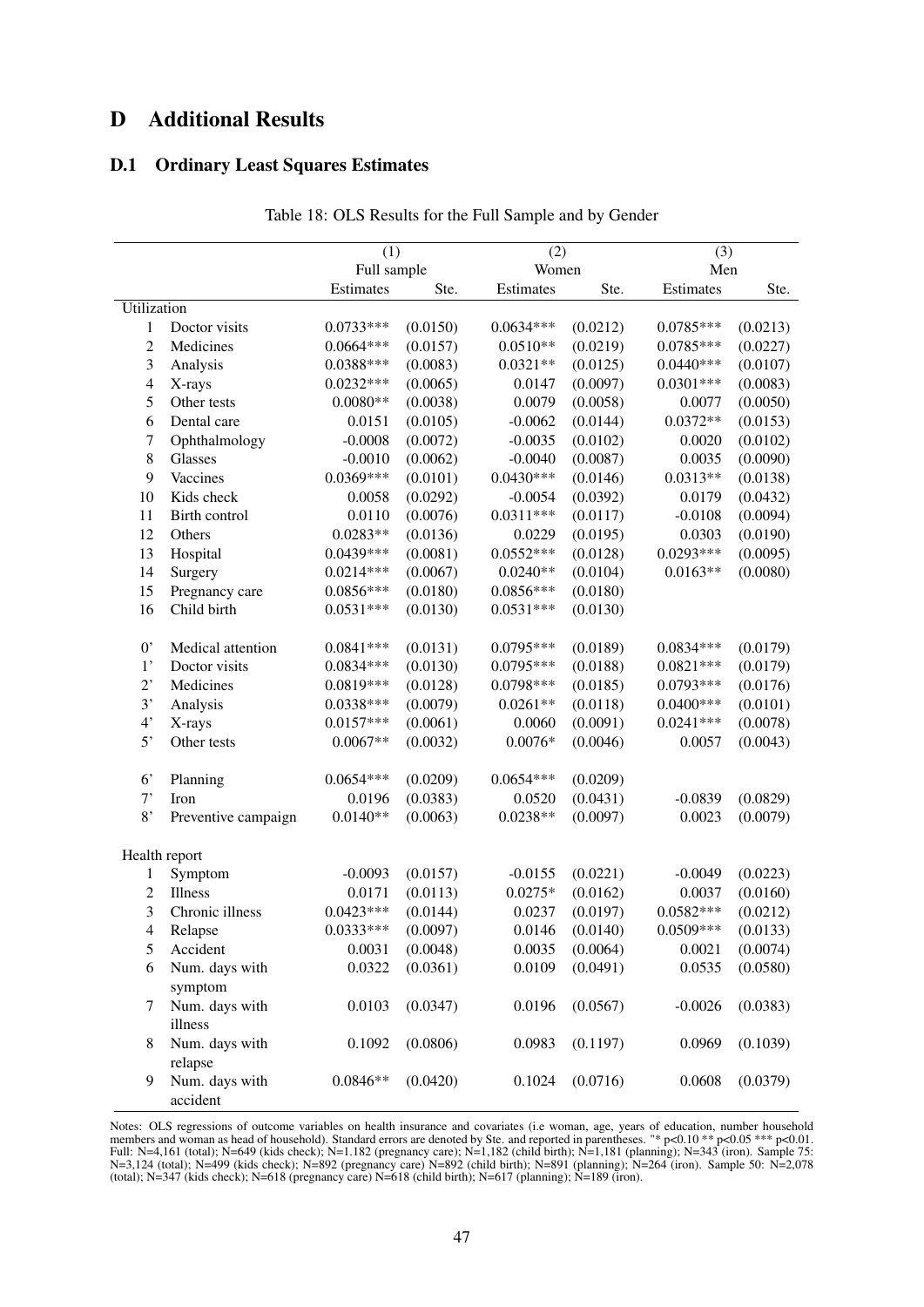# D Additional Results

## D.1 Ordinary Least Squares Estimates

Table 18: OLS Results for the Full Sample and by Gender

| | | (1) | | (2) | | (3) | |
|---|---|---|---|---|---|---|---|
| | | Full sample | | Women | | Men | |
| | | Estimates | Ste. | Estimates | Ste. | Estimates | Ste. |
| Utilization | | | | | | | |
| 1 | Doctor visits | 0.0733*** | (0.0150) | 0.0634*** | (0.0212) | 0.0785*** | (0.0213) |
| 2 | Medicines | 0.0664*** | (0.0157) | 0.0510** | (0.0219) | 0.0785*** | (0.0227) |
| 3 | Analysis | 0.0388*** | (0.0083) | 0.0321** | (0.0125) | 0.0440*** | (0.0107) |
| 4 | X-rays | 0.0232*** | (0.0065) | 0.0147 | (0.0097) | 0.0301*** | (0.0083) |
| 5 | Other tests | 0.0080** | (0.0038) | 0.0079 | (0.0058) | 0.0077 | (0.0050) |
| 6 | Dental care | 0.0151 | (0.0105) | -0.0062 | (0.0144) | 0.0372** | (0.0153) |
| 7 | Ophthalmology | -0.0008 | (0.0072) | -0.0035 | (0.0102) | 0.0020 | (0.0102) |
| 8 | Glasses | -0.0010 | (0.0062) | -0.0040 | (0.0087) | 0.0035 | (0.0090) |
| 9 | Vaccines | 0.0369*** | (0.0101) | 0.0430*** | (0.0146) | 0.0313** | (0.0138) |
| 10 | Kids check | 0.0058 | (0.0292) | -0.0054 | (0.0392) | 0.0179 | (0.0432) |
| 11 | Birth control | 0.0110 | (0.0076) | 0.0311*** | (0.0117) | -0.0108 | (0.0094) |
| 12 | Others | 0.0283** | (0.0136) | 0.0229 | (0.0195) | 0.0303 | (0.0190) |
| 13 | Hospital | 0.0439*** | (0.0081) | 0.0552*** | (0.0128) | 0.0293*** | (0.0095) |
| 14 | Surgery | 0.0214*** | (0.0067) | 0.0240** | (0.0104) | 0.0163** | (0.0080) |
| 15 | Pregnancy care | 0.0856*** | (0.0180) | 0.0856*** | (0.0180) | | |
| 16 | Child birth | 0.0531*** | (0.0130) | 0.0531*** | (0.0130) | | |
| 0' | Medical attention | 0.0841*** | (0.0131) | 0.0795*** | (0.0189) | 0.0834*** | (0.0179) |
| 1' | Doctor visits | 0.0834*** | (0.0130) | 0.0795*** | (0.0188) | 0.0821*** | (0.0179) |
| 2' | Medicines | 0.0819*** | (0.0128) | 0.0798*** | (0.0185) | 0.0793*** | (0.0176) |
| 3' | Analysis | 0.0338*** | (0.0079) | 0.0261** | (0.0118) | 0.0400*** | (0.0101) |
| 4' | X-rays | 0.0157*** | (0.0061) | 0.0060 | (0.0091) | 0.0241*** | (0.0078) |
| 5' | Other tests | 0.0067** | (0.0032) | 0.0076* | (0.0046) | 0.0057 | (0.0043) |
| 6' | Planning | 0.0654*** | (0.0209) | 0.0654*** | (0.0209) | | |
| 7' | Iron | 0.0196 | (0.0383) | 0.0520 | (0.0431) | -0.0839 | (0.0829) |
| 8' | Preventive campaign | 0.0140** | (0.0063) | 0.0238** | (0.0097) | 0.0023 | (0.0079) |
| Health report | | | | | | | |
| 1 | Symptom | -0.0093 | (0.0157) | -0.0155 | (0.0221) | -0.0049 | (0.0223) |
| 2 | Illness | 0.0171 | (0.0113) | 0.0275* | (0.0162) | 0.0037 | (0.0160) |
| 3 | Chronic illness | 0.0423*** | (0.0144) | 0.0237 | (0.0197) | 0.0582*** | (0.0212) |
| 4 | Relapse | 0.0333*** | (0.0097) | 0.0146 | (0.0140) | 0.0509*** | (0.0133) |
| 5 | Accident | 0.0031 | (0.0048) | 0.0035 | (0.0064) | 0.0021 | (0.0074) |
| 6 | Num. days with symptom | 0.0322 | (0.0361) | 0.0109 | (0.0491) | 0.0535 | (0.0580) |
| 7 | Num. days with illness | 0.0103 | (0.0347) | 0.0196 | (0.0567) | -0.0026 | (0.0383) |
| 8 | Num. days with relapse | 0.1092 | (0.0806) | 0.0983 | (0.1197) | 0.0969 | (0.1039) |
| 9 | Num. days with accident | 0.0846** | (0.0420) | 0.1024 | (0.0716) | 0.0608 | (0.0379) |

Notes: OLS regressions of outcome variables on health insurance and covariates (i.e woman, age, years of education, number household members and woman as head of household). Standard errors are denoted by Ste. and reported in parentheses. "* p<0.10 ** p<0.05 *** p<0.01. Full: N=4,161 (total); N=649 (kids check); N=1.182 (pregnancy care); N=1,182 (child birth); N=1,181 (planning); N=343 (iron). Sample 75: N=3,124 (total); N=499 (kids check); N=892 (pregnancy care) N=892 (child birth); N=891 (planning); N=264 (iron). Sample 50: N=2,078 (total); N=347 (kids check); N=618 (pregnancy care) N=618 (child birth); N=617 (planning); N=189 (iron).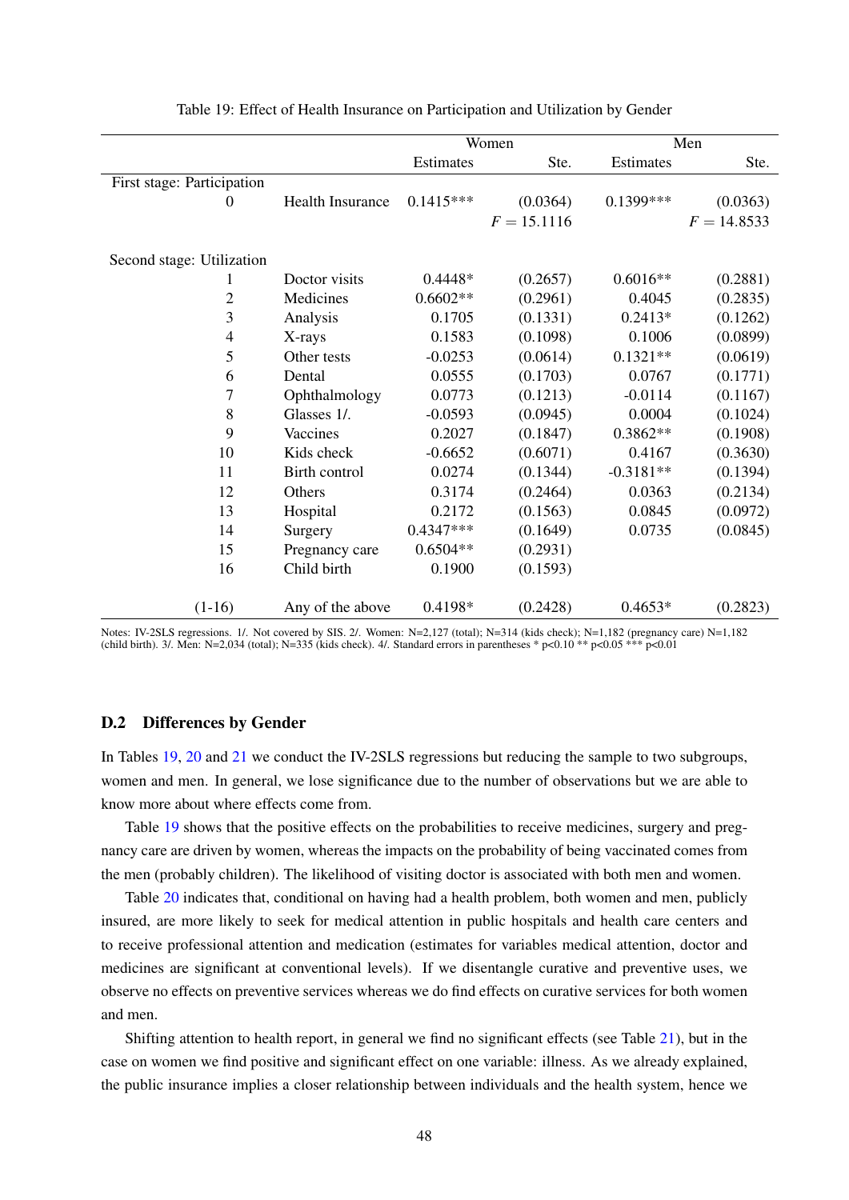Table 19: Effect of Health Insurance on Participation and Utilization by Gender

| | | Women | | Men | |
|---|---|---|---|---|---|
| | | Estimates | Ste. | Estimates | Ste. |
| First stage: Participation | | | | | |
| 0 | Health Insurance | 0.1415*** | (0.0364) | 0.1399*** | (0.0363) |
| | | | $F = 15.1116$ | | $F = 14.8533$ |
| Second stage: Utilization | | | | | |
| 1 | Doctor visits | 0.4448* | (0.2657) | 0.6016** | (0.2881) |
| 2 | Medicines | 0.6602** | (0.2961) | 0.4045 | (0.2835) |
| 3 | Analysis | 0.1705 | (0.1331) | 0.2413* | (0.1262) |
| 4 | X-rays | 0.1583 | (0.1098) | 0.1006 | (0.0899) |
| 5 | Other tests | -0.0253 | (0.0614) | 0.1321** | (0.0619) |
| 6 | Dental | 0.0555 | (0.1703) | 0.0767 | (0.1771) |
| 7 | Ophthalmology | 0.0773 | (0.1213) | -0.0114 | (0.1167) |
| 8 | Glasses 1/. | -0.0593 | (0.0945) | 0.0004 | (0.1024) |
| 9 | Vaccines | 0.2027 | (0.1847) | 0.3862** | (0.1908) |
| 10 | Kids check | -0.6652 | (0.6071) | 0.4167 | (0.3630) |
| 11 | Birth control | 0.0274 | (0.1344) | -0.3181** | (0.1394) |
| 12 | Others | 0.3174 | (0.2464) | 0.0363 | (0.2134) |
| 13 | Hospital | 0.2172 | (0.1563) | 0.0845 | (0.0972) |
| 14 | Surgery | 0.4347*** | (0.1649) | 0.0735 | (0.0845) |
| 15 | Pregnancy care | 0.6504** | (0.2931) | | |
| 16 | Child birth | 0.1900 | (0.1593) | | |
| (1-16) | Any of the above | 0.4198* | (0.2428) | 0.4653* | (0.2823) |

Notes: IV-2SLS regressions. 1/. Not covered by SIS. 2/. Women: N=2,127 (total); N=314 (kids check); N=1,182 (pregnancy care) N=1,182 (child birth). 3/. Men: N=2,034 (total); N=335 (kids check). 4/. Standard errors in parentheses * p<0.10 ** p<0.05 *** p<0.01

### D.2 Differences by Gender

In Tables 19, 20 and 21 we conduct the IV-2SLS regressions but reducing the sample to two subgroups, women and men. In general, we lose significance due to the number of observations but we are able to know more about where effects come from.

Table 19 shows that the positive effects on the probabilities to receive medicines, surgery and pregnancy care are driven by women, whereas the impacts on the probability of being vaccinated comes from the men (probably children). The likelihood of visiting doctor is associated with both men and women.

Table 20 indicates that, conditional on having had a health problem, both women and men, publicly insured, are more likely to seek for medical attention in public hospitals and health care centers and to receive professional attention and medication (estimates for variables medical attention, doctor and medicines are significant at conventional levels). If we disentangle curative and preventive uses, we observe no effects on preventive services whereas we do find effects on curative services for both women and men.

Shifting attention to health report, in general we find no significant effects (see Table 21), but in the case on women we find positive and significant effect on one variable: illness. As we already explained, the public insurance implies a closer relationship between individuals and the health system, hence we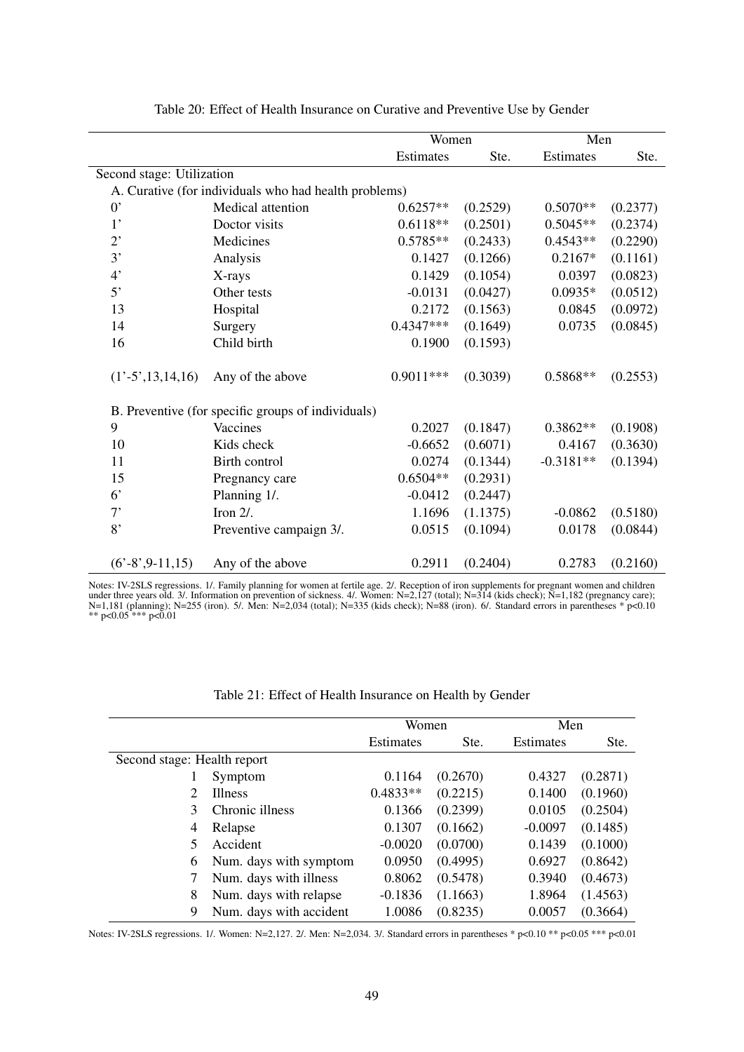Table 20: Effect of Health Insurance on Curative and Preventive Use by Gender

| | | Women | | Men | |
|---|---|---|---|---|---|
| | | Estimates | Ste. | Estimates | Ste. |
| Second stage: Utilization | | | | | |
| A. Curative (for individuals who had health problems) | | | | | |
| 0' | Medical attention | 0.6257** | (0.2529) | 0.5070** | (0.2377) |
| 1' | Doctor visits | 0.6118** | (0.2501) | 0.5045** | (0.2374) |
| 2' | Medicines | 0.5785** | (0.2433) | 0.4543** | (0.2290) |
| 3' | Analysis | 0.1427 | (0.1266) | 0.2167* | (0.1161) |
| 4' | X-rays | 0.1429 | (0.1054) | 0.0397 | (0.0823) |
| 5' | Other tests | -0.0131 | (0.0427) | 0.0935* | (0.0512) |
| 13 | Hospital | 0.2172 | (0.1563) | 0.0845 | (0.0972) |
| 14 | Surgery | 0.4347*** | (0.1649) | 0.0735 | (0.0845) |
| 16 | Child birth | 0.1900 | (0.1593) | | |
| (1'-5',13,14,16) | Any of the above | 0.9011*** | (0.3039) | 0.5868** | (0.2553) |
| B. Preventive (for specific groups of individuals) | | | | | |
| 9 | Vaccines | 0.2027 | (0.1847) | 0.3862** | (0.1908) |
| 10 | Kids check | -0.6652 | (0.6071) | 0.4167 | (0.3630) |
| 11 | Birth control | 0.0274 | (0.1344) | -0.3181** | (0.1394) |
| 15 | Pregnancy care | 0.6504** | (0.2931) | | |
| 6' | Planning 1/. | -0.0412 | (0.2447) | | |
| 7' | Iron 2/. | 1.1696 | (1.1375) | -0.0862 | (0.5180) |
| 8' | Preventive campaign 3/. | 0.0515 | (0.1094) | 0.0178 | (0.0844) |
| (6'-8',9-11,15) | Any of the above | 0.2911 | (0.2404) | 0.2783 | (0.2160) |

Notes: IV-2SLS regressions. 1/. Family planning for women at fertile age. 2/. Reception of iron supplements for pregnant women and children under three years old. 3/. Information on prevention of sickness. 4/. Women: N=2,127 (total); N=314 (kids check); N=1,182 (pregnancy care); N=1,181 (planning); N=255 (iron). 5/. Men: N=2,034 (total); N=335 (kids check); N=88 (iron). 6/. Standard errors in parentheses * p<0.10 ** p<0.05 *** p<0.01

Table 21: Effect of Health Insurance on Health by Gender

| | | Women | | Men | |
|---|---|---|---|---|---|
| | | Estimates | Ste. | Estimates | Ste. |
| Second stage: Health report | | | | | |
| 1 | Symptom | 0.1164 | (0.2670) | 0.4327 | (0.2871) |
| 2 | Illness | 0.4833** | (0.2215) | 0.1400 | (0.1960) |
| 3 | Chronic illness | 0.1366 | (0.2399) | 0.0105 | (0.2504) |
| 4 | Relapse | 0.1307 | (0.1662) | -0.0097 | (0.1485) |
| 5 | Accident | -0.0020 | (0.0700) | 0.1439 | (0.1000) |
| 6 | Num. days with symptom | 0.0950 | (0.4995) | 0.6927 | (0.8642) |
| 7 | Num. days with illness | 0.8062 | (0.5478) | 0.3940 | (0.4673) |
| 8 | Num. days with relapse | -0.1836 | (1.1663) | 1.8964 | (1.4563) |
| 9 | Num. days with accident | 1.0086 | (0.8235) | 0.0057 | (0.3664) |

Notes: IV-2SLS regressions. 1/. Women: N=2,127. 2/. Men: N=2,034. 3/. Standard errors in parentheses * p<0.10 ** p<0.05 *** p<0.01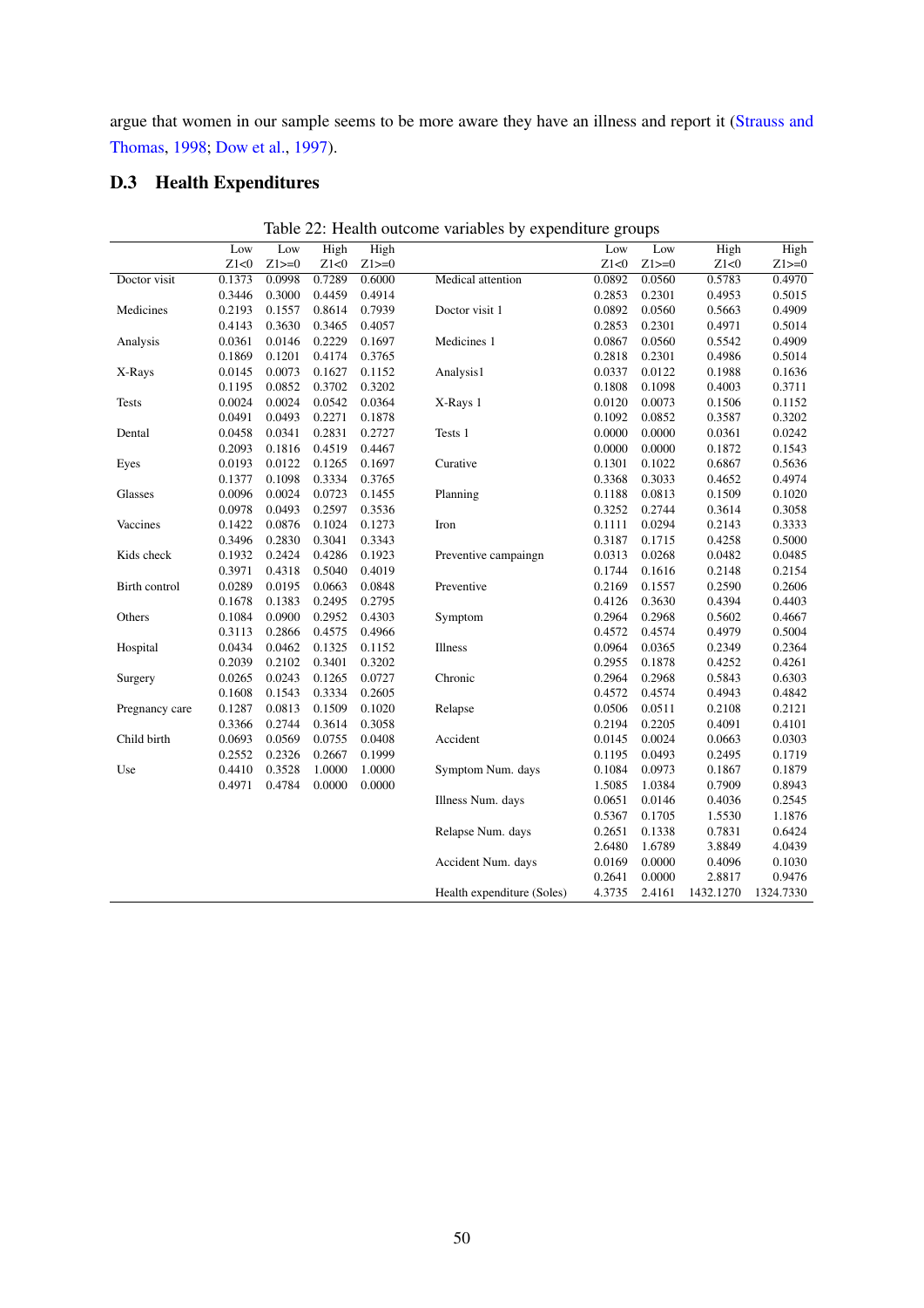argue that women in our sample seems to be more aware they have an illness and report it (Strauss and Thomas, 1998; Dow et al., 1997).

## D.3 Health Expenditures

Table 22: Health outcome variables by expenditure groups

| | Low Z1<0 | Low Z1>=0 | High Z1<0 | High Z1>=0 | | Low Z1<0 | Low Z1>=0 | High Z1<0 | High Z1>=0 |
|---|---|---|---|---|---|---|---|---|---|
| Doctor visit | 0.1373 | 0.0998 | 0.7289 | 0.6000 | Medical attention | 0.0892 | 0.0560 | 0.5783 | 0.4970 |
| | 0.3446 | 0.3000 | 0.4459 | 0.4914 | | 0.2853 | 0.2301 | 0.4953 | 0.5015 |
| Medicines | 0.2193 | 0.1557 | 0.8614 | 0.7939 | Doctor visit 1 | 0.0892 | 0.0560 | 0.5663 | 0.4909 |
| | 0.4143 | 0.3630 | 0.3465 | 0.4057 | | 0.2853 | 0.2301 | 0.4971 | 0.5014 |
| Analysis | 0.0361 | 0.0146 | 0.2229 | 0.1697 | Medicines 1 | 0.0867 | 0.0560 | 0.5542 | 0.4909 |
| | 0.1869 | 0.1201 | 0.4174 | 0.3765 | | 0.2818 | 0.2301 | 0.4986 | 0.5014 |
| X-Rays | 0.0145 | 0.0073 | 0.1627 | 0.1152 | Analysis1 | 0.0337 | 0.0122 | 0.1988 | 0.1636 |
| | 0.1195 | 0.0852 | 0.3702 | 0.3202 | | 0.1808 | 0.1098 | 0.4003 | 0.3711 |
| Tests | 0.0024 | 0.0024 | 0.0542 | 0.0364 | X-Rays 1 | 0.0120 | 0.0073 | 0.1506 | 0.1152 |
| | 0.0491 | 0.0493 | 0.2271 | 0.1878 | | 0.1092 | 0.0852 | 0.3587 | 0.3202 |
| Dental | 0.0458 | 0.0341 | 0.2831 | 0.2727 | Tests 1 | 0.0000 | 0.0000 | 0.0361 | 0.0242 |
| | 0.2093 | 0.1816 | 0.4519 | 0.4467 | | 0.0000 | 0.0000 | 0.1872 | 0.1543 |
| Eyes | 0.0193 | 0.0122 | 0.1265 | 0.1697 | Curative | 0.1301 | 0.1022 | 0.6867 | 0.5636 |
| | 0.1377 | 0.1098 | 0.3334 | 0.3765 | | 0.3368 | 0.3033 | 0.4652 | 0.4974 |
| Glasses | 0.0096 | 0.0024 | 0.0723 | 0.1455 | Planning | 0.1188 | 0.0813 | 0.1509 | 0.1020 |
| | 0.0978 | 0.0493 | 0.2597 | 0.3536 | | 0.3252 | 0.2744 | 0.3614 | 0.3058 |
| Vaccines | 0.1422 | 0.0876 | 0.1024 | 0.1273 | Iron | 0.1111 | 0.0294 | 0.2143 | 0.3333 |
| | 0.3496 | 0.2830 | 0.3041 | 0.3343 | | 0.3187 | 0.1715 | 0.4258 | 0.5000 |
| Kids check | 0.1932 | 0.2424 | 0.4286 | 0.1923 | Preventive campaingn | 0.0313 | 0.0268 | 0.0482 | 0.0485 |
| | 0.3971 | 0.4318 | 0.5040 | 0.4019 | | 0.1744 | 0.1616 | 0.2148 | 0.2154 |
| Birth control | 0.0289 | 0.0195 | 0.0663 | 0.0848 | Preventive | 0.2169 | 0.1557 | 0.2590 | 0.2606 |
| | 0.1678 | 0.1383 | 0.2495 | 0.2795 | | 0.4126 | 0.3630 | 0.4394 | 0.4403 |
| Others | 0.1084 | 0.0900 | 0.2952 | 0.4303 | Symptom | 0.2964 | 0.2968 | 0.5602 | 0.4667 |
| | 0.3113 | 0.2866 | 0.4575 | 0.4966 | | 0.4572 | 0.4574 | 0.4979 | 0.5004 |
| Hospital | 0.0434 | 0.0462 | 0.1325 | 0.1152 | Illness | 0.0964 | 0.0365 | 0.2349 | 0.2364 |
| | 0.2039 | 0.2102 | 0.3401 | 0.3202 | | 0.2955 | 0.1878 | 0.4252 | 0.4261 |
| Surgery | 0.0265 | 0.0243 | 0.1265 | 0.0727 | Chronic | 0.2964 | 0.2968 | 0.5843 | 0.6303 |
| | 0.1608 | 0.1543 | 0.3334 | 0.2605 | | 0.4572 | 0.4574 | 0.4943 | 0.4842 |
| Pregnancy care | 0.1287 | 0.0813 | 0.1509 | 0.1020 | Relapse | 0.0506 | 0.0511 | 0.2108 | 0.2121 |
| | 0.3366 | 0.2744 | 0.3614 | 0.3058 | | 0.2194 | 0.2205 | 0.4091 | 0.4101 |
| Child birth | 0.0693 | 0.0569 | 0.0755 | 0.0408 | Accident | 0.0145 | 0.0024 | 0.0663 | 0.0303 |
| | 0.2552 | 0.2326 | 0.2667 | 0.1999 | | 0.1195 | 0.0493 | 0.2495 | 0.1719 |
| Use | 0.4410 | 0.3528 | 1.0000 | 1.0000 | Symptom Num. days | 0.1084 | 0.0973 | 0.1867 | 0.1879 |
| | 0.4971 | 0.4784 | 0.0000 | 0.0000 | | 1.5085 | 1.0384 | 0.7909 | 0.8943 |
| | | | | | Illness Num. days | 0.0651 | 0.0146 | 0.4036 | 0.2545 |
| | | | | | | 0.5367 | 0.1705 | 1.5530 | 1.1876 |
| | | | | | Relapse Num. days | 0.2651 | 0.1338 | 0.7831 | 0.6424 |
| | | | | | | 2.6480 | 1.6789 | 3.8849 | 4.0439 |
| | | | | | Accident Num. days | 0.0169 | 0.0000 | 0.4096 | 0.1030 |
| | | | | | | 0.2641 | 0.0000 | 2.8817 | 0.9476 |
| | | | | | Health expenditure (Soles) | 4.3735 | 2.4161 | 1432.1270 | 1324.7330 |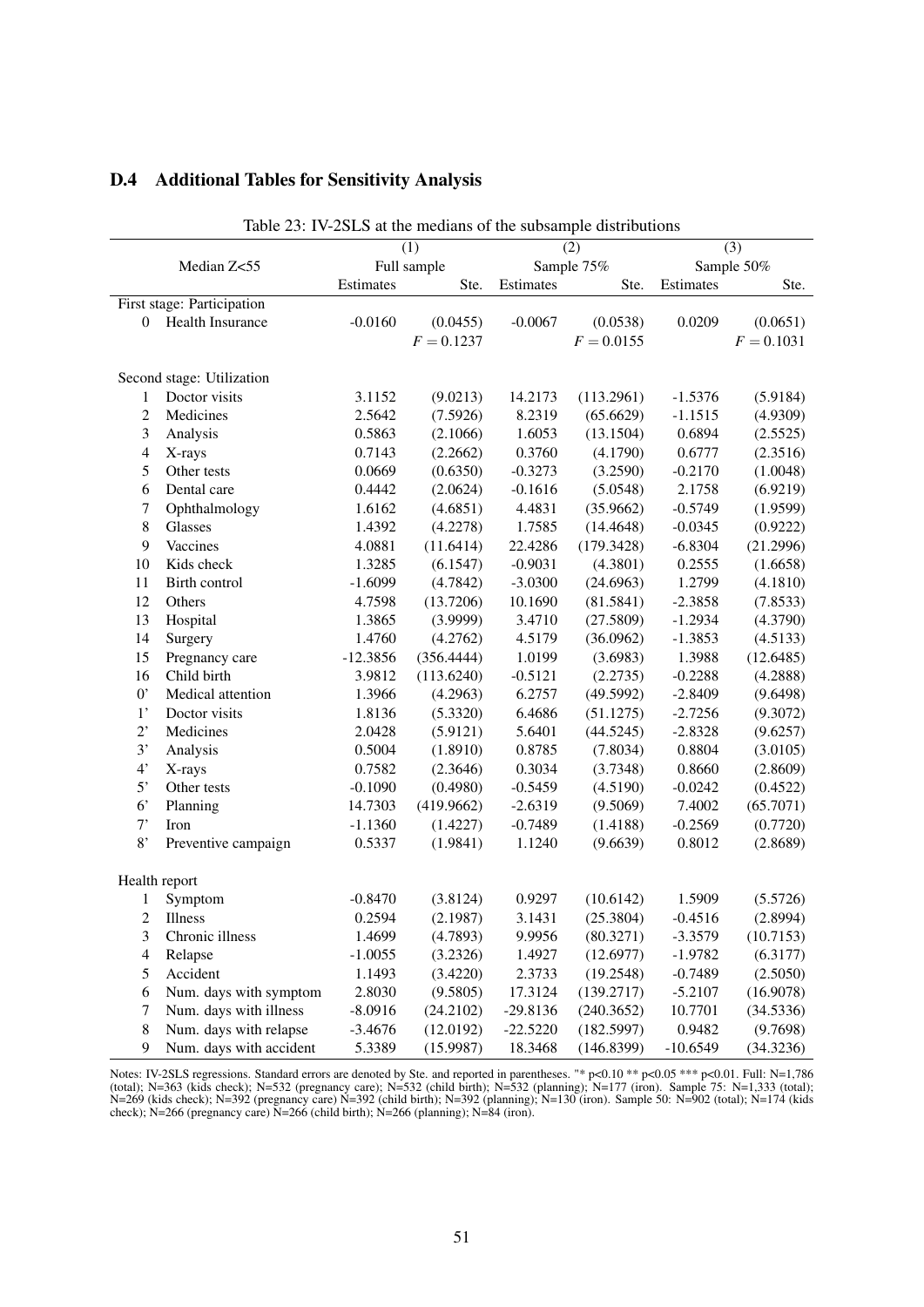## D.4 Additional Tables for Sensitivity Analysis

Table 23: IV-2SLS at the medians of the subsample distributions

| | Median Z<55 | (1) Full sample | | (2) Sample 75% | | (3) Sample 50% | |
|---|---|---|---|---|---|---|---|
| | | Estimates | Ste. | Estimates | Ste. | Estimates | Ste. |
| First stage: Participation | | | | | | | |
| 0 | Health Insurance | -0.0160 | (0.0455) | -0.0067 | (0.0538) | 0.0209 | (0.0651) |
| | | | $F = 0.1237$ | | $F = 0.0155$ | | $F = 0.1031$ |
| Second stage: Utilization | | | | | | | |
| 1 | Doctor visits | 3.1152 | (9.0213) | 14.2173 | (113.2961) | -1.5376 | (5.9184) |
| 2 | Medicines | 2.5642 | (7.5926) | 8.2319 | (65.6629) | -1.1515 | (4.9309) |
| 3 | Analysis | 0.5863 | (2.1066) | 1.6053 | (13.1504) | 0.6894 | (2.5525) |
| 4 | X-rays | 0.7143 | (2.2662) | 0.3760 | (4.1790) | 0.6777 | (2.3516) |
| 5 | Other tests | 0.0669 | (0.6350) | -0.3273 | (3.2590) | -0.2170 | (1.0048) |
| 6 | Dental care | 0.4442 | (2.0624) | -0.1616 | (5.0548) | 2.1758 | (6.9219) |
| 7 | Ophthalmology | 1.6162 | (4.6851) | 4.4831 | (35.9662) | -0.5749 | (1.9599) |
| 8 | Glasses | 1.4392 | (4.2278) | 1.7585 | (14.4648) | -0.0345 | (0.9222) |
| 9 | Vaccines | 4.0881 | (11.6414) | 22.4286 | (179.3428) | -6.8304 | (21.2996) |
| 10 | Kids check | 1.3285 | (6.1547) | -0.9031 | (4.3801) | 0.2555 | (1.6658) |
| 11 | Birth control | -1.6099 | (4.7842) | -3.0300 | (24.6963) | 1.2799 | (4.1810) |
| 12 | Others | 4.7598 | (13.7206) | 10.1690 | (81.5841) | -2.3858 | (7.8533) |
| 13 | Hospital | 1.3865 | (3.9999) | 3.4710 | (27.5809) | -1.2934 | (4.3790) |
| 14 | Surgery | 1.4760 | (4.2762) | 4.5179 | (36.0962) | -1.3853 | (4.5133) |
| 15 | Pregnancy care | -12.3856 | (356.4444) | 1.0199 | (3.6983) | 1.3988 | (12.6485) |
| 16 | Child birth | 3.9812 | (113.6240) | -0.5121 | (2.2735) | -0.2288 | (4.2888) |
| 0' | Medical attention | 1.3966 | (4.2963) | 6.2757 | (49.5992) | -2.8409 | (9.6498) |
| 1' | Doctor visits | 1.8136 | (5.3320) | 6.4686 | (51.1275) | -2.7256 | (9.3072) |
| 2' | Medicines | 2.0428 | (5.9121) | 5.6401 | (44.5245) | -2.8328 | (9.6257) |
| 3' | Analysis | 0.5004 | (1.8910) | 0.8785 | (7.8034) | 0.8804 | (3.0105) |
| 4' | X-rays | 0.7582 | (2.3646) | 0.3034 | (3.7348) | 0.8660 | (2.8609) |
| 5' | Other tests | -0.1090 | (0.4980) | -0.5459 | (4.5190) | -0.0242 | (0.4522) |
| 6' | Planning | 14.7303 | (419.9662) | -2.6319 | (9.5069) | 7.4002 | (65.7071) |
| 7' | Iron | -1.1360 | (1.4227) | -0.7489 | (1.4188) | -0.2569 | (0.7720) |
| 8' | Preventive campaign | 0.5337 | (1.9841) | 1.1240 | (9.6639) | 0.8012 | (2.8689) |
| Health report | | | | | | | |
| 1 | Symptom | -0.8470 | (3.8124) | 0.9297 | (10.6142) | 1.5909 | (5.5726) |
| 2 | Illness | 0.2594 | (2.1987) | 3.1431 | (25.3804) | -0.4516 | (2.8994) |
| 3 | Chronic illness | 1.4699 | (4.7893) | 9.9956 | (80.3271) | -3.3579 | (10.7153) |
| 4 | Relapse | -1.0055 | (3.2326) | 1.4927 | (12.6977) | -1.9782 | (6.3177) |
| 5 | Accident | 1.1493 | (3.4220) | 2.3733 | (19.2548) | -0.7489 | (2.5050) |
| 6 | Num. days with symptom | 2.8030 | (9.5805) | 17.3124 | (139.2717) | -5.2107 | (16.9078) |
| 7 | Num. days with illness | -8.0916 | (24.2102) | -29.8136 | (240.3652) | 10.7701 | (34.5336) |
| 8 | Num. days with relapse | -3.4676 | (12.0192) | -22.5220 | (182.5997) | 0.9482 | (9.7698) |
| 9 | Num. days with accident | 5.3389 | (15.9987) | 18.3468 | (146.8399) | -10.6549 | (34.3236) |

Notes: IV-2SLS regressions. Standard errors are denoted by Ste. and reported in parentheses. "* p<0.10 ** p<0.05 *** p<0.01. Full: N=1,786 (total); N=363 (kids check); N=532 (pregnancy care); N=532 (child birth); N=532 (planning); N=177 (iron). Sample 75: N=1,333 (total); N=269 (kids check); N=392 (pregnancy care) N=392 (child birth); N=392 (planning); N=130 (iron). Sample 50: N=902 (total); N=174 (kids check); N=266 (pregnancy care) N=266 (child birth); N=266 (planning); N=84 (iron).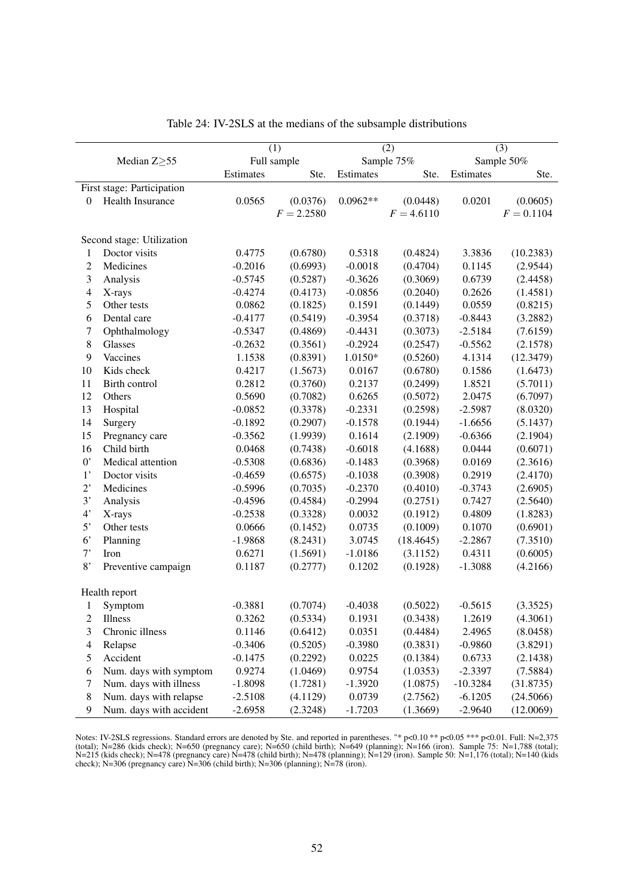Table 24: IV-2SLS at the medians of the subsample distributions

| | | (1) | | (2) | | (3) | |
|---|---|---|---|---|---|---|---|
| | Median Z≥55 | Full sample | | Sample 75% | | Sample 50% | |
| | | Estimates | Ste. | Estimates | Ste. | Estimates | Ste. |
| First stage: Participation | | | | | | | |
| 0 | Health Insurance | 0.0565 | (0.0376) | 0.0962** | (0.0448) | 0.0201 | (0.0605) |
| | | | $F = 2.2580$ | | $F = 4.6110$ | | $F = 0.1104$ |
| Second stage: Utilization | | | | | | | |
| 1 | Doctor visits | 0.4775 | (0.6780) | 0.5318 | (0.4824) | 3.3836 | (10.2383) |
| 2 | Medicines | -0.2016 | (0.6993) | -0.0018 | (0.4704) | 0.1145 | (2.9544) |
| 3 | Analysis | -0.5745 | (0.5287) | -0.3626 | (0.3069) | 0.6739 | (2.4458) |
| 4 | X-rays | -0.4274 | (0.4173) | -0.0856 | (0.2040) | 0.2626 | (1.4581) |
| 5 | Other tests | 0.0862 | (0.1825) | 0.1591 | (0.1449) | 0.0559 | (0.8215) |
| 6 | Dental care | -0.4177 | (0.5419) | -0.3954 | (0.3718) | -0.8443 | (3.2882) |
| 7 | Ophthalmology | -0.5347 | (0.4869) | -0.4431 | (0.3073) | -2.5184 | (7.6159) |
| 8 | Glasses | -0.2632 | (0.3561) | -0.2924 | (0.2547) | -0.5562 | (2.1578) |
| 9 | Vaccines | 1.1538 | (0.8391) | 1.0150* | (0.5260) | 4.1314 | (12.3479) |
| 10 | Kids check | 0.4217 | (1.5673) | 0.0167 | (0.6780) | 0.1586 | (1.6473) |
| 11 | Birth control | 0.2812 | (0.3760) | 0.2137 | (0.2499) | 1.8521 | (5.7011) |
| 12 | Others | 0.5690 | (0.7082) | 0.6265 | (0.5072) | 2.0475 | (6.7097) |
| 13 | Hospital | -0.0852 | (0.3378) | -0.2331 | (0.2598) | -2.5987 | (8.0320) |
| 14 | Surgery | -0.1892 | (0.2907) | -0.1578 | (0.1944) | -1.6656 | (5.1437) |
| 15 | Pregnancy care | -0.3562 | (1.9939) | 0.1614 | (2.1909) | -0.6366 | (2.1904) |
| 16 | Child birth | 0.0468 | (0.7438) | -0.6018 | (4.1688) | 0.0444 | (0.6071) |
| 0' | Medical attention | -0.5308 | (0.6836) | -0.1483 | (0.3968) | 0.0169 | (2.3616) |
| 1' | Doctor visits | -0.4659 | (0.6575) | -0.1038 | (0.3908) | 0.2919 | (2.4170) |
| 2' | Medicines | -0.5996 | (0.7035) | -0.2370 | (0.4010) | -0.3743 | (2.6905) |
| 3' | Analysis | -0.4596 | (0.4584) | -0.2994 | (0.2751) | 0.7427 | (2.5640) |
| 4' | X-rays | -0.2538 | (0.3328) | 0.0032 | (0.1912) | 0.4809 | (1.8283) |
| 5' | Other tests | 0.0666 | (0.1452) | 0.0735 | (0.1009) | 0.1070 | (0.6901) |
| 6' | Planning | -1.9868 | (8.2431) | 3.0745 | (18.4645) | -2.2867 | (7.3510) |
| 7' | Iron | 0.6271 | (1.5691) | -1.0186 | (3.1152) | 0.4311 | (0.6005) |
| 8' | Preventive campaign | 0.1187 | (0.2777) | 0.1202 | (0.1928) | -1.3088 | (4.2166) |
| Health report | | | | | | | |
| 1 | Symptom | -0.3881 | (0.7074) | -0.4038 | (0.5022) | -0.5615 | (3.3525) |
| 2 | Illness | 0.3262 | (0.5334) | 0.1931 | (0.3438) | 1.2619 | (4.3061) |
| 3 | Chronic illness | 0.1146 | (0.6412) | 0.0351 | (0.4484) | 2.4965 | (8.0458) |
| 4 | Relapse | -0.3406 | (0.5205) | -0.3980 | (0.3831) | -0.9860 | (3.8291) |
| 5 | Accident | -0.1475 | (0.2292) | 0.0225 | (0.1384) | 0.6733 | (2.1438) |
| 6 | Num. days with symptom | 0.9274 | (1.0469) | 0.9754 | (1.0353) | -2.3397 | (7.5884) |
| 7 | Num. days with illness | -1.8098 | (1.7281) | -1.3920 | (1.0875) | -10.3284 | (31.8735) |
| 8 | Num. days with relapse | -2.5108 | (4.1129) | 0.0739 | (2.7562) | -6.1205 | (24.5066) |
| 9 | Num. days with accident | -2.6958 | (2.3248) | -1.7203 | (1.3669) | -2.9640 | (12.0069) |

Notes: IV-2SLS regressions. Standard errors are denoted by Ste. and reported in parentheses. "* p<0.10 ** p<0.05 *** p<0.01. Full: N=2,375 (total); N=286 (kids check); N=650 (pregnancy care); N=650 (child birth); N=649 (planning); N=166 (iron). Sample 75: N=1,788 (total); N=215 (kids check); N=478 (pregnancy care) N=478 (child birth); N=478 (planning); N=129 (iron). Sample 50: N=1,176 (total); N=140 (kids check); N=306 (pregnancy care) N=306 (child birth); N=306 (planning); N=78 (iron).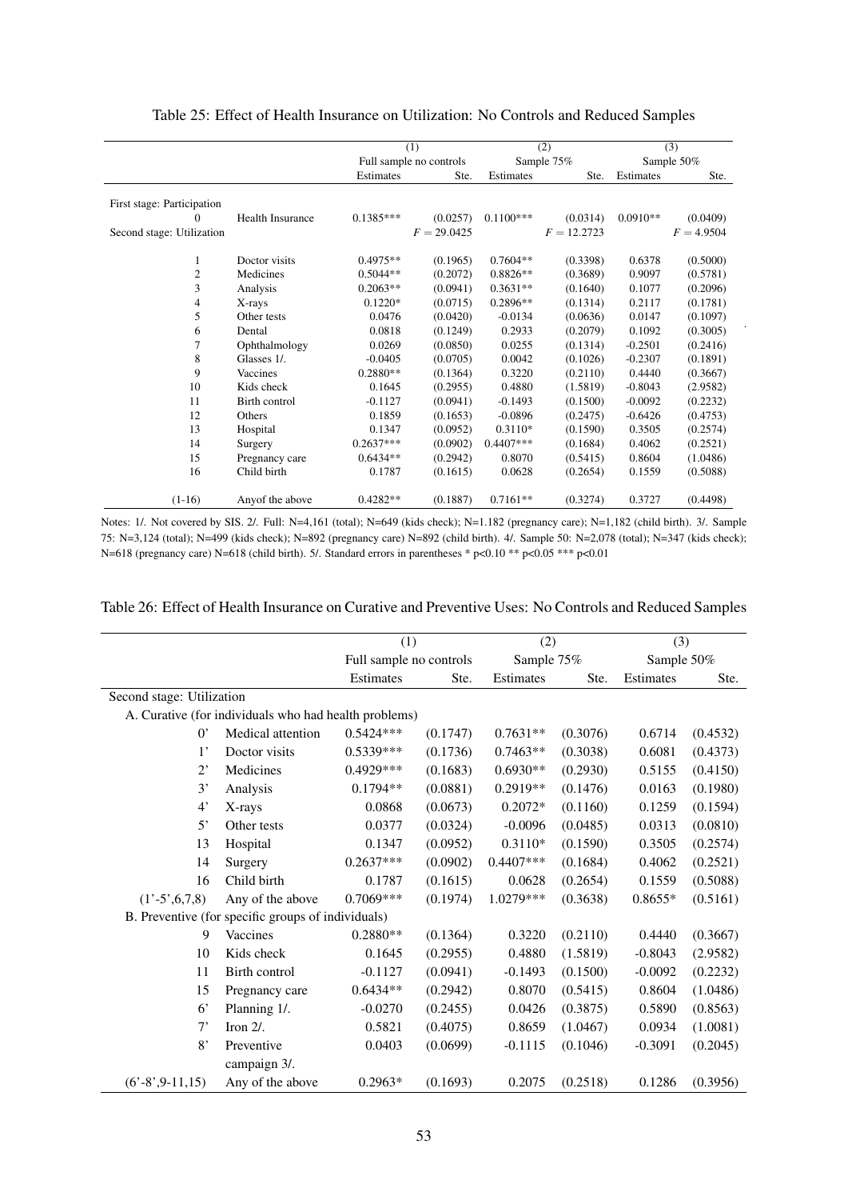Table 25: Effect of Health Insurance on Utilization: No Controls and Reduced Samples

| | | (1) | | (2) | | (3) | |
|---|---|---|---|---|---|---|---|
| | | Full sample no controls | | Sample 75% | | Sample 50% | |
| | | Estimates | Ste. | Estimates | Ste. | Estimates | Ste. |
| First stage: Participation | | | | | | | |
| 0 | Health Insurance | 0.1385*** | (0.0257) | 0.1100*** | (0.0314) | 0.0910** | (0.0409) |
| Second stage: Utilization | | | $F = 29.0425$ | | $F = 12.2723$ | | $F = 4.9504$ |
| 1 | Doctor visits | 0.4975** | (0.1965) | 0.7604** | (0.3398) | 0.6378 | (0.5000) |
| 2 | Medicines | 0.5044** | (0.2072) | 0.8826** | (0.3689) | 0.9097 | (0.5781) |
| 3 | Analysis | 0.2063** | (0.0941) | 0.3631** | (0.1640) | 0.1077 | (0.2096) |
| 4 | X-rays | 0.1220* | (0.0715) | 0.2896** | (0.1314) | 0.2117 | (0.1781) |
| 5 | Other tests | 0.0476 | (0.0420) | -0.0134 | (0.0636) | 0.0147 | (0.1097) |
| 6 | Dental | 0.0818 | (0.1249) | 0.2933 | (0.2079) | 0.1092 | (0.3005) |
| 7 | Ophthalmology | 0.0269 | (0.0850) | 0.0255 | (0.1314) | -0.2501 | (0.2416) |
| 8 | Glasses 1/. | -0.0405 | (0.0705) | 0.0042 | (0.1026) | -0.2307 | (0.1891) |
| 9 | Vaccines | 0.2880** | (0.1364) | 0.3220 | (0.2110) | 0.4440 | (0.3667) |
| 10 | Kids check | 0.1645 | (0.2955) | 0.4880 | (1.5819) | -0.8043 | (2.9582) |
| 11 | Birth control | -0.1127 | (0.0941) | -0.1493 | (0.1500) | -0.0092 | (0.2232) |
| 12 | Others | 0.1859 | (0.1653) | -0.0896 | (0.2475) | -0.6426 | (0.4753) |
| 13 | Hospital | 0.1347 | (0.0952) | 0.3110* | (0.1590) | 0.3505 | (0.2574) |
| 14 | Surgery | 0.2637*** | (0.0902) | 0.4407*** | (0.1684) | 0.4062 | (0.2521) |
| 15 | Pregnancy care | 0.6434** | (0.2942) | 0.8070 | (0.5415) | 0.8604 | (1.0486) |
| 16 | Child birth | 0.1787 | (0.1615) | 0.0628 | (0.2654) | 0.1559 | (0.5088) |
| (1-16) | Anyof the above | 0.4282** | (0.1887) | 0.7161** | (0.3274) | 0.3727 | (0.4498) |

Notes: 1/. Not covered by SIS. 2/. Full: N=4,161 (total); N=649 (kids check); N=1.182 (pregnancy care); N=1,182 (child birth). 3/. Sample 75: N=3,124 (total); N=499 (kids check); N=892 (pregnancy care) N=892 (child birth). 4/. Sample 50: N=2,078 (total); N=347 (kids check); N=618 (pregnancy care) N=618 (child birth). 5/. Standard errors in parentheses * p<0.10 ** p<0.05 *** p<0.01

Table 26: Effect of Health Insurance on Curative and Preventive Uses: No Controls and Reduced Samples

| | | (1) | | (2) | | (3) | |
|---|---|---|---|---|---|---|---|
| | | Full sample no controls | | Sample 75% | | Sample 50% | |
| | | Estimates | Ste. | Estimates | Ste. | Estimates | Ste. |
| Second stage: Utilization | | | | | | | |
| A. Curative (for individuals who had health problems) | | | | | | | |
| 0' | Medical attention | 0.5424*** | (0.1747) | 0.7631** | (0.3076) | 0.6714 | (0.4532) |
| 1' | Doctor visits | 0.5339*** | (0.1736) | 0.7463** | (0.3038) | 0.6081 | (0.4373) |
| 2' | Medicines | 0.4929*** | (0.1683) | 0.6930** | (0.2930) | 0.5155 | (0.4150) |
| 3' | Analysis | 0.1794** | (0.0881) | 0.2919** | (0.1476) | 0.0163 | (0.1980) |
| 4' | X-rays | 0.0868 | (0.0673) | 0.2072* | (0.1160) | 0.1259 | (0.1594) |
| 5' | Other tests | 0.0377 | (0.0324) | -0.0096 | (0.0485) | 0.0313 | (0.0810) |
| 13 | Hospital | 0.1347 | (0.0952) | 0.3110* | (0.1590) | 0.3505 | (0.2574) |
| 14 | Surgery | 0.2637*** | (0.0902) | 0.4407*** | (0.1684) | 0.4062 | (0.2521) |
| 16 | Child birth | 0.1787 | (0.1615) | 0.0628 | (0.2654) | 0.1559 | (0.5088) |
| (1'-5',6,7,8) | Any of the above | 0.7069*** | (0.1974) | 1.0279*** | (0.3638) | 0.8655* | (0.5161) |
| B. Preventive (for specific groups of individuals) | | | | | | | |
| 9 | Vaccines | 0.2880** | (0.1364) | 0.3220 | (0.2110) | 0.4440 | (0.3667) |
| 10 | Kids check | 0.1645 | (0.2955) | 0.4880 | (1.5819) | -0.8043 | (2.9582) |
| 11 | Birth control | -0.1127 | (0.0941) | -0.1493 | (0.1500) | -0.0092 | (0.2232) |
| 15 | Pregnancy care | 0.6434** | (0.2942) | 0.8070 | (0.5415) | 0.8604 | (1.0486) |
| 6' | Planning 1/. | -0.0270 | (0.2455) | 0.0426 | (0.3875) | 0.5890 | (0.8563) |
| 7' | Iron 2/. | 0.5821 | (0.4075) | 0.8659 | (1.0467) | 0.0934 | (1.0081) |
| 8' | Preventive campaign 3/. | 0.0403 | (0.0699) | -0.1115 | (0.1046) | -0.3091 | (0.2045) |
| (6'-8',9-11,15) | Any of the above | 0.2963* | (0.1693) | 0.2075 | (0.2518) | 0.1286 | (0.3956) |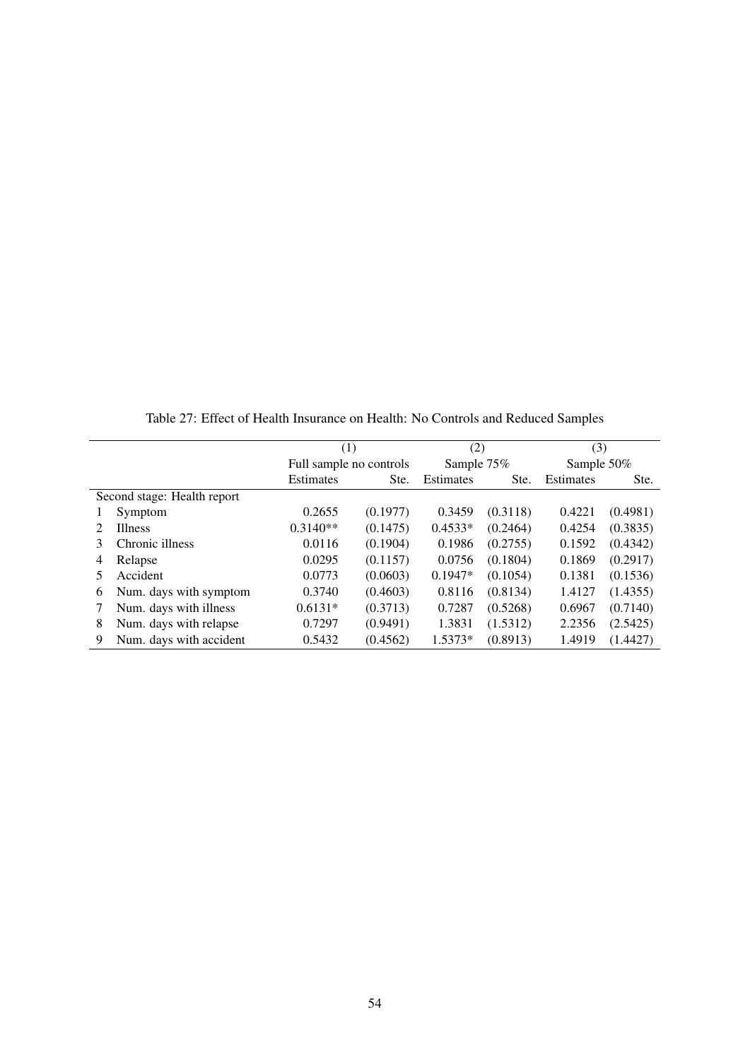Table 27: Effect of Health Insurance on Health: No Controls and Reduced Samples

| | | (1) | | (2) | | (3) | |
|---|---|---|---|---|---|---|---|
| | | Full sample no controls | | Sample 75% | | Sample 50% | |
| | | Estimates | Ste. | Estimates | Ste. | Estimates | Ste. |
| Second stage: Health report | | | | | | | |
| 1 | Symptom | 0.2655 | (0.1977) | 0.3459 | (0.3118) | 0.4221 | (0.4981) |
| 2 | Illness | 0.3140** | (0.1475) | 0.4533* | (0.2464) | 0.4254 | (0.3835) |
| 3 | Chronic illness | 0.0116 | (0.1904) | 0.1986 | (0.2755) | 0.1592 | (0.4342) |
| 4 | Relapse | 0.0295 | (0.1157) | 0.0756 | (0.1804) | 0.1869 | (0.2917) |
| 5 | Accident | 0.0773 | (0.0603) | 0.1947* | (0.1054) | 0.1381 | (0.1536) |
| 6 | Num. days with symptom | 0.3740 | (0.4603) | 0.8116 | (0.8134) | 1.4127 | (1.4355) |
| 7 | Num. days with illness | 0.6131* | (0.3713) | 0.7287 | (0.5268) | 0.6967 | (0.7140) |
| 8 | Num. days with relapse | 0.7297 | (0.9491) | 1.3831 | (1.5312) | 2.2356 | (2.5425) |
| 9 | Num. days with accident | 0.5432 | (0.4562) | 1.5373* | (0.8913) | 1.4919 | (1.4427) |